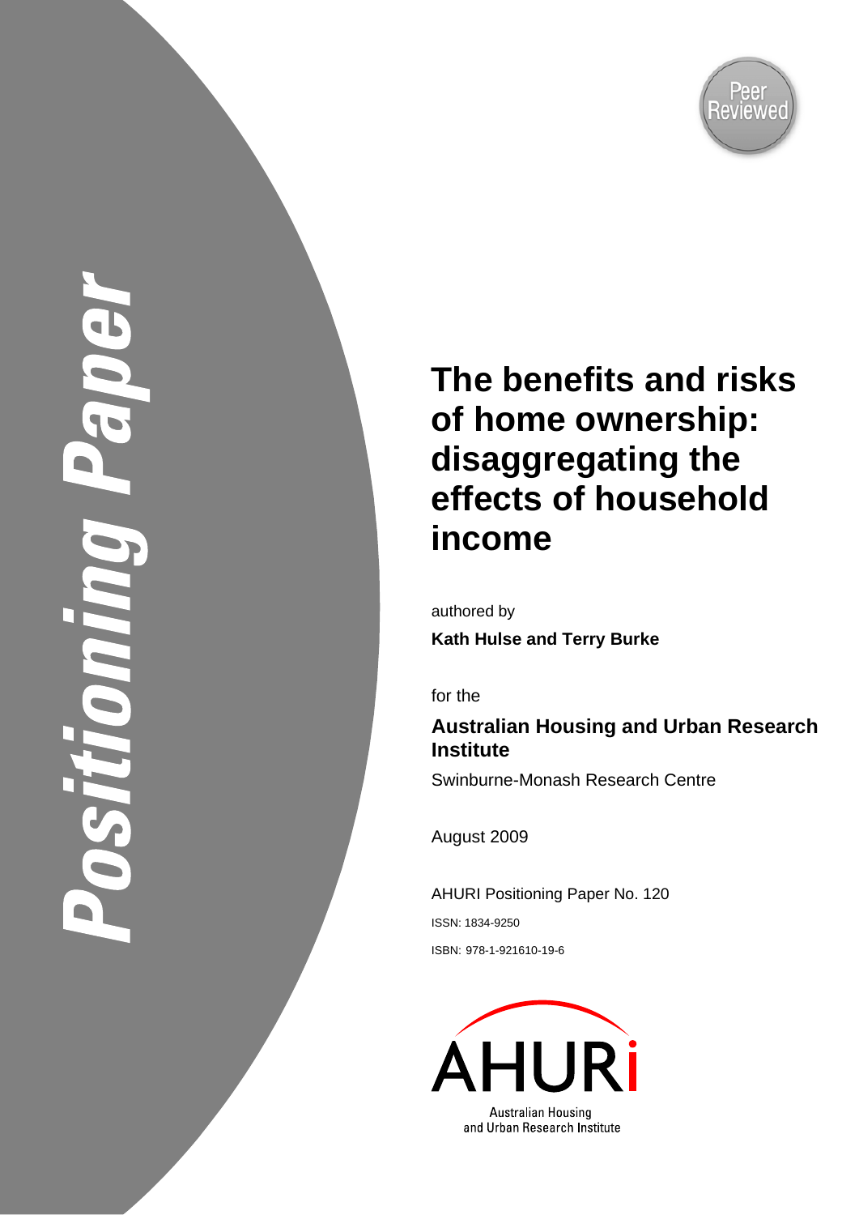*Positioning Paper*

Peer Reviewed

# The benefits and risks of home ownership: disaggregating the effects of household income

authored by

**Kath Hulse and Terry Burke**

for the

**Australian Housing and Urban Research Institute**

Swinburne-Monash Research Centre

August 2009

AHURI Positioning Paper No. 120

ISSN: 1834-9250

ISBN: 978-1-921610-19-6

AHURi

Australian Housing and Urban Research Institute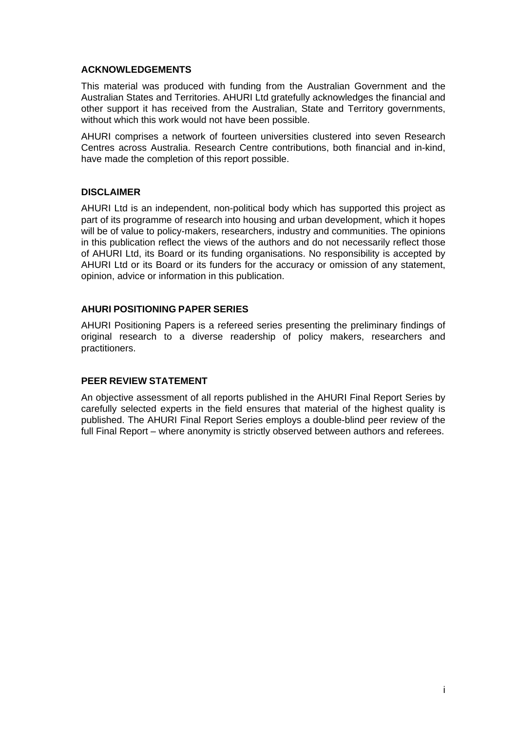### ACKNOWLEDGEMENTS

This material was produced with funding from the Australian Government and the Australian States and Territories. AHURI Ltd gratefully acknowledges the financial and other support it has received from the Australian, State and Territory governments, without which this work would not have been possible.

AHURI comprises a network of fourteen universities clustered into seven Research Centres across Australia. Research Centre contributions, both financial and in-kind, have made the completion of this report possible.

### DISCLAIMER

AHURI Ltd is an independent, non-political body which has supported this project as part of its programme of research into housing and urban development, which it hopes will be of value to policy-makers, researchers, industry and communities. The opinions in this publication reflect the views of the authors and do not necessarily reflect those of AHURI Ltd, its Board or its funding organisations. No responsibility is accepted by AHURI Ltd or its Board or its funders for the accuracy or omission of any statement, opinion, advice or information in this publication.

### AHURI POSITIONING PAPER SERIES

AHURI Positioning Papers is a refereed series presenting the preliminary findings of original research to a diverse readership of policy makers, researchers and practitioners.

### PEER REVIEW STATEMENT

An objective assessment of all reports published in the AHURI Final Report Series by carefully selected experts in the field ensures that material of the highest quality is published. The AHURI Final Report Series employs a double-blind peer review of the full Final Report – where anonymity is strictly observed between authors and referees.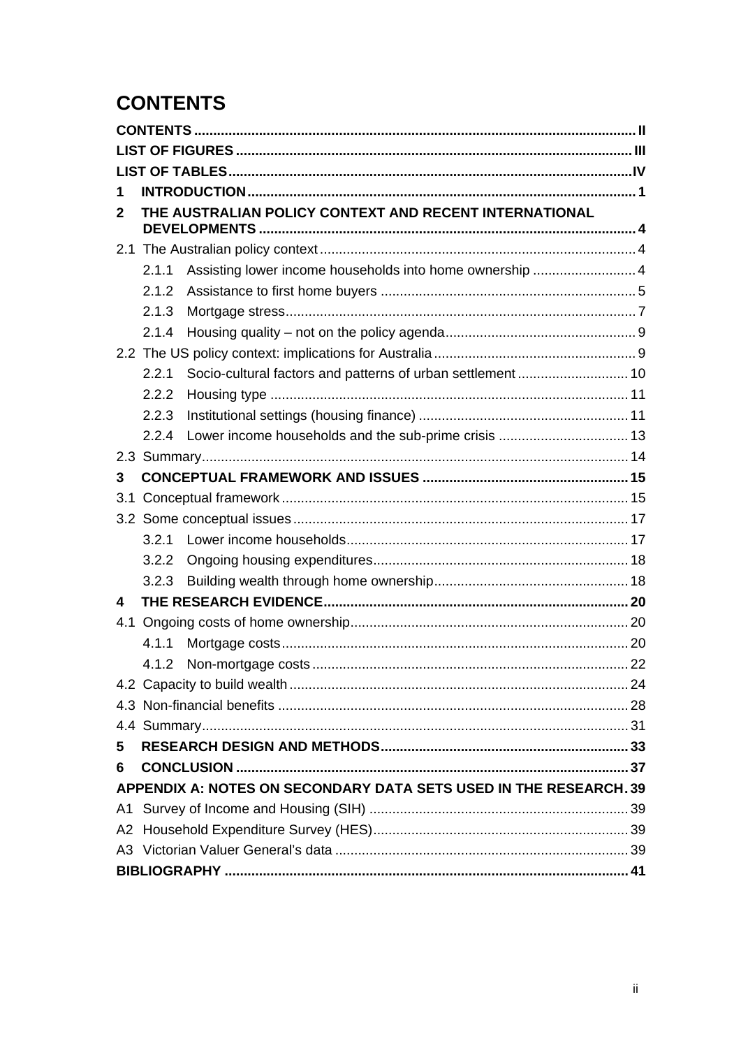# CONTENTS

**CONTENTS** .......... II
**LIST OF FIGURES** .......... III
**LIST OF TABLES** .......... IV
**1 INTRODUCTION** .......... 1
**2 THE AUSTRALIAN POLICY CONTEXT AND RECENT INTERNATIONAL DEVELOPMENTS** .......... 4
2.1 The Australian policy context .......... 4
- 2.1.1 Assisting lower income households into home ownership .......... 4
- 2.1.2 Assistance to first home buyers .......... 5
- 2.1.3 Mortgage stress .......... 7
- 2.1.4 Housing quality – not on the policy agenda .......... 9

2.2 The US policy context: implications for Australia .......... 9
- 2.2.1 Socio-cultural factors and patterns of urban settlement .......... 10
- 2.2.2 Housing type .......... 11
- 2.2.3 Institutional settings (housing finance) .......... 11
- 2.2.4 Lower income households and the sub-prime crisis .......... 13

2.3 Summary .......... 14
**3 CONCEPTUAL FRAMEWORK AND ISSUES** .......... 15
3.1 Conceptual framework .......... 15
3.2 Some conceptual issues .......... 17
- 3.2.1 Lower income households .......... 17
- 3.2.2 Ongoing housing expenditures .......... 18
- 3.2.3 Building wealth through home ownership .......... 18

**4 THE RESEARCH EVIDENCE** .......... 20
4.1 Ongoing costs of home ownership .......... 20
- 4.1.1 Mortgage costs .......... 20
- 4.1.2 Non-mortgage costs .......... 22

4.2 Capacity to build wealth .......... 24
4.3 Non-financial benefits .......... 28
4.4 Summary .......... 31
**5 RESEARCH DESIGN AND METHODS** .......... 33
**6 CONCLUSION** .......... 37
**APPENDIX A: NOTES ON SECONDARY DATA SETS USED IN THE RESEARCH** .......... 39
A1 Survey of Income and Housing (SIH) .......... 39
A2 Household Expenditure Survey (HES) .......... 39
A3 Victorian Valuer General's data .......... 39
**BIBLIOGRAPHY** .......... 41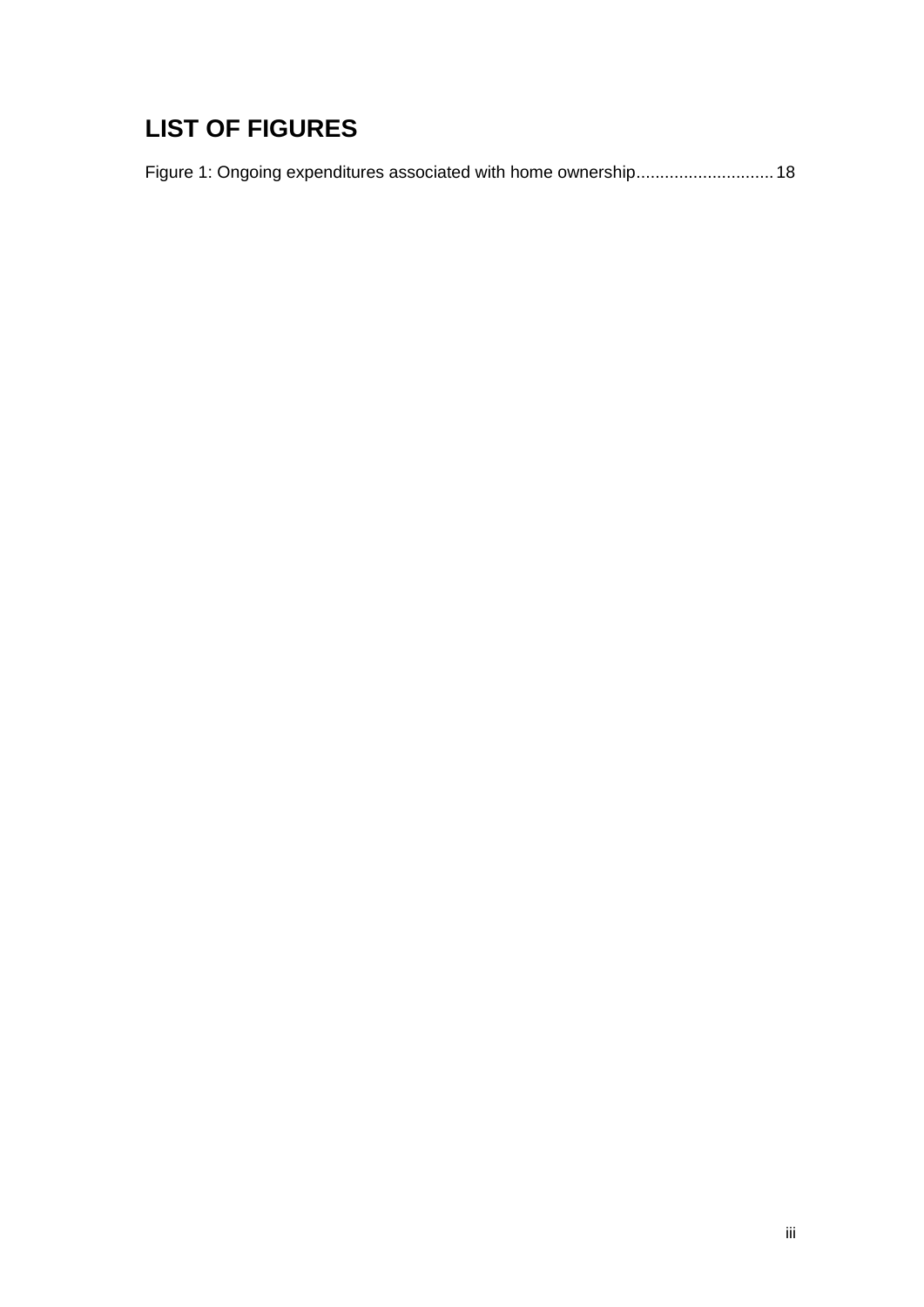# LIST OF FIGURES

Figure 1: Ongoing expenditures associated with home ownership............................18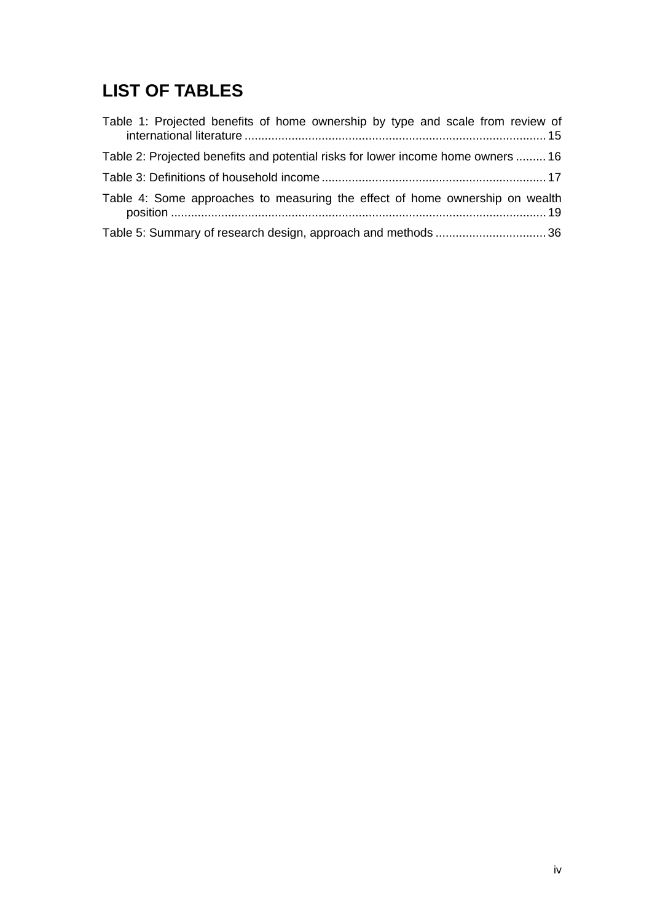# LIST OF TABLES

Table 1: Projected benefits of home ownership by type and scale from review of international literature ......................................................................................... 15

Table 2: Projected benefits and potential risks for lower income home owners ......... 16

Table 3: Definitions of household income .................................................................. 17

Table 4: Some approaches to measuring the effect of home ownership on wealth position ............................................................................................................... 19

Table 5: Summary of research design, approach and methods ................................. 36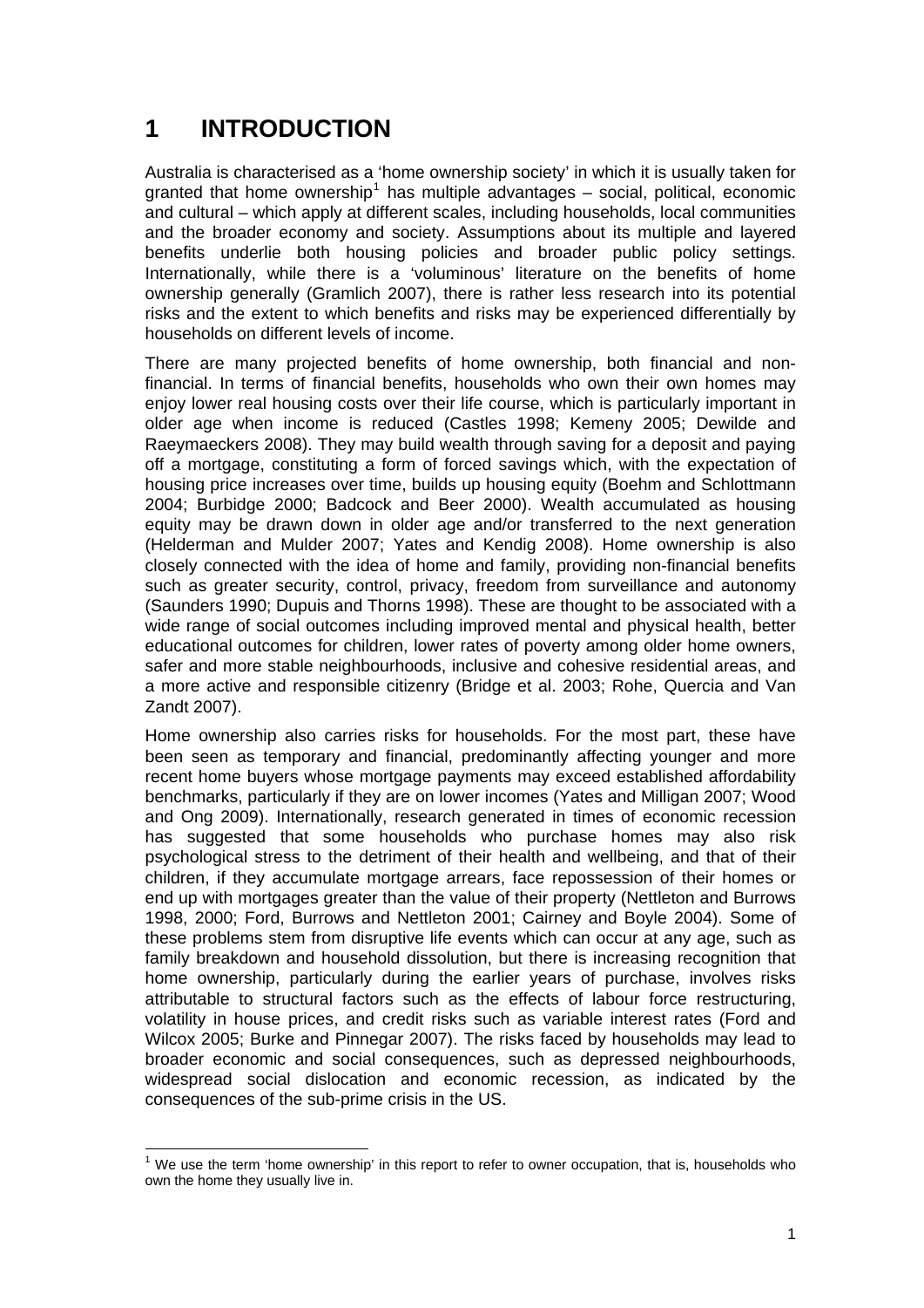# 1 INTRODUCTION

Australia is characterised as a 'home ownership society' in which it is usually taken for granted that home ownership[1] has multiple advantages – social, political, economic and cultural – which apply at different scales, including households, local communities and the broader economy and society. Assumptions about its multiple and layered benefits underlie both housing policies and broader public policy settings. Internationally, while there is a 'voluminous' literature on the benefits of home ownership generally (Gramlich 2007), there is rather less research into its potential risks and the extent to which benefits and risks may be experienced differentially by households on different levels of income.

There are many projected benefits of home ownership, both financial and non-financial. In terms of financial benefits, households who own their own homes may enjoy lower real housing costs over their life course, which is particularly important in older age when income is reduced (Castles 1998; Kemeny 2005; Dewilde and Raeymaeckers 2008). They may build wealth through saving for a deposit and paying off a mortgage, constituting a form of forced savings which, with the expectation of housing price increases over time, builds up housing equity (Boehm and Schlottmann 2004; Burbidge 2000; Badcock and Beer 2000). Wealth accumulated as housing equity may be drawn down in older age and/or transferred to the next generation (Helderman and Mulder 2007; Yates and Kendig 2008). Home ownership is also closely connected with the idea of home and family, providing non-financial benefits such as greater security, control, privacy, freedom from surveillance and autonomy (Saunders 1990; Dupuis and Thorns 1998). These are thought to be associated with a wide range of social outcomes including improved mental and physical health, better educational outcomes for children, lower rates of poverty among older home owners, safer and more stable neighbourhoods, inclusive and cohesive residential areas, and a more active and responsible citizenry (Bridge et al. 2003; Rohe, Quercia and Van Zandt 2007).

Home ownership also carries risks for households. For the most part, these have been seen as temporary and financial, predominantly affecting younger and more recent home buyers whose mortgage payments may exceed established affordability benchmarks, particularly if they are on lower incomes (Yates and Milligan 2007; Wood and Ong 2009). Internationally, research generated in times of economic recession has suggested that some households who purchase homes may also risk psychological stress to the detriment of their health and wellbeing, and that of their children, if they accumulate mortgage arrears, face repossession of their homes or end up with mortgages greater than the value of their property (Nettleton and Burrows 1998, 2000; Ford, Burrows and Nettleton 2001; Cairney and Boyle 2004). Some of these problems stem from disruptive life events which can occur at any age, such as family breakdown and household dissolution, but there is increasing recognition that home ownership, particularly during the earlier years of purchase, involves risks attributable to structural factors such as the effects of labour force restructuring, volatility in house prices, and credit risks such as variable interest rates (Ford and Wilcox 2005; Burke and Pinnegar 2007). The risks faced by households may lead to broader economic and social consequences, such as depressed neighbourhoods, widespread social dislocation and economic recession, as indicated by the consequences of the sub-prime crisis in the US.

[1] We use the term 'home ownership' in this report to refer to owner occupation, that is, households who own the home they usually live in.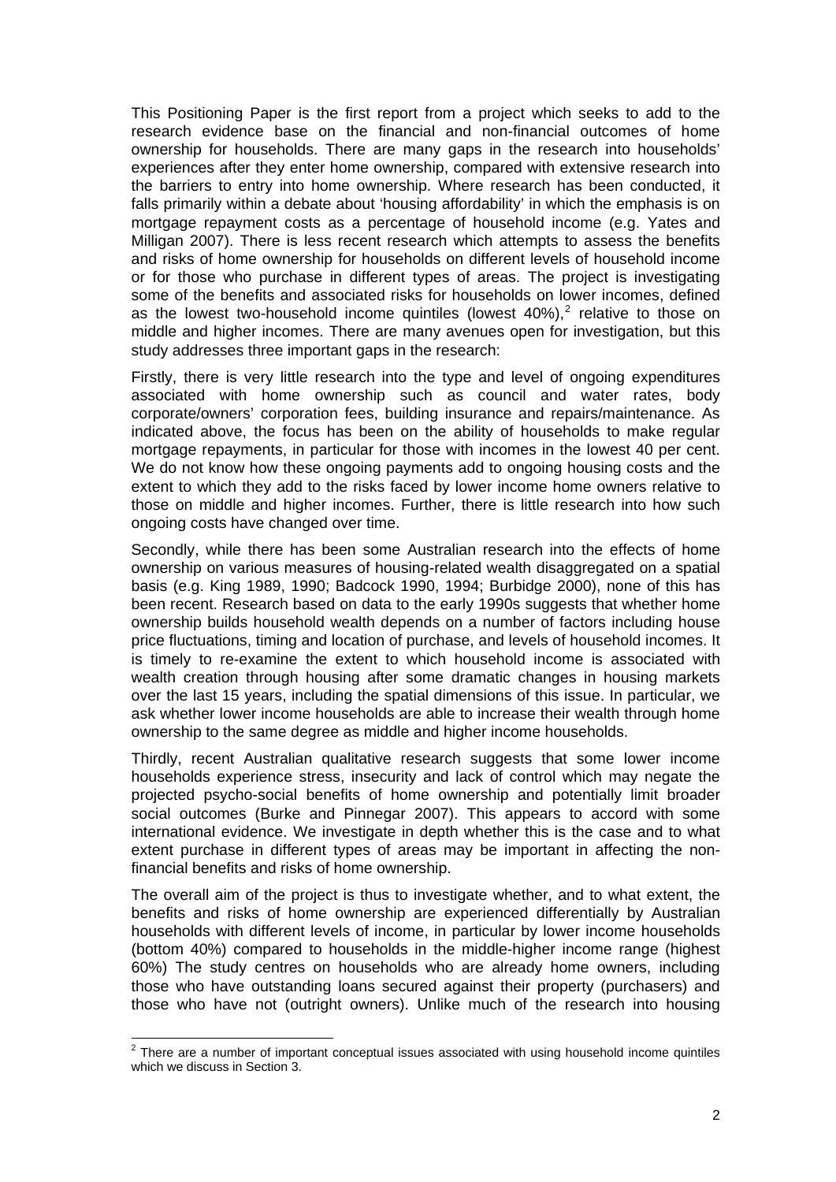This Positioning Paper is the first report from a project which seeks to add to the research evidence base on the financial and non-financial outcomes of home ownership for households. There are many gaps in the research into households' experiences after they enter home ownership, compared with extensive research into the barriers to entry into home ownership. Where research has been conducted, it falls primarily within a debate about 'housing affordability' in which the emphasis is on mortgage repayment costs as a percentage of household income (e.g. Yates and Milligan 2007). There is less recent research which attempts to assess the benefits and risks of home ownership for households on different levels of household income or for those who purchase in different types of areas. The project is investigating some of the benefits and associated risks for households on lower incomes, defined as the lowest two-household income quintiles (lowest 40%),[2] relative to those on middle and higher incomes. There are many avenues open for investigation, but this study addresses three important gaps in the research:

Firstly, there is very little research into the type and level of ongoing expenditures associated with home ownership such as council and water rates, body corporate/owners' corporation fees, building insurance and repairs/maintenance. As indicated above, the focus has been on the ability of households to make regular mortgage repayments, in particular for those with incomes in the lowest 40 per cent. We do not know how these ongoing payments add to ongoing housing costs and the extent to which they add to the risks faced by lower income home owners relative to those on middle and higher incomes. Further, there is little research into how such ongoing costs have changed over time.

Secondly, while there has been some Australian research into the effects of home ownership on various measures of housing-related wealth disaggregated on a spatial basis (e.g. King 1989, 1990; Badcock 1990, 1994; Burbidge 2000), none of this has been recent. Research based on data to the early 1990s suggests that whether home ownership builds household wealth depends on a number of factors including house price fluctuations, timing and location of purchase, and levels of household incomes. It is timely to re-examine the extent to which household income is associated with wealth creation through housing after some dramatic changes in housing markets over the last 15 years, including the spatial dimensions of this issue. In particular, we ask whether lower income households are able to increase their wealth through home ownership to the same degree as middle and higher income households.

Thirdly, recent Australian qualitative research suggests that some lower income households experience stress, insecurity and lack of control which may negate the projected psycho-social benefits of home ownership and potentially limit broader social outcomes (Burke and Pinnegar 2007). This appears to accord with some international evidence. We investigate in depth whether this is the case and to what extent purchase in different types of areas may be important in affecting the non-financial benefits and risks of home ownership.

The overall aim of the project is thus to investigate whether, and to what extent, the benefits and risks of home ownership are experienced differentially by Australian households with different levels of income, in particular by lower income households (bottom 40%) compared to households in the middle-higher income range (highest 60%) The study centres on households who are already home owners, including those who have outstanding loans secured against their property (purchasers) and those who have not (outright owners). Unlike much of the research into housing

[2] There are a number of important conceptual issues associated with using household income quintiles which we discuss in Section 3.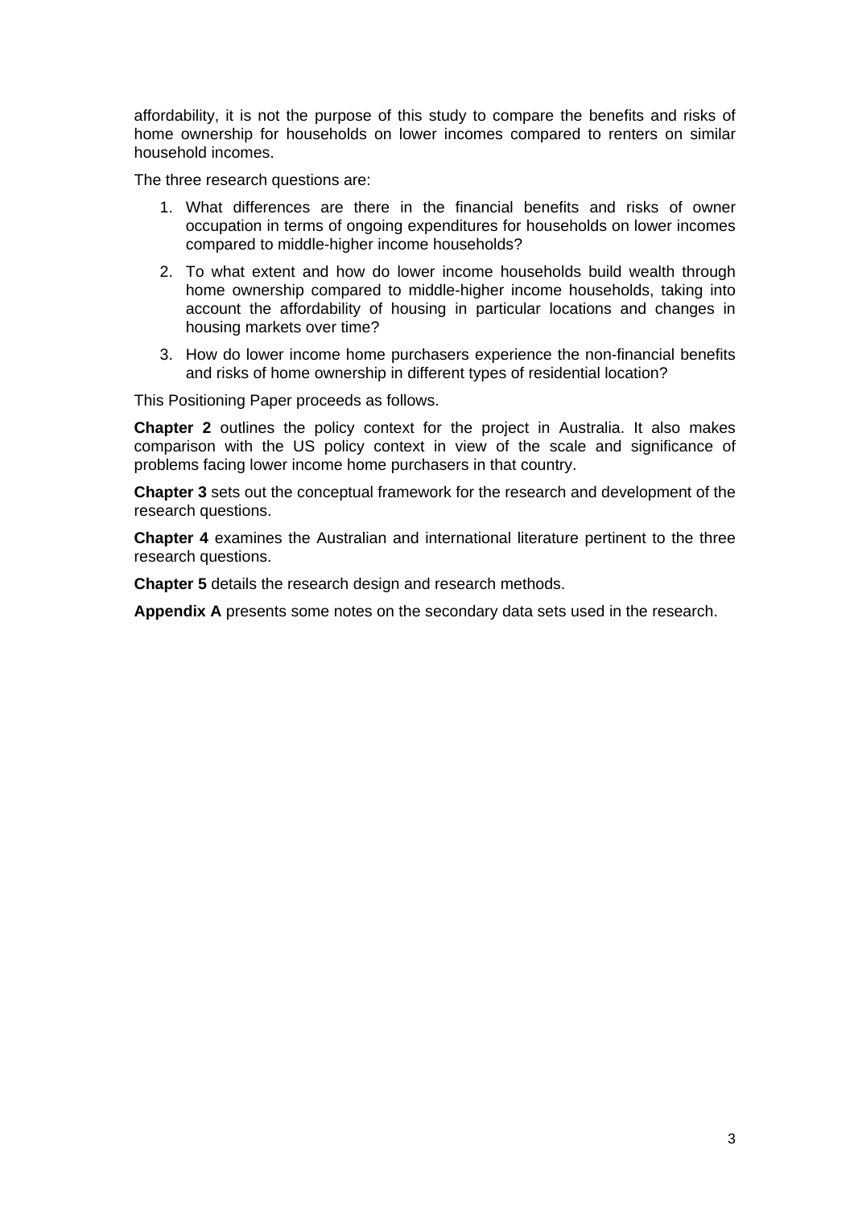affordability, it is not the purpose of this study to compare the benefits and risks of home ownership for households on lower incomes compared to renters on similar household incomes.

The three research questions are:

1. What differences are there in the financial benefits and risks of owner occupation in terms of ongoing expenditures for households on lower incomes compared to middle-higher income households?
2. To what extent and how do lower income households build wealth through home ownership compared to middle-higher income households, taking into account the affordability of housing in particular locations and changes in housing markets over time?
3. How do lower income home purchasers experience the non-financial benefits and risks of home ownership in different types of residential location?

This Positioning Paper proceeds as follows.

**Chapter 2** outlines the policy context for the project in Australia. It also makes comparison with the US policy context in view of the scale and significance of problems facing lower income home purchasers in that country.

**Chapter 3** sets out the conceptual framework for the research and development of the research questions.

**Chapter 4** examines the Australian and international literature pertinent to the three research questions.

**Chapter 5** details the research design and research methods.

**Appendix A** presents some notes on the secondary data sets used in the research.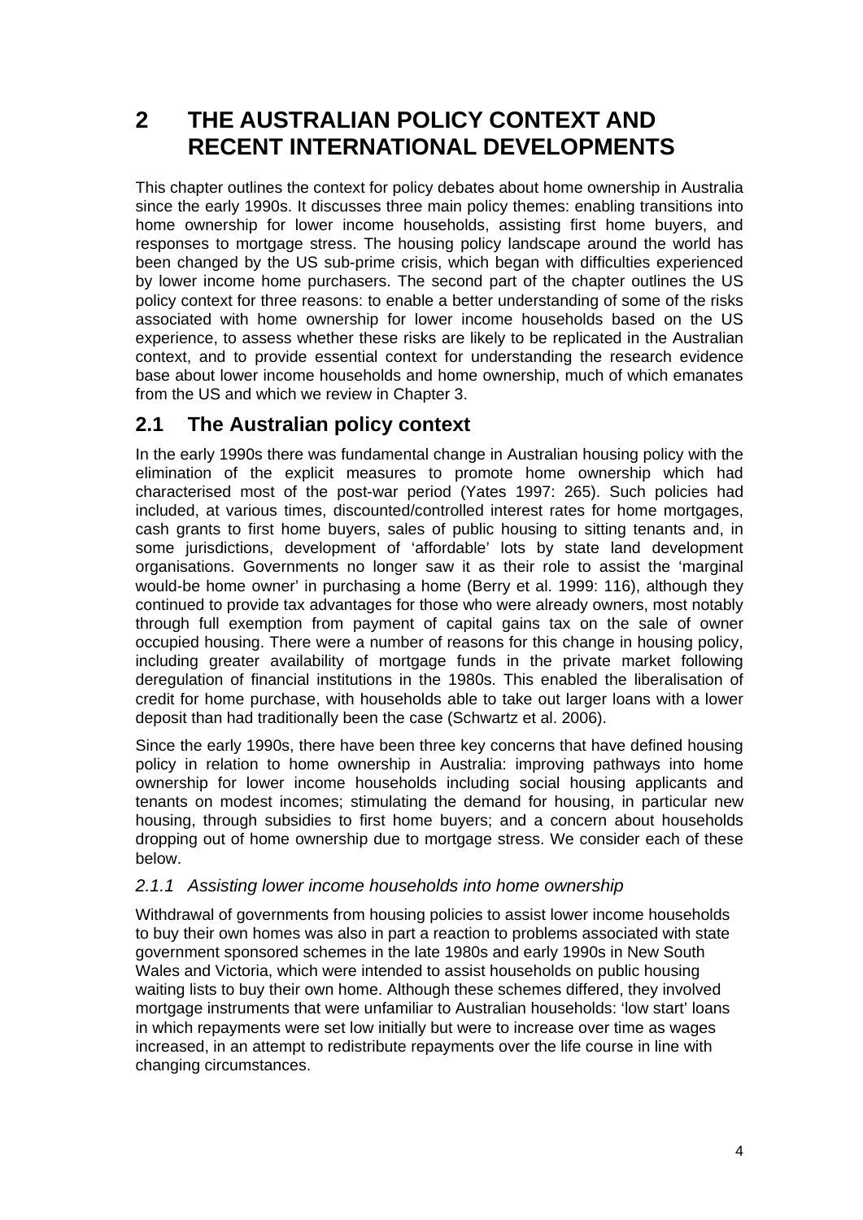# 2 THE AUSTRALIAN POLICY CONTEXT AND RECENT INTERNATIONAL DEVELOPMENTS

This chapter outlines the context for policy debates about home ownership in Australia since the early 1990s. It discusses three main policy themes: enabling transitions into home ownership for lower income households, assisting first home buyers, and responses to mortgage stress. The housing policy landscape around the world has been changed by the US sub-prime crisis, which began with difficulties experienced by lower income home purchasers. The second part of the chapter outlines the US policy context for three reasons: to enable a better understanding of some of the risks associated with home ownership for lower income households based on the US experience, to assess whether these risks are likely to be replicated in the Australian context, and to provide essential context for understanding the research evidence base about lower income households and home ownership, much of which emanates from the US and which we review in Chapter 3.

## 2.1 The Australian policy context

In the early 1990s there was fundamental change in Australian housing policy with the elimination of the explicit measures to promote home ownership which had characterised most of the post-war period (Yates 1997: 265). Such policies had included, at various times, discounted/controlled interest rates for home mortgages, cash grants to first home buyers, sales of public housing to sitting tenants and, in some jurisdictions, development of 'affordable' lots by state land development organisations. Governments no longer saw it as their role to assist the 'marginal would-be home owner' in purchasing a home (Berry et al. 1999: 116), although they continued to provide tax advantages for those who were already owners, most notably through full exemption from payment of capital gains tax on the sale of owner occupied housing. There were a number of reasons for this change in housing policy, including greater availability of mortgage funds in the private market following deregulation of financial institutions in the 1980s. This enabled the liberalisation of credit for home purchase, with households able to take out larger loans with a lower deposit than had traditionally been the case (Schwartz et al. 2006).

Since the early 1990s, there have been three key concerns that have defined housing policy in relation to home ownership in Australia: improving pathways into home ownership for lower income households including social housing applicants and tenants on modest incomes; stimulating the demand for housing, in particular new housing, through subsidies to first home buyers; and a concern about households dropping out of home ownership due to mortgage stress. We consider each of these below.

### *2.1.1 Assisting lower income households into home ownership*

Withdrawal of governments from housing policies to assist lower income households to buy their own homes was also in part a reaction to problems associated with state government sponsored schemes in the late 1980s and early 1990s in New South Wales and Victoria, which were intended to assist households on public housing waiting lists to buy their own home. Although these schemes differed, they involved mortgage instruments that were unfamiliar to Australian households: 'low start' loans in which repayments were set low initially but were to increase over time as wages increased, in an attempt to redistribute repayments over the life course in line with changing circumstances.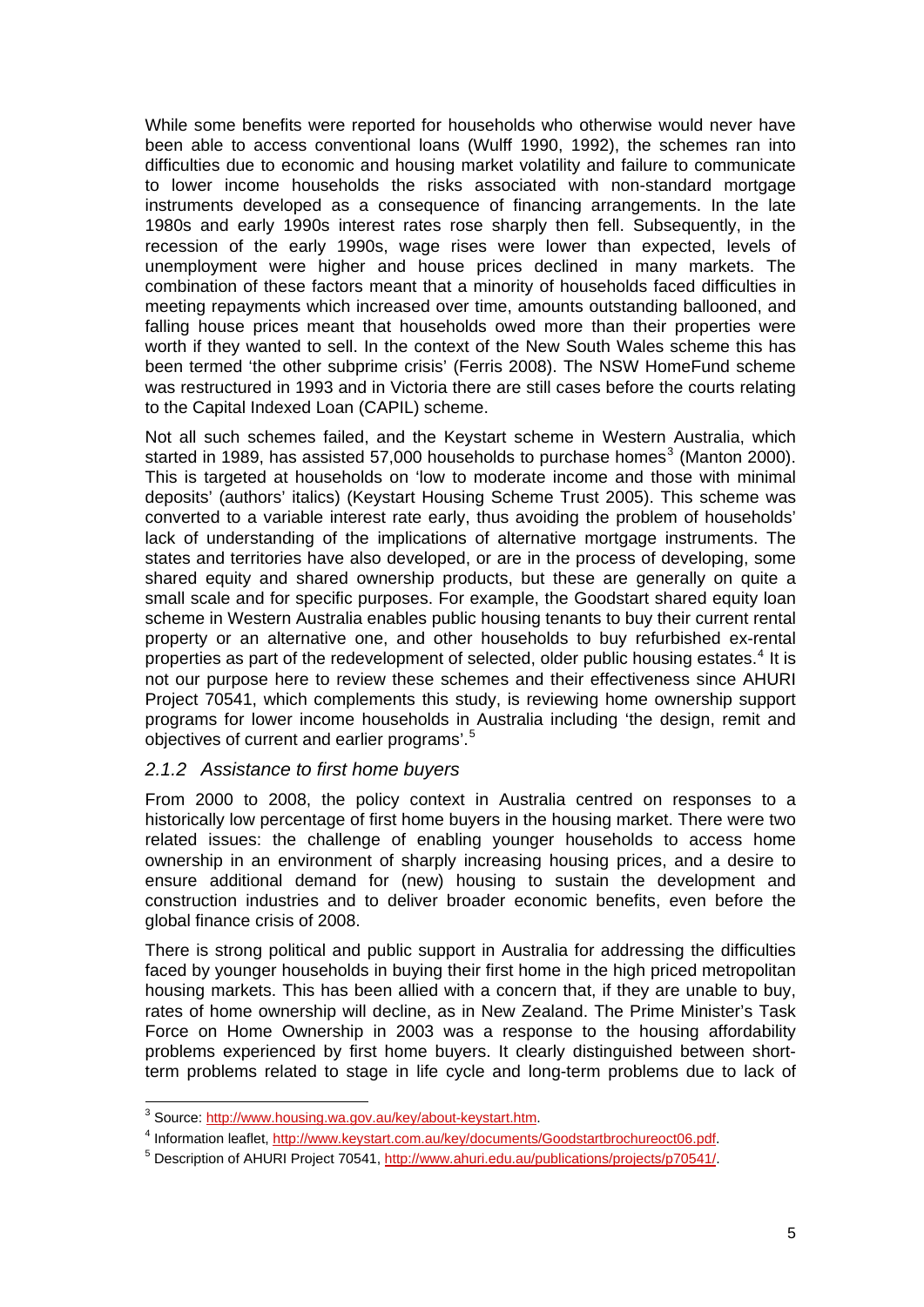While some benefits were reported for households who otherwise would never have been able to access conventional loans (Wulff 1990, 1992), the schemes ran into difficulties due to economic and housing market volatility and failure to communicate to lower income households the risks associated with non-standard mortgage instruments developed as a consequence of financing arrangements. In the late 1980s and early 1990s interest rates rose sharply then fell. Subsequently, in the recession of the early 1990s, wage rises were lower than expected, levels of unemployment were higher and house prices declined in many markets. The combination of these factors meant that a minority of households faced difficulties in meeting repayments which increased over time, amounts outstanding ballooned, and falling house prices meant that households owed more than their properties were worth if they wanted to sell. In the context of the New South Wales scheme this has been termed 'the other subprime crisis' (Ferris 2008). The NSW HomeFund scheme was restructured in 1993 and in Victoria there are still cases before the courts relating to the Capital Indexed Loan (CAPIL) scheme.

Not all such schemes failed, and the Keystart scheme in Western Australia, which started in 1989, has assisted 57,000 households to purchase homes[3] (Manton 2000). This is targeted at households on 'low to moderate income and those with minimal deposits' (authors' italics) (Keystart Housing Scheme Trust 2005). This scheme was converted to a variable interest rate early, thus avoiding the problem of households' lack of understanding of the implications of alternative mortgage instruments. The states and territories have also developed, or are in the process of developing, some shared equity and shared ownership products, but these are generally on quite a small scale and for specific purposes. For example, the Goodstart shared equity loan scheme in Western Australia enables public housing tenants to buy their current rental property or an alternative one, and other households to buy refurbished ex-rental properties as part of the redevelopment of selected, older public housing estates.[4] It is not our purpose here to review these schemes and their effectiveness since AHURI Project 70541, which complements this study, is reviewing home ownership support programs for lower income households in Australia including 'the design, remit and objectives of current and earlier programs'.[5]

### *2.1.2 Assistance to first home buyers*

From 2000 to 2008, the policy context in Australia centred on responses to a historically low percentage of first home buyers in the housing market. There were two related issues: the challenge of enabling younger households to access home ownership in an environment of sharply increasing housing prices, and a desire to ensure additional demand for (new) housing to sustain the development and construction industries and to deliver broader economic benefits, even before the global finance crisis of 2008.

There is strong political and public support in Australia for addressing the difficulties faced by younger households in buying their first home in the high priced metropolitan housing markets. This has been allied with a concern that, if they are unable to buy, rates of home ownership will decline, as in New Zealand. The Prime Minister's Task Force on Home Ownership in 2003 was a response to the housing affordability problems experienced by first home buyers. It clearly distinguished between short-term problems related to stage in life cycle and long-term problems due to lack of

---

[3] Source: http://www.housing.wa.gov.au/key/about-keystart.htm.

[4] Information leaflet, http://www.keystart.com.au/key/documents/Goodstartbrochureoct06.pdf.

[5] Description of AHURI Project 70541, http://www.ahuri.edu.au/publications/projects/p70541/.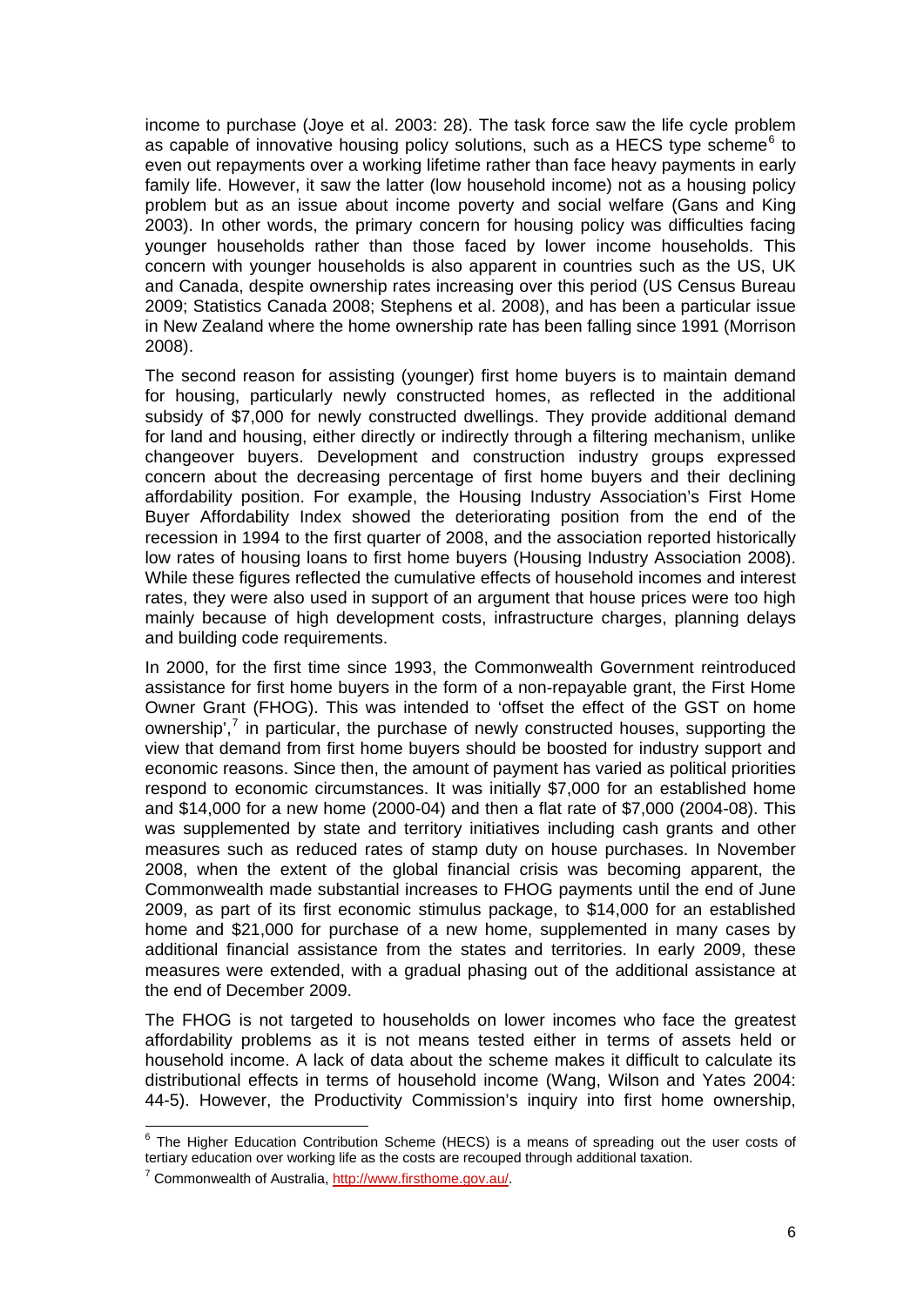income to purchase (Joye et al. 2003: 28). The task force saw the life cycle problem as capable of innovative housing policy solutions, such as a HECS type scheme[6] to even out repayments over a working lifetime rather than face heavy payments in early family life. However, it saw the latter (low household income) not as a housing policy problem but as an issue about income poverty and social welfare (Gans and King 2003). In other words, the primary concern for housing policy was difficulties facing younger households rather than those faced by lower income households. This concern with younger households is also apparent in countries such as the US, UK and Canada, despite ownership rates increasing over this period (US Census Bureau 2009; Statistics Canada 2008; Stephens et al. 2008), and has been a particular issue in New Zealand where the home ownership rate has been falling since 1991 (Morrison 2008).

The second reason for assisting (younger) first home buyers is to maintain demand for housing, particularly newly constructed homes, as reflected in the additional subsidy of $7,000 for newly constructed dwellings. They provide additional demand for land and housing, either directly or indirectly through a filtering mechanism, unlike changeover buyers. Development and construction industry groups expressed concern about the decreasing percentage of first home buyers and their declining affordability position. For example, the Housing Industry Association's First Home Buyer Affordability Index showed the deteriorating position from the end of the recession in 1994 to the first quarter of 2008, and the association reported historically low rates of housing loans to first home buyers (Housing Industry Association 2008). While these figures reflected the cumulative effects of household incomes and interest rates, they were also used in support of an argument that house prices were too high mainly because of high development costs, infrastructure charges, planning delays and building code requirements.

In 2000, for the first time since 1993, the Commonwealth Government reintroduced assistance for first home buyers in the form of a non-repayable grant, the First Home Owner Grant (FHOG). This was intended to 'offset the effect of the GST on home ownership',[7] in particular, the purchase of newly constructed houses, supporting the view that demand from first home buyers should be boosted for industry support and economic reasons. Since then, the amount of payment has varied as political priorities respond to economic circumstances. It was initially $7,000 for an established home and $14,000 for a new home (2000-04) and then a flat rate of $7,000 (2004-08). This was supplemented by state and territory initiatives including cash grants and other measures such as reduced rates of stamp duty on house purchases. In November 2008, when the extent of the global financial crisis was becoming apparent, the Commonwealth made substantial increases to FHOG payments until the end of June 2009, as part of its first economic stimulus package, to $14,000 for an established home and $21,000 for purchase of a new home, supplemented in many cases by additional financial assistance from the states and territories. In early 2009, these measures were extended, with a gradual phasing out of the additional assistance at the end of December 2009.

The FHOG is not targeted to households on lower incomes who face the greatest affordability problems as it is not means tested either in terms of assets held or household income. A lack of data about the scheme makes it difficult to calculate its distributional effects in terms of household income (Wang, Wilson and Yates 2004: 44-5). However, the Productivity Commission's inquiry into first home ownership,

---

[6] The Higher Education Contribution Scheme (HECS) is a means of spreading out the user costs of tertiary education over working life as the costs are recouped through additional taxation.

[7] Commonwealth of Australia, http://www.firsthome.gov.au/.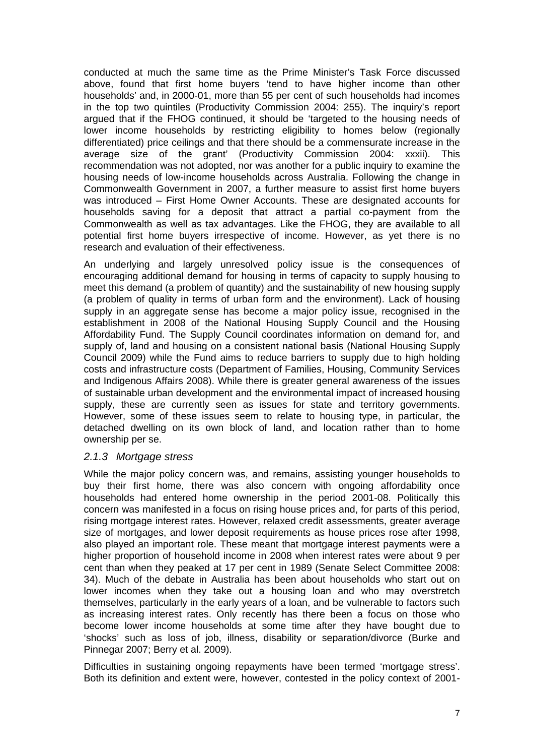conducted at much the same time as the Prime Minister's Task Force discussed above, found that first home buyers 'tend to have higher income than other households' and, in 2000-01, more than 55 per cent of such households had incomes in the top two quintiles (Productivity Commission 2004: 255). The inquiry's report argued that if the FHOG continued, it should be 'targeted to the housing needs of lower income households by restricting eligibility to homes below (regionally differentiated) price ceilings and that there should be a commensurate increase in the average size of the grant' (Productivity Commission 2004: xxxii). This recommendation was not adopted, nor was another for a public inquiry to examine the housing needs of low-income households across Australia. Following the change in Commonwealth Government in 2007, a further measure to assist first home buyers was introduced – First Home Owner Accounts. These are designated accounts for households saving for a deposit that attract a partial co-payment from the Commonwealth as well as tax advantages. Like the FHOG, they are available to all potential first home buyers irrespective of income. However, as yet there is no research and evaluation of their effectiveness.

An underlying and largely unresolved policy issue is the consequences of encouraging additional demand for housing in terms of capacity to supply housing to meet this demand (a problem of quantity) and the sustainability of new housing supply (a problem of quality in terms of urban form and the environment). Lack of housing supply in an aggregate sense has become a major policy issue, recognised in the establishment in 2008 of the National Housing Supply Council and the Housing Affordability Fund. The Supply Council coordinates information on demand for, and supply of, land and housing on a consistent national basis (National Housing Supply Council 2009) while the Fund aims to reduce barriers to supply due to high holding costs and infrastructure costs (Department of Families, Housing, Community Services and Indigenous Affairs 2008). While there is greater general awareness of the issues of sustainable urban development and the environmental impact of increased housing supply, these are currently seen as issues for state and territory governments. However, some of these issues seem to relate to housing type, in particular, the detached dwelling on its own block of land, and location rather than to home ownership per se.

### *2.1.3 Mortgage stress*

While the major policy concern was, and remains, assisting younger households to buy their first home, there was also concern with ongoing affordability once households had entered home ownership in the period 2001-08. Politically this concern was manifested in a focus on rising house prices and, for parts of this period, rising mortgage interest rates. However, relaxed credit assessments, greater average size of mortgages, and lower deposit requirements as house prices rose after 1998, also played an important role. These meant that mortgage interest payments were a higher proportion of household income in 2008 when interest rates were about 9 per cent than when they peaked at 17 per cent in 1989 (Senate Select Committee 2008: 34). Much of the debate in Australia has been about households who start out on lower incomes when they take out a housing loan and who may overstretch themselves, particularly in the early years of a loan, and be vulnerable to factors such as increasing interest rates. Only recently has there been a focus on those who become lower income households at some time after they have bought due to 'shocks' such as loss of job, illness, disability or separation/divorce (Burke and Pinnegar 2007; Berry et al. 2009).

Difficulties in sustaining ongoing repayments have been termed 'mortgage stress'. Both its definition and extent were, however, contested in the policy context of 2001-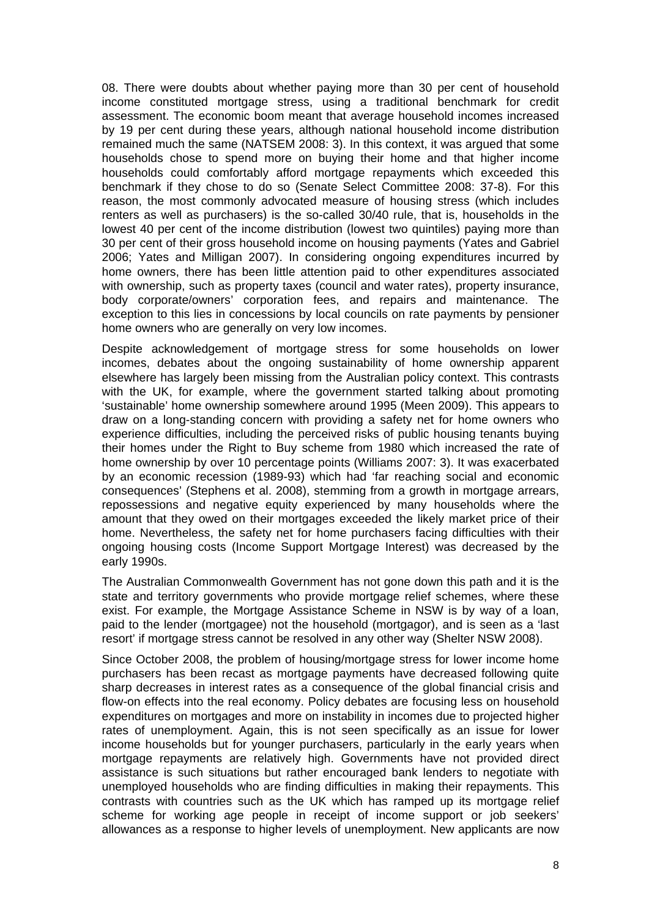08. There were doubts about whether paying more than 30 per cent of household income constituted mortgage stress, using a traditional benchmark for credit assessment. The economic boom meant that average household incomes increased by 19 per cent during these years, although national household income distribution remained much the same (NATSEM 2008: 3). In this context, it was argued that some households chose to spend more on buying their home and that higher income households could comfortably afford mortgage repayments which exceeded this benchmark if they chose to do so (Senate Select Committee 2008: 37-8). For this reason, the most commonly advocated measure of housing stress (which includes renters as well as purchasers) is the so-called 30/40 rule, that is, households in the lowest 40 per cent of the income distribution (lowest two quintiles) paying more than 30 per cent of their gross household income on housing payments (Yates and Gabriel 2006; Yates and Milligan 2007). In considering ongoing expenditures incurred by home owners, there has been little attention paid to other expenditures associated with ownership, such as property taxes (council and water rates), property insurance, body corporate/owners' corporation fees, and repairs and maintenance. The exception to this lies in concessions by local councils on rate payments by pensioner home owners who are generally on very low incomes.

Despite acknowledgement of mortgage stress for some households on lower incomes, debates about the ongoing sustainability of home ownership apparent elsewhere has largely been missing from the Australian policy context. This contrasts with the UK, for example, where the government started talking about promoting 'sustainable' home ownership somewhere around 1995 (Meen 2009). This appears to draw on a long-standing concern with providing a safety net for home owners who experience difficulties, including the perceived risks of public housing tenants buying their homes under the Right to Buy scheme from 1980 which increased the rate of home ownership by over 10 percentage points (Williams 2007: 3). It was exacerbated by an economic recession (1989-93) which had 'far reaching social and economic consequences' (Stephens et al. 2008), stemming from a growth in mortgage arrears, repossessions and negative equity experienced by many households where the amount that they owed on their mortgages exceeded the likely market price of their home. Nevertheless, the safety net for home purchasers facing difficulties with their ongoing housing costs (Income Support Mortgage Interest) was decreased by the early 1990s.

The Australian Commonwealth Government has not gone down this path and it is the state and territory governments who provide mortgage relief schemes, where these exist. For example, the Mortgage Assistance Scheme in NSW is by way of a loan, paid to the lender (mortgagee) not the household (mortgagor), and is seen as a 'last resort' if mortgage stress cannot be resolved in any other way (Shelter NSW 2008).

Since October 2008, the problem of housing/mortgage stress for lower income home purchasers has been recast as mortgage payments have decreased following quite sharp decreases in interest rates as a consequence of the global financial crisis and flow-on effects into the real economy. Policy debates are focusing less on household expenditures on mortgages and more on instability in incomes due to projected higher rates of unemployment. Again, this is not seen specifically as an issue for lower income households but for younger purchasers, particularly in the early years when mortgage repayments are relatively high. Governments have not provided direct assistance is such situations but rather encouraged bank lenders to negotiate with unemployed households who are finding difficulties in making their repayments. This contrasts with countries such as the UK which has ramped up its mortgage relief scheme for working age people in receipt of income support or job seekers' allowances as a response to higher levels of unemployment. New applicants are now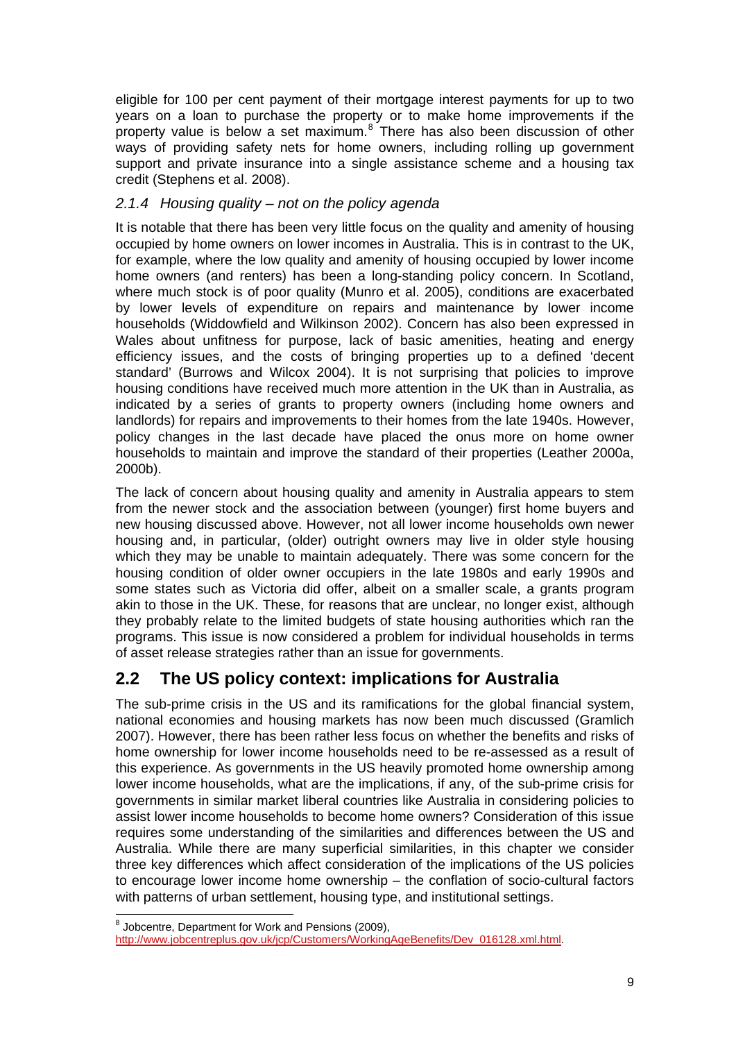eligible for 100 per cent payment of their mortgage interest payments for up to two years on a loan to purchase the property or to make home improvements if the property value is below a set maximum.[8] There has also been discussion of other ways of providing safety nets for home owners, including rolling up government support and private insurance into a single assistance scheme and a housing tax credit (Stephens et al. 2008).

### *2.1.4 Housing quality – not on the policy agenda*

It is notable that there has been very little focus on the quality and amenity of housing occupied by home owners on lower incomes in Australia. This is in contrast to the UK, for example, where the low quality and amenity of housing occupied by lower income home owners (and renters) has been a long-standing policy concern. In Scotland, where much stock is of poor quality (Munro et al. 2005), conditions are exacerbated by lower levels of expenditure on repairs and maintenance by lower income households (Widdowfield and Wilkinson 2002). Concern has also been expressed in Wales about unfitness for purpose, lack of basic amenities, heating and energy efficiency issues, and the costs of bringing properties up to a defined 'decent standard' (Burrows and Wilcox 2004). It is not surprising that policies to improve housing conditions have received much more attention in the UK than in Australia, as indicated by a series of grants to property owners (including home owners and landlords) for repairs and improvements to their homes from the late 1940s. However, policy changes in the last decade have placed the onus more on home owner households to maintain and improve the standard of their properties (Leather 2000a, 2000b).

The lack of concern about housing quality and amenity in Australia appears to stem from the newer stock and the association between (younger) first home buyers and new housing discussed above. However, not all lower income households own newer housing and, in particular, (older) outright owners may live in older style housing which they may be unable to maintain adequately. There was some concern for the housing condition of older owner occupiers in the late 1980s and early 1990s and some states such as Victoria did offer, albeit on a smaller scale, a grants program akin to those in the UK. These, for reasons that are unclear, no longer exist, although they probably relate to the limited budgets of state housing authorities which ran the programs. This issue is now considered a problem for individual households in terms of asset release strategies rather than an issue for governments.

## 2.2 The US policy context: implications for Australia

The sub-prime crisis in the US and its ramifications for the global financial system, national economies and housing markets has now been much discussed (Gramlich 2007). However, there has been rather less focus on whether the benefits and risks of home ownership for lower income households need to be re-assessed as a result of this experience. As governments in the US heavily promoted home ownership among lower income households, what are the implications, if any, of the sub-prime crisis for governments in similar market liberal countries like Australia in considering policies to assist lower income households to become home owners? Consideration of this issue requires some understanding of the similarities and differences between the US and Australia. While there are many superficial similarities, in this chapter we consider three key differences which affect consideration of the implications of the US policies to encourage lower income home ownership – the conflation of socio-cultural factors with patterns of urban settlement, housing type, and institutional settings.

---

[8] Jobcentre, Department for Work and Pensions (2009), http://www.jobcentreplus.gov.uk/jcp/Customers/WorkingAgeBenefits/Dev_016128.xml.html.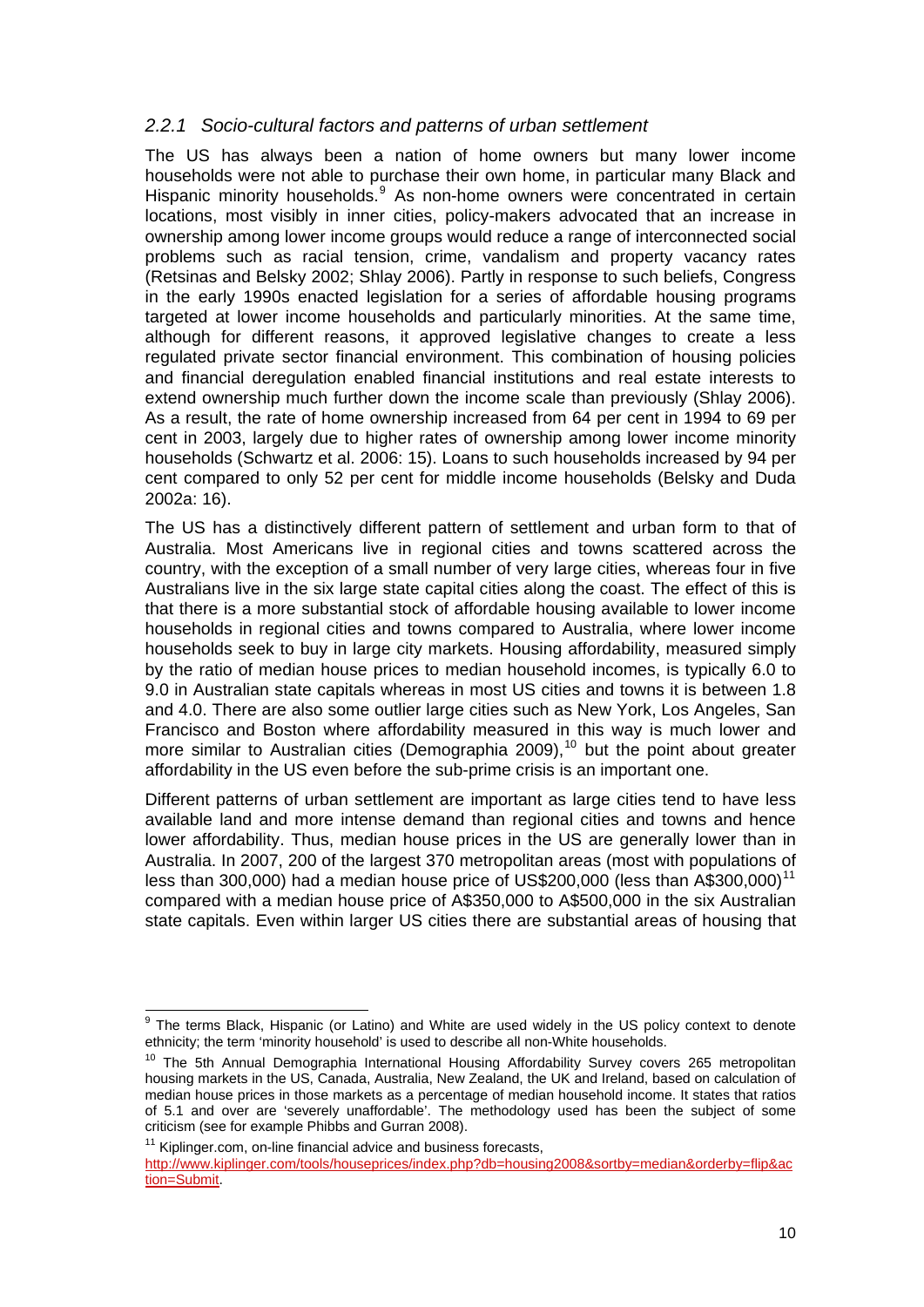### *2.2.1 Socio-cultural factors and patterns of urban settlement*

The US has always been a nation of home owners but many lower income households were not able to purchase their own home, in particular many Black and Hispanic minority households.[9] As non-home owners were concentrated in certain locations, most visibly in inner cities, policy-makers advocated that an increase in ownership among lower income groups would reduce a range of interconnected social problems such as racial tension, crime, vandalism and property vacancy rates (Retsinas and Belsky 2002; Shlay 2006). Partly in response to such beliefs, Congress in the early 1990s enacted legislation for a series of affordable housing programs targeted at lower income households and particularly minorities. At the same time, although for different reasons, it approved legislative changes to create a less regulated private sector financial environment. This combination of housing policies and financial deregulation enabled financial institutions and real estate interests to extend ownership much further down the income scale than previously (Shlay 2006). As a result, the rate of home ownership increased from 64 per cent in 1994 to 69 per cent in 2003, largely due to higher rates of ownership among lower income minority households (Schwartz et al. 2006: 15). Loans to such households increased by 94 per cent compared to only 52 per cent for middle income households (Belsky and Duda 2002a: 16).

The US has a distinctively different pattern of settlement and urban form to that of Australia. Most Americans live in regional cities and towns scattered across the country, with the exception of a small number of very large cities, whereas four in five Australians live in the six large state capital cities along the coast. The effect of this is that there is a more substantial stock of affordable housing available to lower income households in regional cities and towns compared to Australia, where lower income households seek to buy in large city markets. Housing affordability, measured simply by the ratio of median house prices to median household incomes, is typically 6.0 to 9.0 in Australian state capitals whereas in most US cities and towns it is between 1.8 and 4.0. There are also some outlier large cities such as New York, Los Angeles, San Francisco and Boston where affordability measured in this way is much lower and more similar to Australian cities (Demographia 2009),[10] but the point about greater affordability in the US even before the sub-prime crisis is an important one.

Different patterns of urban settlement are important as large cities tend to have less available land and more intense demand than regional cities and towns and hence lower affordability. Thus, median house prices in the US are generally lower than in Australia. In 2007, 200 of the largest 370 metropolitan areas (most with populations of less than 300,000) had a median house price of US$200,000 (less than A$300,000)[11] compared with a median house price of A$350,000 to A$500,000 in the six Australian state capitals. Even within larger US cities there are substantial areas of housing that

---

[9] The terms Black, Hispanic (or Latino) and White are used widely in the US policy context to denote ethnicity; the term 'minority household' is used to describe all non-White households.

[10] The 5th Annual Demographia International Housing Affordability Survey covers 265 metropolitan housing markets in the US, Canada, Australia, New Zealand, the UK and Ireland, based on calculation of median house prices in those markets as a percentage of median household income. It states that ratios of 5.1 and over are 'severely unaffordable'. The methodology used has been the subject of some criticism (see for example Phibbs and Gurran 2008).

[11] Kiplinger.com, on-line financial advice and business forecasts, http://www.kiplinger.com/tools/houseprices/index.php?db=housing2008&sortby=median&orderby=flip&action=Submit.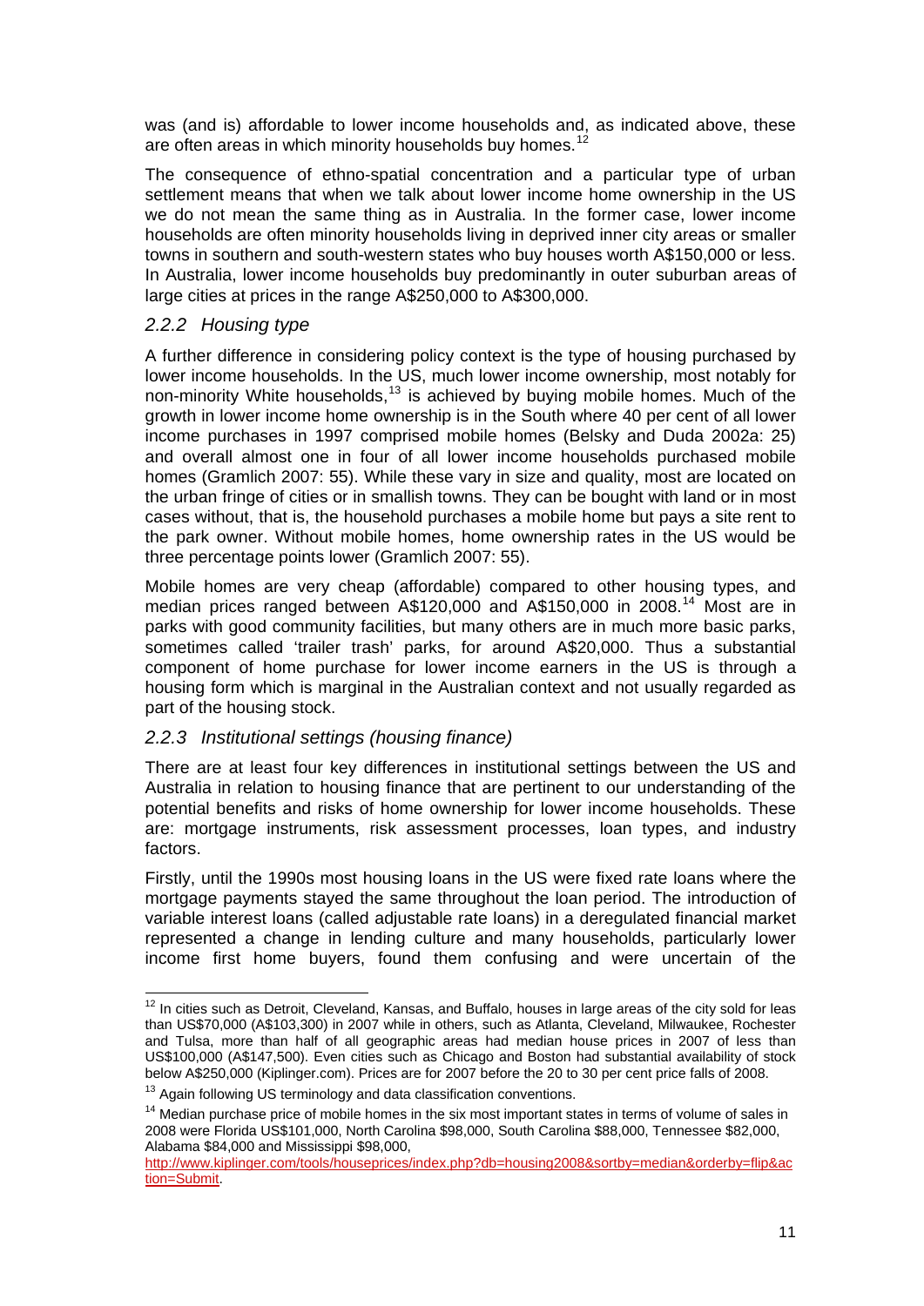was (and is) affordable to lower income households and, as indicated above, these are often areas in which minority households buy homes.[12]

The consequence of ethno-spatial concentration and a particular type of urban settlement means that when we talk about lower income home ownership in the US we do not mean the same thing as in Australia. In the former case, lower income households are often minority households living in deprived inner city areas or smaller towns in southern and south-western states who buy houses worth A$150,000 or less. In Australia, lower income households buy predominantly in outer suburban areas of large cities at prices in the range A$250,000 to A$300,000.

### *2.2.2 Housing type*

A further difference in considering policy context is the type of housing purchased by lower income households. In the US, much lower income ownership, most notably for non-minority White households,[13] is achieved by buying mobile homes. Much of the growth in lower income home ownership is in the South where 40 per cent of all lower income purchases in 1997 comprised mobile homes (Belsky and Duda 2002a: 25) and overall almost one in four of all lower income households purchased mobile homes (Gramlich 2007: 55). While these vary in size and quality, most are located on the urban fringe of cities or in smallish towns. They can be bought with land or in most cases without, that is, the household purchases a mobile home but pays a site rent to the park owner. Without mobile homes, home ownership rates in the US would be three percentage points lower (Gramlich 2007: 55).

Mobile homes are very cheap (affordable) compared to other housing types, and median prices ranged between A$120,000 and A$150,000 in 2008.[14] Most are in parks with good community facilities, but many others are in much more basic parks, sometimes called 'trailer trash' parks, for around A$20,000. Thus a substantial component of home purchase for lower income earners in the US is through a housing form which is marginal in the Australian context and not usually regarded as part of the housing stock.

### *2.2.3 Institutional settings (housing finance)*

There are at least four key differences in institutional settings between the US and Australia in relation to housing finance that are pertinent to our understanding of the potential benefits and risks of home ownership for lower income households. These are: mortgage instruments, risk assessment processes, loan types, and industry factors.

Firstly, until the 1990s most housing loans in the US were fixed rate loans where the mortgage payments stayed the same throughout the loan period. The introduction of variable interest loans (called adjustable rate loans) in a deregulated financial market represented a change in lending culture and many households, particularly lower income first home buyers, found them confusing and were uncertain of the

---

[12] In cities such as Detroit, Cleveland, Kansas, and Buffalo, houses in large areas of the city sold for leas than US$70,000 (A$103,300) in 2007 while in others, such as Atlanta, Cleveland, Milwaukee, Rochester and Tulsa, more than half of all geographic areas had median house prices in 2007 of less than US$100,000 (A$147,500). Even cities such as Chicago and Boston had substantial availability of stock below A$250,000 (Kiplinger.com). Prices are for 2007 before the 20 to 30 per cent price falls of 2008.

[13] Again following US terminology and data classification conventions.

[14] Median purchase price of mobile homes in the six most important states in terms of volume of sales in 2008 were Florida US$101,000, North Carolina $98,000, South Carolina $88,000, Tennessee $82,000, Alabama $84,000 and Mississippi $98,000, http://www.kiplinger.com/tools/houseprices/index.php?db=housing2008&sortby=median&orderby=flip&action=Submit.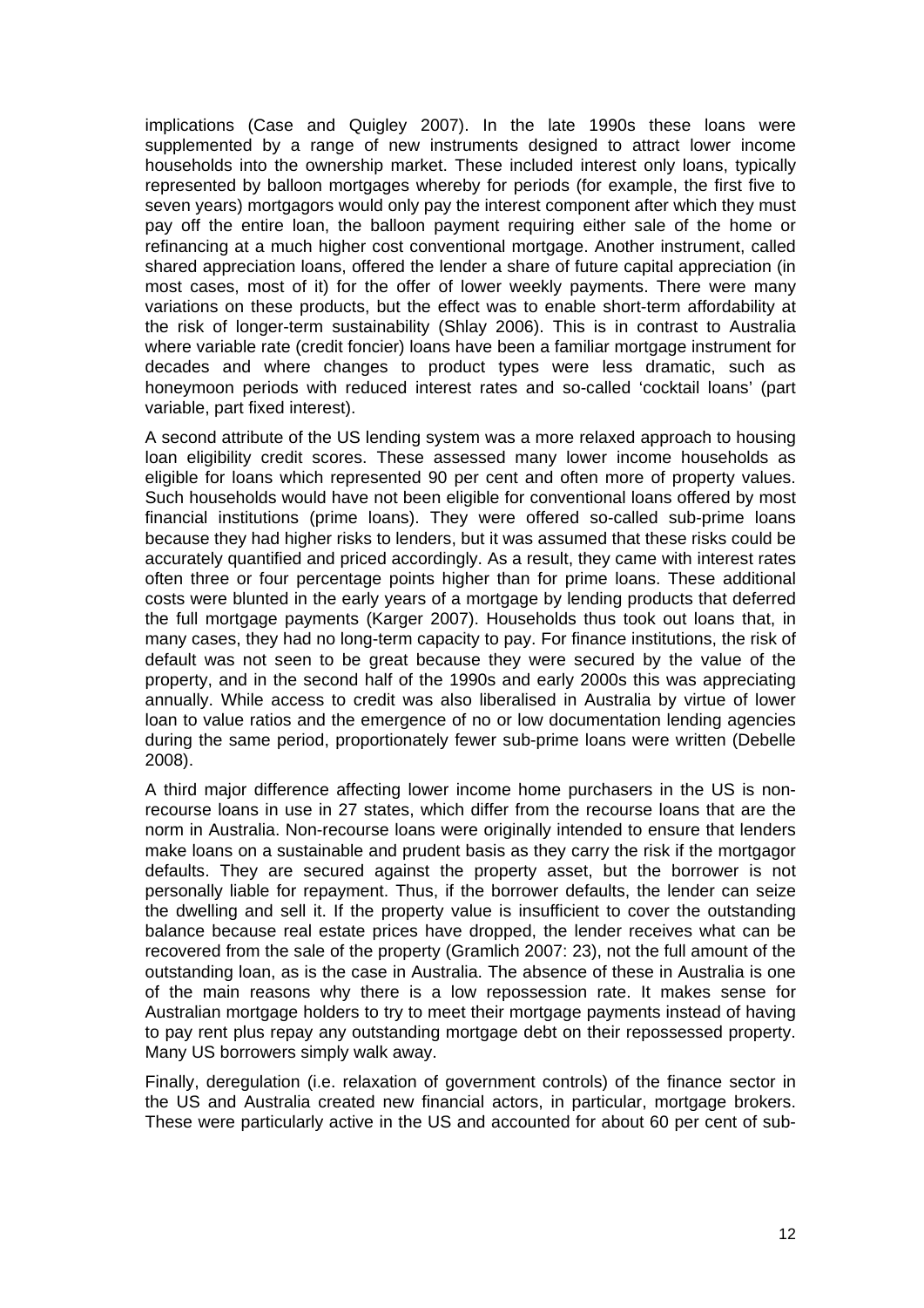implications (Case and Quigley 2007). In the late 1990s these loans were supplemented by a range of new instruments designed to attract lower income households into the ownership market. These included interest only loans, typically represented by balloon mortgages whereby for periods (for example, the first five to seven years) mortgagors would only pay the interest component after which they must pay off the entire loan, the balloon payment requiring either sale of the home or refinancing at a much higher cost conventional mortgage. Another instrument, called shared appreciation loans, offered the lender a share of future capital appreciation (in most cases, most of it) for the offer of lower weekly payments. There were many variations on these products, but the effect was to enable short-term affordability at the risk of longer-term sustainability (Shlay 2006). This is in contrast to Australia where variable rate (credit foncier) loans have been a familiar mortgage instrument for decades and where changes to product types were less dramatic, such as honeymoon periods with reduced interest rates and so-called 'cocktail loans' (part variable, part fixed interest).

A second attribute of the US lending system was a more relaxed approach to housing loan eligibility credit scores. These assessed many lower income households as eligible for loans which represented 90 per cent and often more of property values. Such households would have not been eligible for conventional loans offered by most financial institutions (prime loans). They were offered so-called sub-prime loans because they had higher risks to lenders, but it was assumed that these risks could be accurately quantified and priced accordingly. As a result, they came with interest rates often three or four percentage points higher than for prime loans. These additional costs were blunted in the early years of a mortgage by lending products that deferred the full mortgage payments (Karger 2007). Households thus took out loans that, in many cases, they had no long-term capacity to pay. For finance institutions, the risk of default was not seen to be great because they were secured by the value of the property, and in the second half of the 1990s and early 2000s this was appreciating annually. While access to credit was also liberalised in Australia by virtue of lower loan to value ratios and the emergence of no or low documentation lending agencies during the same period, proportionately fewer sub-prime loans were written (Debelle 2008).

A third major difference affecting lower income home purchasers in the US is non-recourse loans in use in 27 states, which differ from the recourse loans that are the norm in Australia. Non-recourse loans were originally intended to ensure that lenders make loans on a sustainable and prudent basis as they carry the risk if the mortgagor defaults. They are secured against the property asset, but the borrower is not personally liable for repayment. Thus, if the borrower defaults, the lender can seize the dwelling and sell it. If the property value is insufficient to cover the outstanding balance because real estate prices have dropped, the lender receives what can be recovered from the sale of the property (Gramlich 2007: 23), not the full amount of the outstanding loan, as is the case in Australia. The absence of these in Australia is one of the main reasons why there is a low repossession rate. It makes sense for Australian mortgage holders to try to meet their mortgage payments instead of having to pay rent plus repay any outstanding mortgage debt on their repossessed property. Many US borrowers simply walk away.

Finally, deregulation (i.e. relaxation of government controls) of the finance sector in the US and Australia created new financial actors, in particular, mortgage brokers. These were particularly active in the US and accounted for about 60 per cent of sub-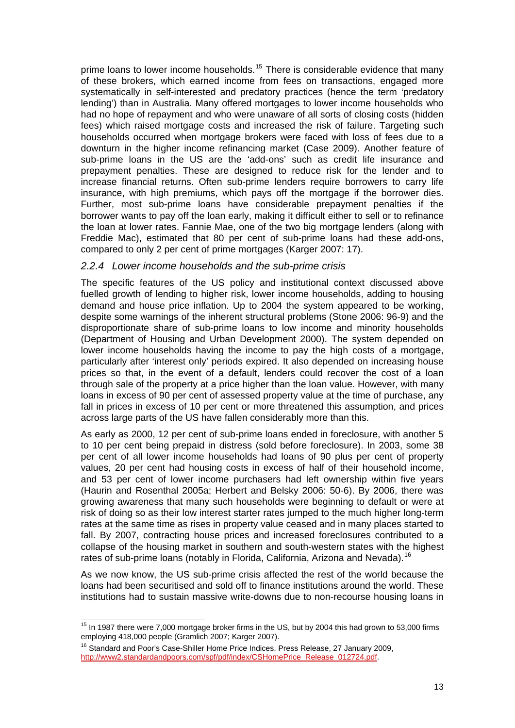prime loans to lower income households.[15] There is considerable evidence that many of these brokers, which earned income from fees on transactions, engaged more systematically in self-interested and predatory practices (hence the term 'predatory lending') than in Australia. Many offered mortgages to lower income households who had no hope of repayment and who were unaware of all sorts of closing costs (hidden fees) which raised mortgage costs and increased the risk of failure. Targeting such households occurred when mortgage brokers were faced with loss of fees due to a downturn in the higher income refinancing market (Case 2009). Another feature of sub-prime loans in the US are the 'add-ons' such as credit life insurance and prepayment penalties. These are designed to reduce risk for the lender and to increase financial returns. Often sub-prime lenders require borrowers to carry life insurance, with high premiums, which pays off the mortgage if the borrower dies. Further, most sub-prime loans have considerable prepayment penalties if the borrower wants to pay off the loan early, making it difficult either to sell or to refinance the loan at lower rates. Fannie Mae, one of the two big mortgage lenders (along with Freddie Mac), estimated that 80 per cent of sub-prime loans had these add-ons, compared to only 2 per cent of prime mortgages (Karger 2007: 17).

### *2.2.4 Lower income households and the sub-prime crisis*

The specific features of the US policy and institutional context discussed above fuelled growth of lending to higher risk, lower income households, adding to housing demand and house price inflation. Up to 2004 the system appeared to be working, despite some warnings of the inherent structural problems (Stone 2006: 96-9) and the disproportionate share of sub-prime loans to low income and minority households (Department of Housing and Urban Development 2000). The system depended on lower income households having the income to pay the high costs of a mortgage, particularly after 'interest only' periods expired. It also depended on increasing house prices so that, in the event of a default, lenders could recover the cost of a loan through sale of the property at a price higher than the loan value. However, with many loans in excess of 90 per cent of assessed property value at the time of purchase, any fall in prices in excess of 10 per cent or more threatened this assumption, and prices across large parts of the US have fallen considerably more than this.

As early as 2000, 12 per cent of sub-prime loans ended in foreclosure, with another 5 to 10 per cent being prepaid in distress (sold before foreclosure). In 2003, some 38 per cent of all lower income households had loans of 90 plus per cent of property values, 20 per cent had housing costs in excess of half of their household income, and 53 per cent of lower income purchasers had left ownership within five years (Haurin and Rosenthal 2005a; Herbert and Belsky 2006: 50-6). By 2006, there was growing awareness that many such households were beginning to default or were at risk of doing so as their low interest starter rates jumped to the much higher long-term rates at the same time as rises in property value ceased and in many places started to fall. By 2007, contracting house prices and increased foreclosures contributed to a collapse of the housing market in southern and south-western states with the highest rates of sub-prime loans (notably in Florida, California, Arizona and Nevada).[16]

As we now know, the US sub-prime crisis affected the rest of the world because the loans had been securitised and sold off to finance institutions around the world. These institutions had to sustain massive write-downs due to non-recourse housing loans in

---

[15] In 1987 there were 7,000 mortgage broker firms in the US, but by 2004 this had grown to 53,000 firms employing 418,000 people (Gramlich 2007; Karger 2007).

[16] Standard and Poor's Case-Shiller Home Price Indices, Press Release, 27 January 2009, http://www2.standardandpoors.com/spf/pdf/index/CSHomePrice_Release_012724.pdf.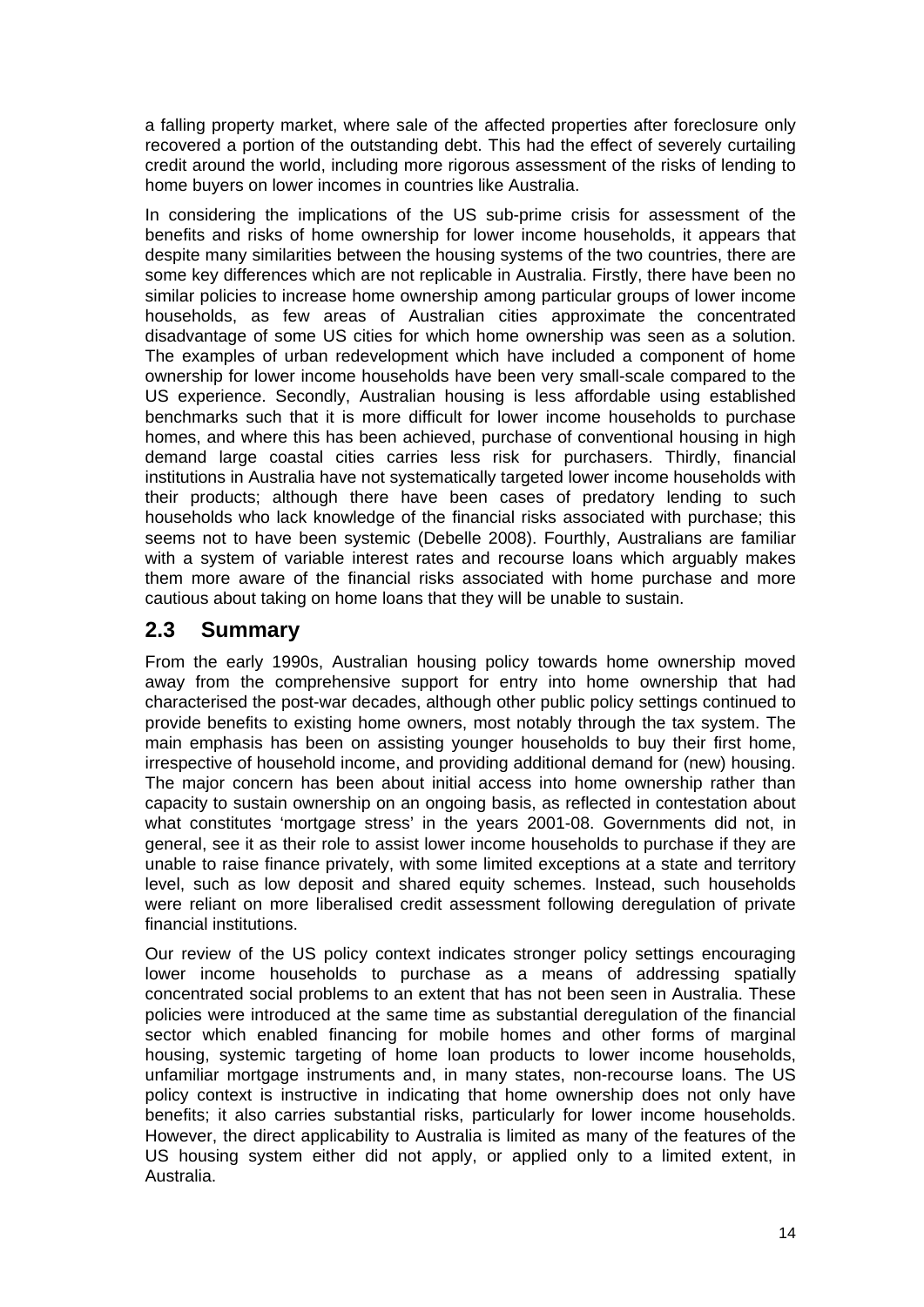a falling property market, where sale of the affected properties after foreclosure only recovered a portion of the outstanding debt. This had the effect of severely curtailing credit around the world, including more rigorous assessment of the risks of lending to home buyers on lower incomes in countries like Australia.

In considering the implications of the US sub-prime crisis for assessment of the benefits and risks of home ownership for lower income households, it appears that despite many similarities between the housing systems of the two countries, there are some key differences which are not replicable in Australia. Firstly, there have been no similar policies to increase home ownership among particular groups of lower income households, as few areas of Australian cities approximate the concentrated disadvantage of some US cities for which home ownership was seen as a solution. The examples of urban redevelopment which have included a component of home ownership for lower income households have been very small-scale compared to the US experience. Secondly, Australian housing is less affordable using established benchmarks such that it is more difficult for lower income households to purchase homes, and where this has been achieved, purchase of conventional housing in high demand large coastal cities carries less risk for purchasers. Thirdly, financial institutions in Australia have not systematically targeted lower income households with their products; although there have been cases of predatory lending to such households who lack knowledge of the financial risks associated with purchase; this seems not to have been systemic (Debelle 2008). Fourthly, Australians are familiar with a system of variable interest rates and recourse loans which arguably makes them more aware of the financial risks associated with home purchase and more cautious about taking on home loans that they will be unable to sustain.

## 2.3 Summary

From the early 1990s, Australian housing policy towards home ownership moved away from the comprehensive support for entry into home ownership that had characterised the post-war decades, although other public policy settings continued to provide benefits to existing home owners, most notably through the tax system. The main emphasis has been on assisting younger households to buy their first home, irrespective of household income, and providing additional demand for (new) housing. The major concern has been about initial access into home ownership rather than capacity to sustain ownership on an ongoing basis, as reflected in contestation about what constitutes 'mortgage stress' in the years 2001-08. Governments did not, in general, see it as their role to assist lower income households to purchase if they are unable to raise finance privately, with some limited exceptions at a state and territory level, such as low deposit and shared equity schemes. Instead, such households were reliant on more liberalised credit assessment following deregulation of private financial institutions.

Our review of the US policy context indicates stronger policy settings encouraging lower income households to purchase as a means of addressing spatially concentrated social problems to an extent that has not been seen in Australia. These policies were introduced at the same time as substantial deregulation of the financial sector which enabled financing for mobile homes and other forms of marginal housing, systemic targeting of home loan products to lower income households, unfamiliar mortgage instruments and, in many states, non-recourse loans. The US policy context is instructive in indicating that home ownership does not only have benefits; it also carries substantial risks, particularly for lower income households. However, the direct applicability to Australia is limited as many of the features of the US housing system either did not apply, or applied only to a limited extent, in Australia.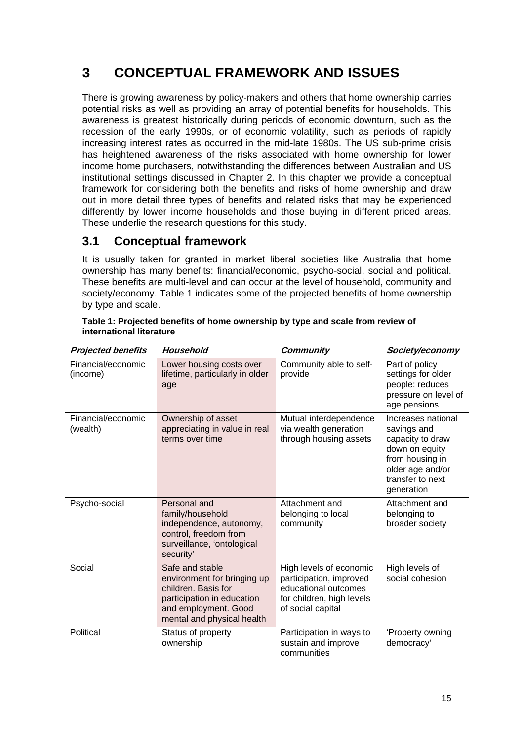# 3 CONCEPTUAL FRAMEWORK AND ISSUES

There is growing awareness by policy-makers and others that home ownership carries potential risks as well as providing an array of potential benefits for households. This awareness is greatest historically during periods of economic downturn, such as the recession of the early 1990s, or of economic volatility, such as periods of rapidly increasing interest rates as occurred in the mid-late 1980s. The US sub-prime crisis has heightened awareness of the risks associated with home ownership for lower income home purchasers, notwithstanding the differences between Australian and US institutional settings discussed in Chapter 2. In this chapter we provide a conceptual framework for considering both the benefits and risks of home ownership and draw out in more detail three types of benefits and related risks that may be experienced differently by lower income households and those buying in different priced areas. These underlie the research questions for this study.

## 3.1 Conceptual framework

It is usually taken for granted in market liberal societies like Australia that home ownership has many benefits: financial/economic, psycho-social, social and political. These benefits are multi-level and can occur at the level of household, community and society/economy. Table 1 indicates some of the projected benefits of home ownership by type and scale.

**Table 1: Projected benefits of home ownership by type and scale from review of international literature**

| *Projected benefits* | *Household* | *Community* | *Society/economy* |
|---|---|---|---|
| Financial/economic (income) | Lower housing costs over lifetime, particularly in older age | Community able to self-provide | Part of policy settings for older people: reduces pressure on level of age pensions |
| Financial/economic (wealth) | Ownership of asset appreciating in value in real terms over time | Mutual interdependence via wealth generation through housing assets | Increases national savings and capacity to draw down on equity from housing in older age and/or transfer to next generation |
| Psycho-social | Personal and family/household independence, autonomy, control, freedom from surveillance, 'ontological security' | Attachment and belonging to local community | Attachment and belonging to broader society |
| Social | Safe and stable environment for bringing up children. Basis for participation in education and employment. Good mental and physical health | High levels of economic participation, improved educational outcomes for children, high levels of social capital | High levels of social cohesion |
| Political | Status of property ownership | Participation in ways to sustain and improve communities | 'Property owning democracy' |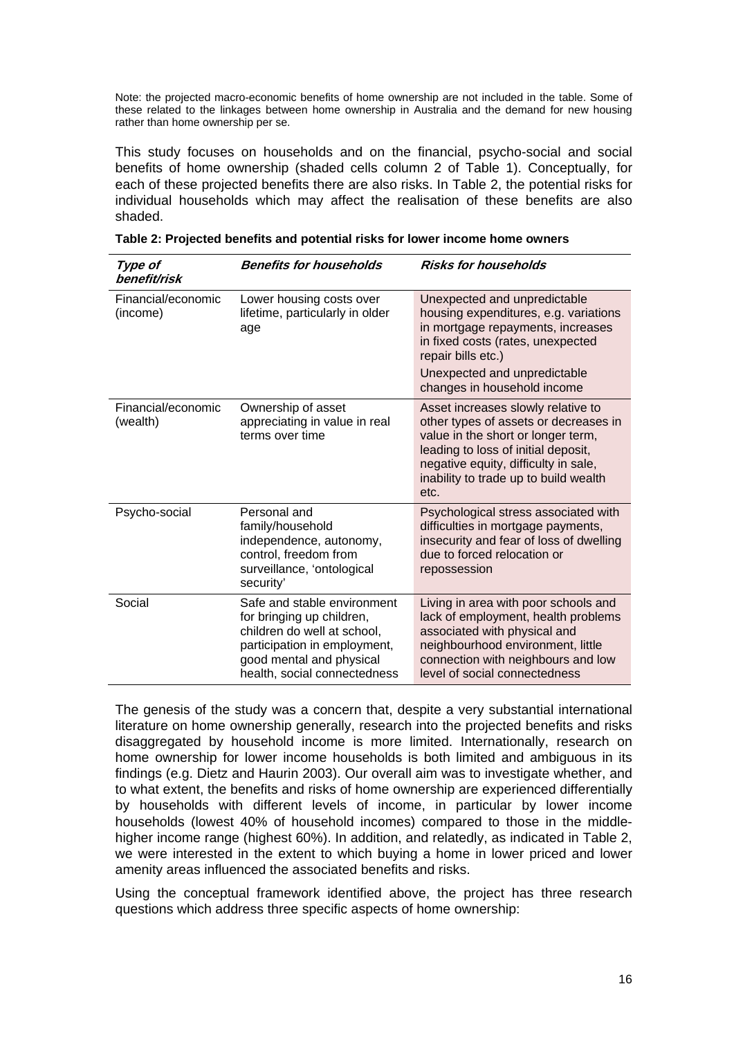Note: the projected macro-economic benefits of home ownership are not included in the table. Some of these related to the linkages between home ownership in Australia and the demand for new housing rather than home ownership per se.

This study focuses on households and on the financial, psycho-social and social benefits of home ownership (shaded cells column 2 of Table 1). Conceptually, for each of these projected benefits there are also risks. In Table 2, the potential risks for individual households which may affect the realisation of these benefits are also shaded.

**Table 2: Projected benefits and potential risks for lower income home owners**

| *Type of benefit/risk* | *Benefits for households* | *Risks for households* |
|---|---|---|
| Financial/economic (income) | Lower housing costs over lifetime, particularly in older age | Unexpected and unpredictable housing expenditures, e.g. variations in mortgage repayments, increases in fixed costs (rates, unexpected repair bills etc.)<br>Unexpected and unpredictable changes in household income |
| Financial/economic (wealth) | Ownership of asset appreciating in value in real terms over time | Asset increases slowly relative to other types of assets or decreases in value in the short or longer term, leading to loss of initial deposit, negative equity, difficulty in sale, inability to trade up to build wealth etc. |
| Psycho-social | Personal and family/household independence, autonomy, control, freedom from surveillance, 'ontological security' | Psychological stress associated with difficulties in mortgage payments, insecurity and fear of loss of dwelling due to forced relocation or repossession |
| Social | Safe and stable environment for bringing up children, children do well at school, participation in employment, good mental and physical health, social connectedness | Living in area with poor schools and lack of employment, health problems associated with physical and neighbourhood environment, little connection with neighbours and low level of social connectedness |

The genesis of the study was a concern that, despite a very substantial international literature on home ownership generally, research into the projected benefits and risks disaggregated by household income is more limited. Internationally, research on home ownership for lower income households is both limited and ambiguous in its findings (e.g. Dietz and Haurin 2003). Our overall aim was to investigate whether, and to what extent, the benefits and risks of home ownership are experienced differentially by households with different levels of income, in particular by lower income households (lowest 40% of household incomes) compared to those in the middle-higher income range (highest 60%). In addition, and relatedly, as indicated in Table 2, we were interested in the extent to which buying a home in lower priced and lower amenity areas influenced the associated benefits and risks.

Using the conceptual framework identified above, the project has three research questions which address three specific aspects of home ownership: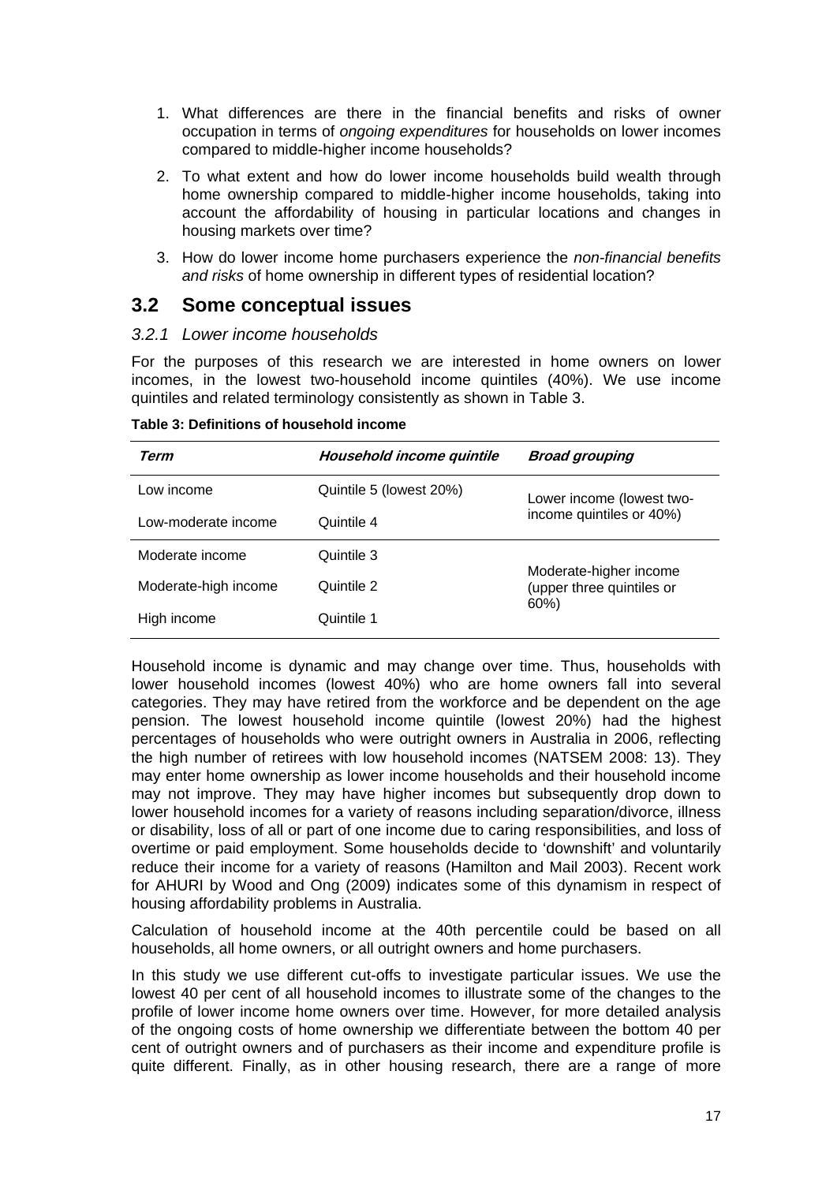1. What differences are there in the financial benefits and risks of owner occupation in terms of *ongoing expenditures* for households on lower incomes compared to middle-higher income households?
2. To what extent and how do lower income households build wealth through home ownership compared to middle-higher income households, taking into account the affordability of housing in particular locations and changes in housing markets over time?
3. How do lower income home purchasers experience the *non-financial benefits and risks* of home ownership in different types of residential location?

## 3.2 Some conceptual issues

### *3.2.1 Lower income households*

For the purposes of this research we are interested in home owners on lower incomes, in the lowest two-household income quintiles (40%). We use income quintiles and related terminology consistently as shown in Table 3.

**Table 3: Definitions of household income**

| *Term* | *Household income quintile* | *Broad grouping* |
|---|---|---|
| Low income | Quintile 5 (lowest 20%) | Lower income (lowest two-income quintiles or 40%) |
| Low-moderate income | Quintile 4 | |
| Moderate income | Quintile 3 | Moderate-higher income (upper three quintiles or 60%) |
| Moderate-high income | Quintile 2 | |
| High income | Quintile 1 | |

Household income is dynamic and may change over time. Thus, households with lower household incomes (lowest 40%) who are home owners fall into several categories. They may have retired from the workforce and be dependent on the age pension. The lowest household income quintile (lowest 20%) had the highest percentages of households who were outright owners in Australia in 2006, reflecting the high number of retirees with low household incomes (NATSEM 2008: 13). They may enter home ownership as lower income households and their household income may not improve. They may have higher incomes but subsequently drop down to lower household incomes for a variety of reasons including separation/divorce, illness or disability, loss of all or part of one income due to caring responsibilities, and loss of overtime or paid employment. Some households decide to 'downshift' and voluntarily reduce their income for a variety of reasons (Hamilton and Mail 2003). Recent work for AHURI by Wood and Ong (2009) indicates some of this dynamism in respect of housing affordability problems in Australia.

Calculation of household income at the 40th percentile could be based on all households, all home owners, or all outright owners and home purchasers.

In this study we use different cut-offs to investigate particular issues. We use the lowest 40 per cent of all household incomes to illustrate some of the changes to the profile of lower income home owners over time. However, for more detailed analysis of the ongoing costs of home ownership we differentiate between the bottom 40 per cent of outright owners and of purchasers as their income and expenditure profile is quite different. Finally, as in other housing research, there are a range of more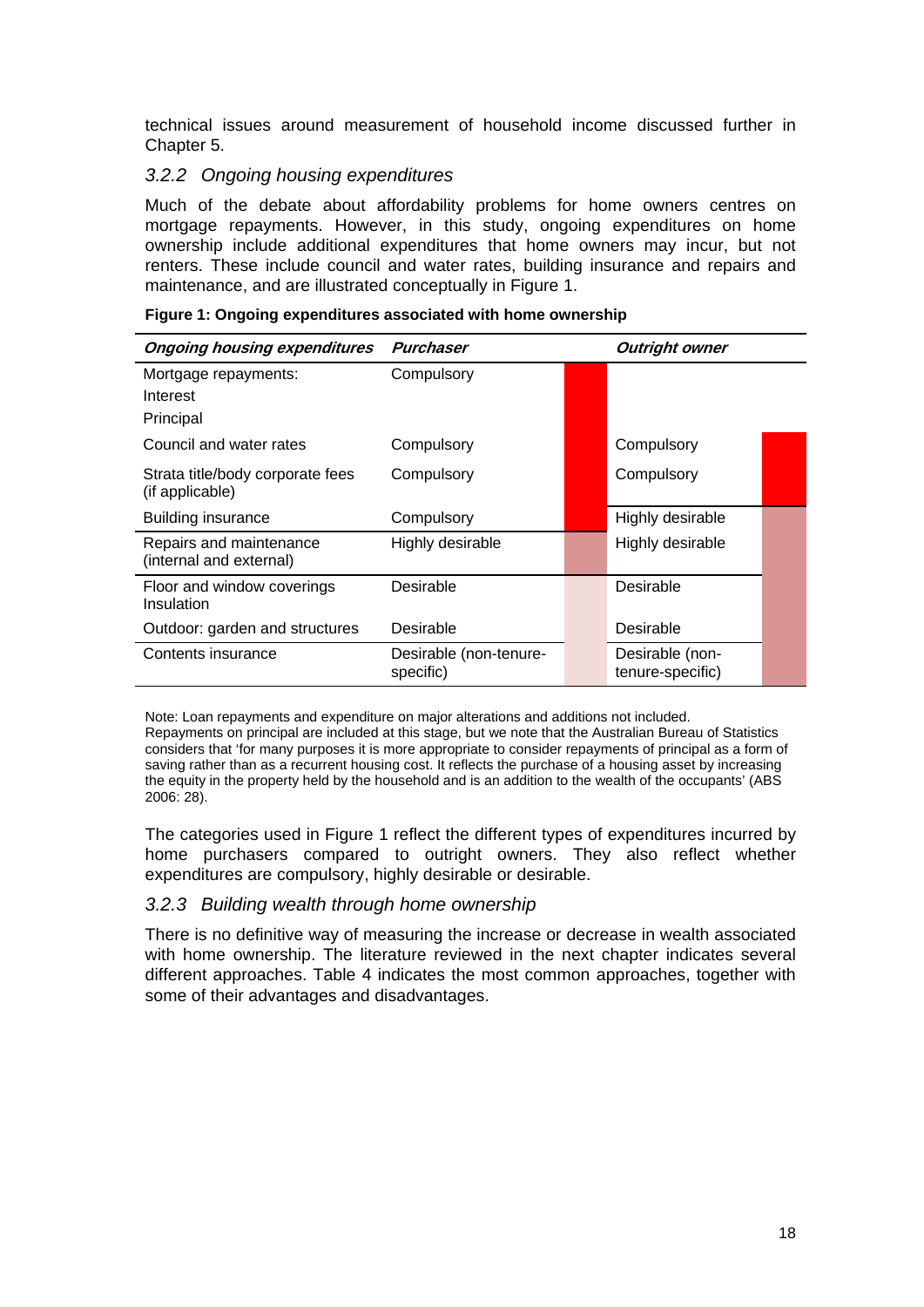technical issues around measurement of household income discussed further in Chapter 5.

### *3.2.2 Ongoing housing expenditures*

Much of the debate about affordability problems for home owners centres on mortgage repayments. However, in this study, ongoing expenditures on home ownership include additional expenditures that home owners may incur, but not renters. These include council and water rates, building insurance and repairs and maintenance, and are illustrated conceptually in Figure 1.

**Figure 1: Ongoing expenditures associated with home ownership**

| ***Ongoing housing expenditures*** | ***Purchaser*** | ***Outright owner*** |
|---|---|---|
| Mortgage repayments:<br>Interest<br>Principal | Compulsory | |
| Council and water rates | Compulsory | Compulsory |
| Strata title/body corporate fees (if applicable) | Compulsory | Compulsory |
| Building insurance | Compulsory | Highly desirable |
| Repairs and maintenance (internal and external) | Highly desirable | Highly desirable |
| Floor and window coverings<br>Insulation | Desirable | Desirable |
| Outdoor: garden and structures | Desirable | Desirable |
| Contents insurance | Desirable (non-tenure-specific) | Desirable (non-tenure-specific) |

Note: Loan repayments and expenditure on major alterations and additions not included.
Repayments on principal are included at this stage, but we note that the Australian Bureau of Statistics considers that 'for many purposes it is more appropriate to consider repayments of principal as a form of saving rather than as a recurrent housing cost. It reflects the purchase of a housing asset by increasing the equity in the property held by the household and is an addition to the wealth of the occupants' (ABS 2006: 28).

The categories used in Figure 1 reflect the different types of expenditures incurred by home purchasers compared to outright owners. They also reflect whether expenditures are compulsory, highly desirable or desirable.

### *3.2.3 Building wealth through home ownership*

There is no definitive way of measuring the increase or decrease in wealth associated with home ownership. The literature reviewed in the next chapter indicates several different approaches. Table 4 indicates the most common approaches, together with some of their advantages and disadvantages.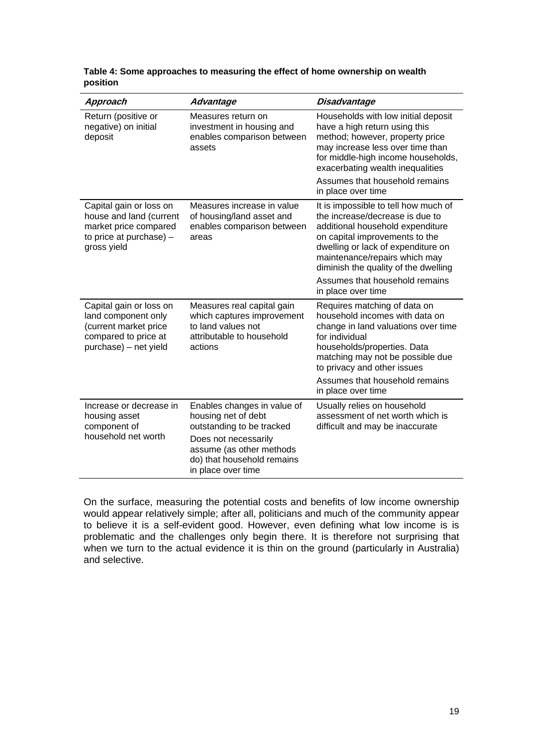**Table 4: Some approaches to measuring the effect of home ownership on wealth position**

| *Approach* | *Advantage* | *Disadvantage* |
|---|---|---|
| Return (positive or negative) on initial deposit | Measures return on investment in housing and enables comparison between assets | Households with low initial deposit have a high return using this method; however, property price may increase less over time than for middle-high income households, exacerbating wealth inequalities<br><br>Assumes that household remains in place over time |
| Capital gain or loss on house and land (current market price compared to price at purchase) – gross yield | Measures increase in value of housing/land asset and enables comparison between areas | It is impossible to tell how much of the increase/decrease is due to additional household expenditure on capital improvements to the dwelling or lack of expenditure on maintenance/repairs which may diminish the quality of the dwelling<br><br>Assumes that household remains in place over time |
| Capital gain or loss on land component only (current market price compared to price at purchase) – net yield | Measures real capital gain which captures improvement to land values not attributable to household actions | Requires matching of data on household incomes with data on change in land valuations over time for individual households/properties. Data matching may not be possible due to privacy and other issues<br><br>Assumes that household remains in place over time |
| Increase or decrease in housing asset component of household net worth | Enables changes in value of housing net of debt outstanding to be tracked<br><br>Does not necessarily assume (as other methods do) that household remains in place over time | Usually relies on household assessment of net worth which is difficult and may be inaccurate |

On the surface, measuring the potential costs and benefits of low income ownership would appear relatively simple; after all, politicians and much of the community appear to believe it is a self-evident good. However, even defining what low income is is problematic and the challenges only begin there. It is therefore not surprising that when we turn to the actual evidence it is thin on the ground (particularly in Australia) and selective.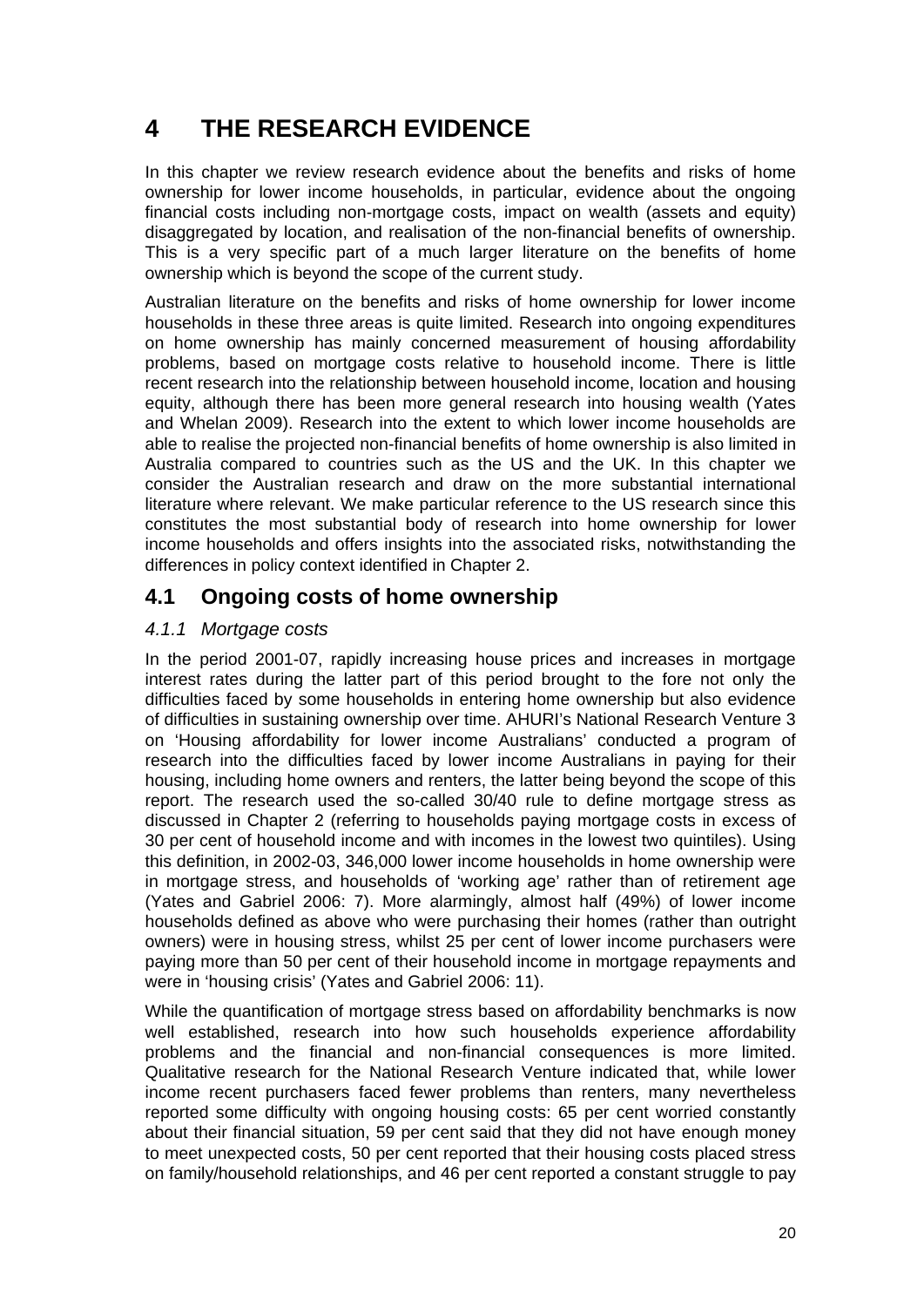# 4 THE RESEARCH EVIDENCE

In this chapter we review research evidence about the benefits and risks of home ownership for lower income households, in particular, evidence about the ongoing financial costs including non-mortgage costs, impact on wealth (assets and equity) disaggregated by location, and realisation of the non-financial benefits of ownership. This is a very specific part of a much larger literature on the benefits of home ownership which is beyond the scope of the current study.

Australian literature on the benefits and risks of home ownership for lower income households in these three areas is quite limited. Research into ongoing expenditures on home ownership has mainly concerned measurement of housing affordability problems, based on mortgage costs relative to household income. There is little recent research into the relationship between household income, location and housing equity, although there has been more general research into housing wealth (Yates and Whelan 2009). Research into the extent to which lower income households are able to realise the projected non-financial benefits of home ownership is also limited in Australia compared to countries such as the US and the UK. In this chapter we consider the Australian research and draw on the more substantial international literature where relevant. We make particular reference to the US research since this constitutes the most substantial body of research into home ownership for lower income households and offers insights into the associated risks, notwithstanding the differences in policy context identified in Chapter 2.

## 4.1 Ongoing costs of home ownership

### *4.1.1 Mortgage costs*

In the period 2001-07, rapidly increasing house prices and increases in mortgage interest rates during the latter part of this period brought to the fore not only the difficulties faced by some households in entering home ownership but also evidence of difficulties in sustaining ownership over time. AHURI's National Research Venture 3 on 'Housing affordability for lower income Australians' conducted a program of research into the difficulties faced by lower income Australians in paying for their housing, including home owners and renters, the latter being beyond the scope of this report. The research used the so-called 30/40 rule to define mortgage stress as discussed in Chapter 2 (referring to households paying mortgage costs in excess of 30 per cent of household income and with incomes in the lowest two quintiles). Using this definition, in 2002-03, 346,000 lower income households in home ownership were in mortgage stress, and households of 'working age' rather than of retirement age (Yates and Gabriel 2006: 7). More alarmingly, almost half (49%) of lower income households defined as above who were purchasing their homes (rather than outright owners) were in housing stress, whilst 25 per cent of lower income purchasers were paying more than 50 per cent of their household income in mortgage repayments and were in 'housing crisis' (Yates and Gabriel 2006: 11).

While the quantification of mortgage stress based on affordability benchmarks is now well established, research into how such households experience affordability problems and the financial and non-financial consequences is more limited. Qualitative research for the National Research Venture indicated that, while lower income recent purchasers faced fewer problems than renters, many nevertheless reported some difficulty with ongoing housing costs: 65 per cent worried constantly about their financial situation, 59 per cent said that they did not have enough money to meet unexpected costs, 50 per cent reported that their housing costs placed stress on family/household relationships, and 46 per cent reported a constant struggle to pay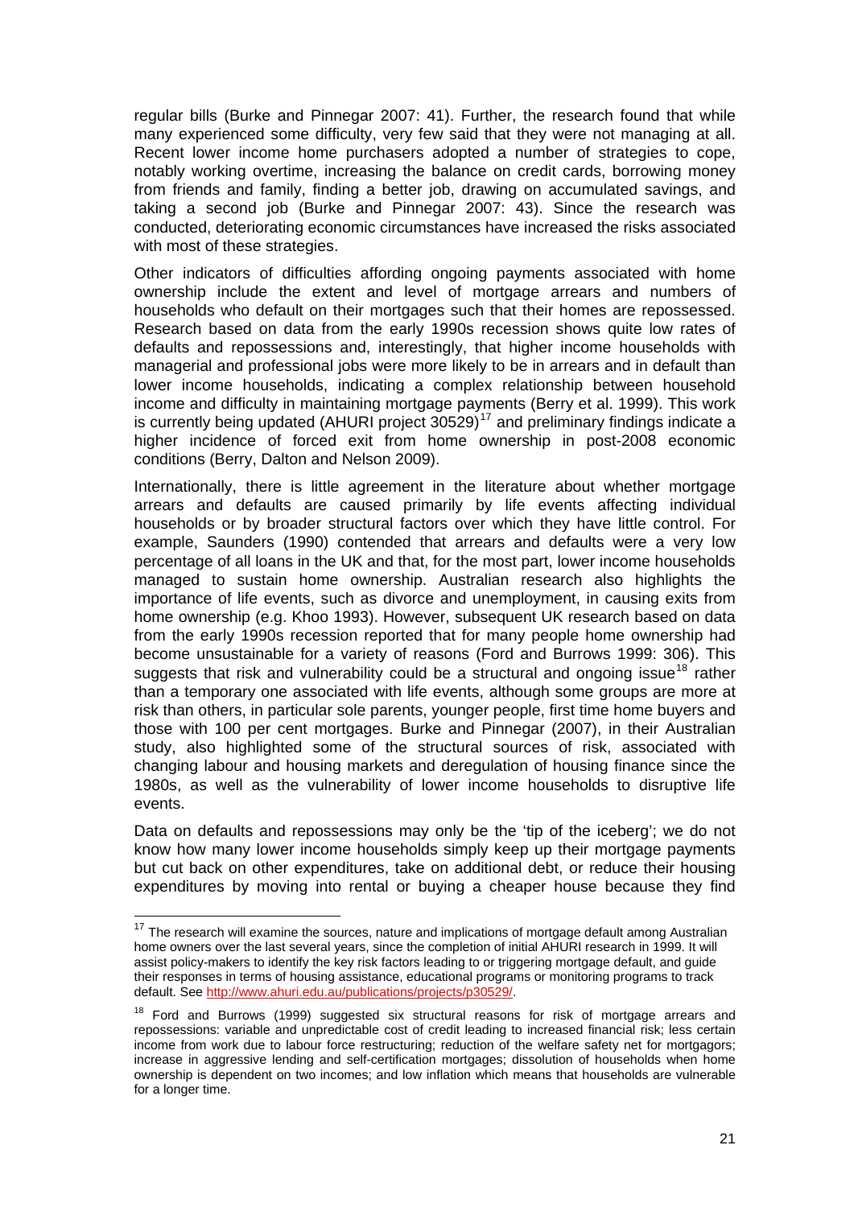regular bills (Burke and Pinnegar 2007: 41). Further, the research found that while many experienced some difficulty, very few said that they were not managing at all. Recent lower income home purchasers adopted a number of strategies to cope, notably working overtime, increasing the balance on credit cards, borrowing money from friends and family, finding a better job, drawing on accumulated savings, and taking a second job (Burke and Pinnegar 2007: 43). Since the research was conducted, deteriorating economic circumstances have increased the risks associated with most of these strategies.

Other indicators of difficulties affording ongoing payments associated with home ownership include the extent and level of mortgage arrears and numbers of households who default on their mortgages such that their homes are repossessed. Research based on data from the early 1990s recession shows quite low rates of defaults and repossessions and, interestingly, that higher income households with managerial and professional jobs were more likely to be in arrears and in default than lower income households, indicating a complex relationship between household income and difficulty in maintaining mortgage payments (Berry et al. 1999). This work is currently being updated (AHURI project 30529)[17] and preliminary findings indicate a higher incidence of forced exit from home ownership in post-2008 economic conditions (Berry, Dalton and Nelson 2009).

Internationally, there is little agreement in the literature about whether mortgage arrears and defaults are caused primarily by life events affecting individual households or by broader structural factors over which they have little control. For example, Saunders (1990) contended that arrears and defaults were a very low percentage of all loans in the UK and that, for the most part, lower income households managed to sustain home ownership. Australian research also highlights the importance of life events, such as divorce and unemployment, in causing exits from home ownership (e.g. Khoo 1993). However, subsequent UK research based on data from the early 1990s recession reported that for many people home ownership had become unsustainable for a variety of reasons (Ford and Burrows 1999: 306). This suggests that risk and vulnerability could be a structural and ongoing issue[18] rather than a temporary one associated with life events, although some groups are more at risk than others, in particular sole parents, younger people, first time home buyers and those with 100 per cent mortgages. Burke and Pinnegar (2007), in their Australian study, also highlighted some of the structural sources of risk, associated with changing labour and housing markets and deregulation of housing finance since the 1980s, as well as the vulnerability of lower income households to disruptive life events.

Data on defaults and repossessions may only be the 'tip of the iceberg'; we do not know how many lower income households simply keep up their mortgage payments but cut back on other expenditures, take on additional debt, or reduce their housing expenditures by moving into rental or buying a cheaper house because they find

[17] The research will examine the sources, nature and implications of mortgage default among Australian home owners over the last several years, since the completion of initial AHURI research in 1999. It will assist policy-makers to identify the key risk factors leading to or triggering mortgage default, and guide their responses in terms of housing assistance, educational programs or monitoring programs to track default. See http://www.ahuri.edu.au/publications/projects/p30529/.

[18] Ford and Burrows (1999) suggested six structural reasons for risk of mortgage arrears and repossessions: variable and unpredictable cost of credit leading to increased financial risk; less certain income from work due to labour force restructuring; reduction of the welfare safety net for mortgagors; increase in aggressive lending and self-certification mortgages; dissolution of households when home ownership is dependent on two incomes; and low inflation which means that households are vulnerable for a longer time.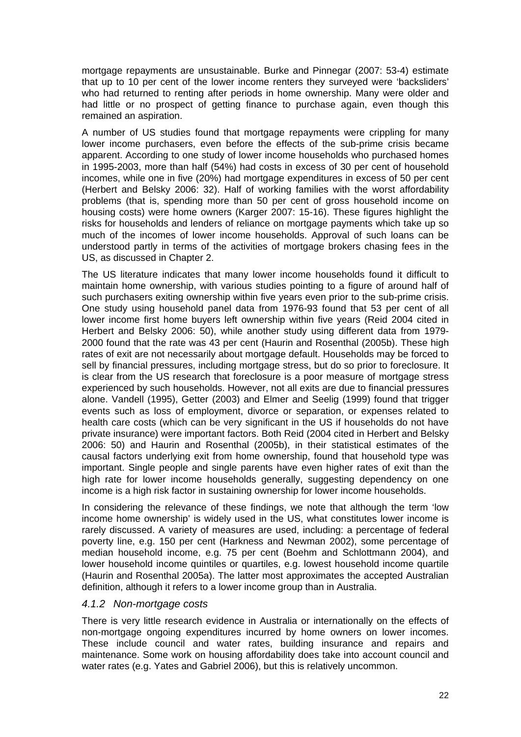mortgage repayments are unsustainable. Burke and Pinnegar (2007: 53-4) estimate that up to 10 per cent of the lower income renters they surveyed were 'backsliders' who had returned to renting after periods in home ownership. Many were older and had little or no prospect of getting finance to purchase again, even though this remained an aspiration.

A number of US studies found that mortgage repayments were crippling for many lower income purchasers, even before the effects of the sub-prime crisis became apparent. According to one study of lower income households who purchased homes in 1995-2003, more than half (54%) had costs in excess of 30 per cent of household incomes, while one in five (20%) had mortgage expenditures in excess of 50 per cent (Herbert and Belsky 2006: 32). Half of working families with the worst affordability problems (that is, spending more than 50 per cent of gross household income on housing costs) were home owners (Karger 2007: 15-16). These figures highlight the risks for households and lenders of reliance on mortgage payments which take up so much of the incomes of lower income households. Approval of such loans can be understood partly in terms of the activities of mortgage brokers chasing fees in the US, as discussed in Chapter 2.

The US literature indicates that many lower income households found it difficult to maintain home ownership, with various studies pointing to a figure of around half of such purchasers exiting ownership within five years even prior to the sub-prime crisis. One study using household panel data from 1976-93 found that 53 per cent of all lower income first home buyers left ownership within five years (Reid 2004 cited in Herbert and Belsky 2006: 50), while another study using different data from 1979-2000 found that the rate was 43 per cent (Haurin and Rosenthal (2005b). These high rates of exit are not necessarily about mortgage default. Households may be forced to sell by financial pressures, including mortgage stress, but do so prior to foreclosure. It is clear from the US research that foreclosure is a poor measure of mortgage stress experienced by such households. However, not all exits are due to financial pressures alone. Vandell (1995), Getter (2003) and Elmer and Seelig (1999) found that trigger events such as loss of employment, divorce or separation, or expenses related to health care costs (which can be very significant in the US if households do not have private insurance) were important factors. Both Reid (2004 cited in Herbert and Belsky 2006: 50) and Haurin and Rosenthal (2005b), in their statistical estimates of the causal factors underlying exit from home ownership, found that household type was important. Single people and single parents have even higher rates of exit than the high rate for lower income households generally, suggesting dependency on one income is a high risk factor in sustaining ownership for lower income households.

In considering the relevance of these findings, we note that although the term 'low income home ownership' is widely used in the US, what constitutes lower income is rarely discussed. A variety of measures are used, including: a percentage of federal poverty line, e.g. 150 per cent (Harkness and Newman 2002), some percentage of median household income, e.g. 75 per cent (Boehm and Schlottmann 2004), and lower household income quintiles or quartiles, e.g. lowest household income quartile (Haurin and Rosenthal 2005a). The latter most approximates the accepted Australian definition, although it refers to a lower income group than in Australia.

### *4.1.2 Non-mortgage costs*

There is very little research evidence in Australia or internationally on the effects of non-mortgage ongoing expenditures incurred by home owners on lower incomes. These include council and water rates, building insurance and repairs and maintenance. Some work on housing affordability does take into account council and water rates (e.g. Yates and Gabriel 2006), but this is relatively uncommon.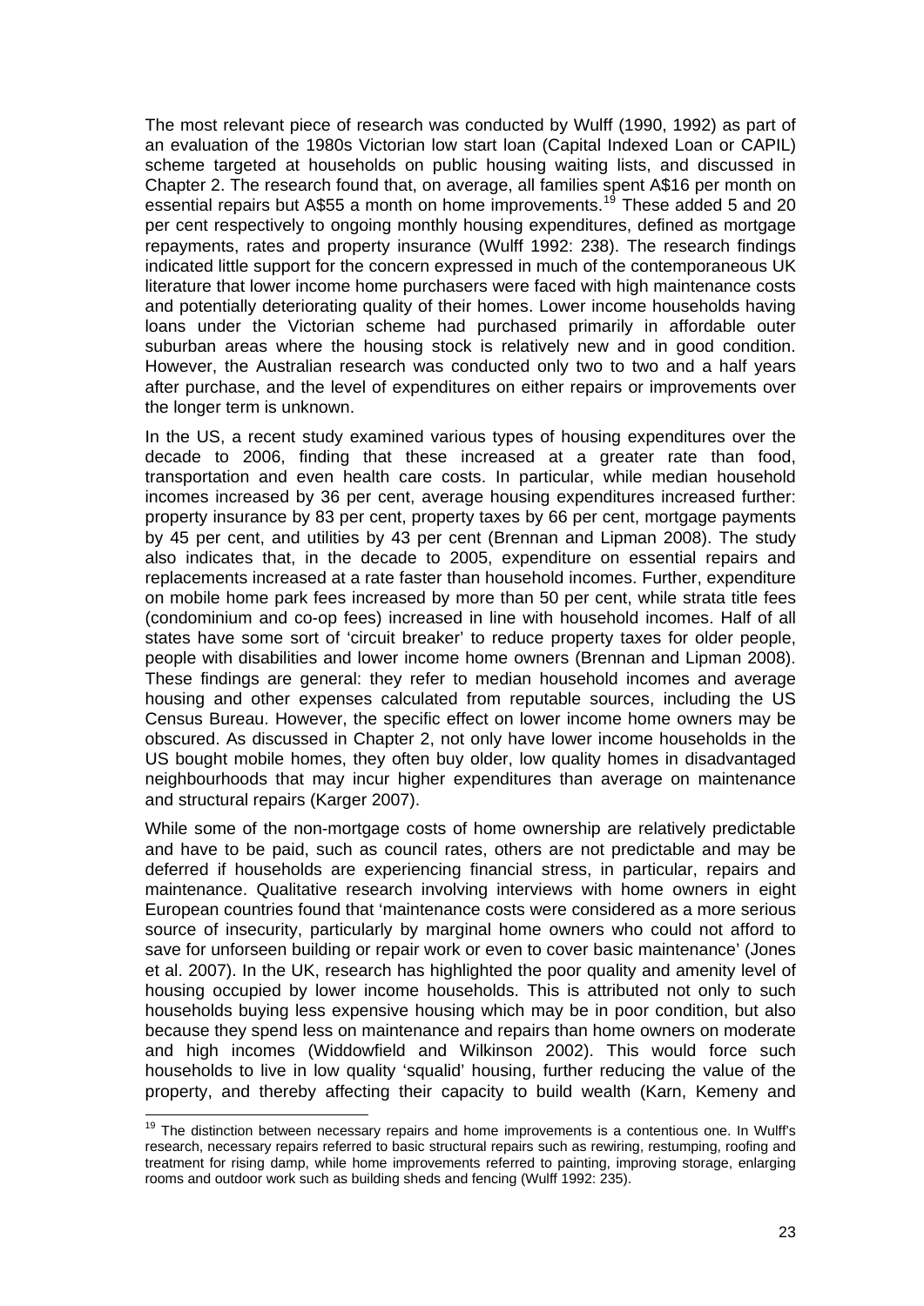The most relevant piece of research was conducted by Wulff (1990, 1992) as part of an evaluation of the 1980s Victorian low start loan (Capital Indexed Loan or CAPIL) scheme targeted at households on public housing waiting lists, and discussed in Chapter 2. The research found that, on average, all families spent A$16 per month on essential repairs but A$55 a month on home improvements.[19] These added 5 and 20 per cent respectively to ongoing monthly housing expenditures, defined as mortgage repayments, rates and property insurance (Wulff 1992: 238). The research findings indicated little support for the concern expressed in much of the contemporaneous UK literature that lower income home purchasers were faced with high maintenance costs and potentially deteriorating quality of their homes. Lower income households having loans under the Victorian scheme had purchased primarily in affordable outer suburban areas where the housing stock is relatively new and in good condition. However, the Australian research was conducted only two to two and a half years after purchase, and the level of expenditures on either repairs or improvements over the longer term is unknown.

In the US, a recent study examined various types of housing expenditures over the decade to 2006, finding that these increased at a greater rate than food, transportation and even health care costs. In particular, while median household incomes increased by 36 per cent, average housing expenditures increased further: property insurance by 83 per cent, property taxes by 66 per cent, mortgage payments by 45 per cent, and utilities by 43 per cent (Brennan and Lipman 2008). The study also indicates that, in the decade to 2005, expenditure on essential repairs and replacements increased at a rate faster than household incomes. Further, expenditure on mobile home park fees increased by more than 50 per cent, while strata title fees (condominium and co-op fees) increased in line with household incomes. Half of all states have some sort of 'circuit breaker' to reduce property taxes for older people, people with disabilities and lower income home owners (Brennan and Lipman 2008). These findings are general: they refer to median household incomes and average housing and other expenses calculated from reputable sources, including the US Census Bureau. However, the specific effect on lower income home owners may be obscured. As discussed in Chapter 2, not only have lower income households in the US bought mobile homes, they often buy older, low quality homes in disadvantaged neighbourhoods that may incur higher expenditures than average on maintenance and structural repairs (Karger 2007).

While some of the non-mortgage costs of home ownership are relatively predictable and have to be paid, such as council rates, others are not predictable and may be deferred if households are experiencing financial stress, in particular, repairs and maintenance. Qualitative research involving interviews with home owners in eight European countries found that 'maintenance costs were considered as a more serious source of insecurity, particularly by marginal home owners who could not afford to save for unforseen building or repair work or even to cover basic maintenance' (Jones et al. 2007). In the UK, research has highlighted the poor quality and amenity level of housing occupied by lower income households. This is attributed not only to such households buying less expensive housing which may be in poor condition, but also because they spend less on maintenance and repairs than home owners on moderate and high incomes (Widdowfield and Wilkinson 2002). This would force such households to live in low quality 'squalid' housing, further reducing the value of the property, and thereby affecting their capacity to build wealth (Karn, Kemeny and

[19] The distinction between necessary repairs and home improvements is a contentious one. In Wulff's research, necessary repairs referred to basic structural repairs such as rewiring, restumping, roofing and treatment for rising damp, while home improvements referred to painting, improving storage, enlarging rooms and outdoor work such as building sheds and fencing (Wulff 1992: 235).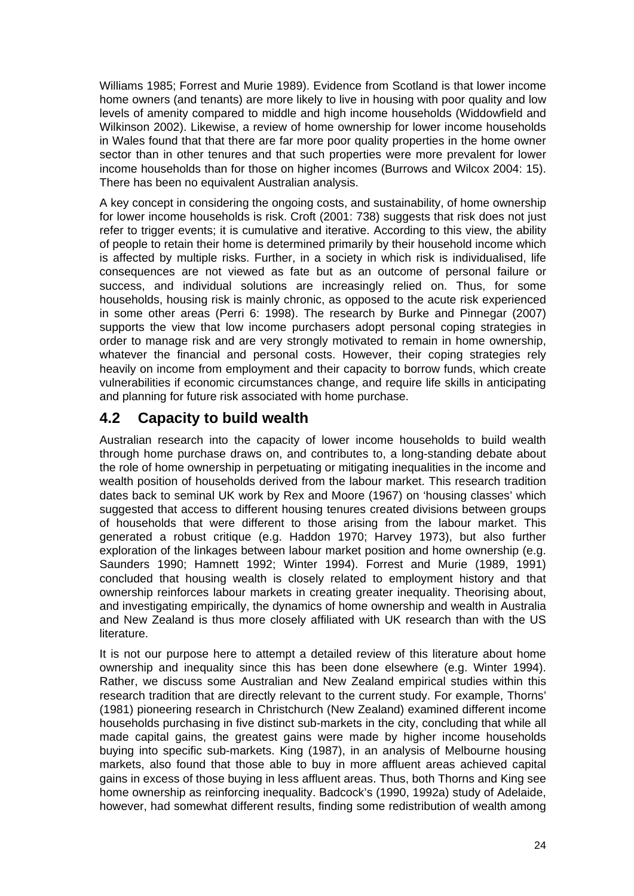Williams 1985; Forrest and Murie 1989). Evidence from Scotland is that lower income home owners (and tenants) are more likely to live in housing with poor quality and low levels of amenity compared to middle and high income households (Widdowfield and Wilkinson 2002). Likewise, a review of home ownership for lower income households in Wales found that that there are far more poor quality properties in the home owner sector than in other tenures and that such properties were more prevalent for lower income households than for those on higher incomes (Burrows and Wilcox 2004: 15). There has been no equivalent Australian analysis.

A key concept in considering the ongoing costs, and sustainability, of home ownership for lower income households is risk. Croft (2001: 738) suggests that risk does not just refer to trigger events; it is cumulative and iterative. According to this view, the ability of people to retain their home is determined primarily by their household income which is affected by multiple risks. Further, in a society in which risk is individualised, life consequences are not viewed as fate but as an outcome of personal failure or success, and individual solutions are increasingly relied on. Thus, for some households, housing risk is mainly chronic, as opposed to the acute risk experienced in some other areas (Perri 6: 1998). The research by Burke and Pinnegar (2007) supports the view that low income purchasers adopt personal coping strategies in order to manage risk and are very strongly motivated to remain in home ownership, whatever the financial and personal costs. However, their coping strategies rely heavily on income from employment and their capacity to borrow funds, which create vulnerabilities if economic circumstances change, and require life skills in anticipating and planning for future risk associated with home purchase.

## 4.2 Capacity to build wealth

Australian research into the capacity of lower income households to build wealth through home purchase draws on, and contributes to, a long-standing debate about the role of home ownership in perpetuating or mitigating inequalities in the income and wealth position of households derived from the labour market. This research tradition dates back to seminal UK work by Rex and Moore (1967) on 'housing classes' which suggested that access to different housing tenures created divisions between groups of households that were different to those arising from the labour market. This generated a robust critique (e.g. Haddon 1970; Harvey 1973), but also further exploration of the linkages between labour market position and home ownership (e.g. Saunders 1990; Hamnett 1992; Winter 1994). Forrest and Murie (1989, 1991) concluded that housing wealth is closely related to employment history and that ownership reinforces labour markets in creating greater inequality. Theorising about, and investigating empirically, the dynamics of home ownership and wealth in Australia and New Zealand is thus more closely affiliated with UK research than with the US literature.

It is not our purpose here to attempt a detailed review of this literature about home ownership and inequality since this has been done elsewhere (e.g. Winter 1994). Rather, we discuss some Australian and New Zealand empirical studies within this research tradition that are directly relevant to the current study. For example, Thorns' (1981) pioneering research in Christchurch (New Zealand) examined different income households purchasing in five distinct sub-markets in the city, concluding that while all made capital gains, the greatest gains were made by higher income households buying into specific sub-markets. King (1987), in an analysis of Melbourne housing markets, also found that those able to buy in more affluent areas achieved capital gains in excess of those buying in less affluent areas. Thus, both Thorns and King see home ownership as reinforcing inequality. Badcock's (1990, 1992a) study of Adelaide, however, had somewhat different results, finding some redistribution of wealth among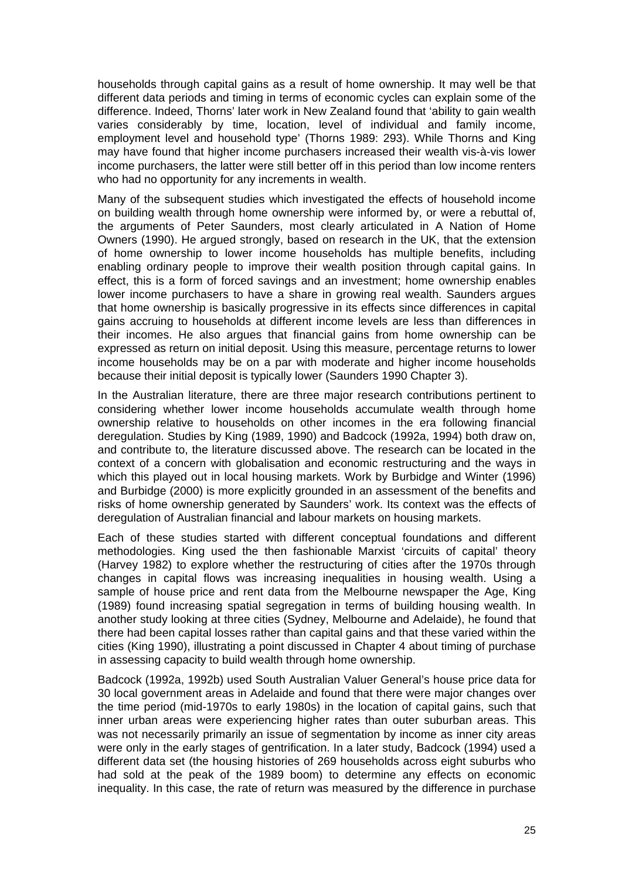households through capital gains as a result of home ownership. It may well be that different data periods and timing in terms of economic cycles can explain some of the difference. Indeed, Thorns' later work in New Zealand found that 'ability to gain wealth varies considerably by time, location, level of individual and family income, employment level and household type' (Thorns 1989: 293). While Thorns and King may have found that higher income purchasers increased their wealth vis-à-vis lower income purchasers, the latter were still better off in this period than low income renters who had no opportunity for any increments in wealth.

Many of the subsequent studies which investigated the effects of household income on building wealth through home ownership were informed by, or were a rebuttal of, the arguments of Peter Saunders, most clearly articulated in A Nation of Home Owners (1990). He argued strongly, based on research in the UK, that the extension of home ownership to lower income households has multiple benefits, including enabling ordinary people to improve their wealth position through capital gains. In effect, this is a form of forced savings and an investment; home ownership enables lower income purchasers to have a share in growing real wealth. Saunders argues that home ownership is basically progressive in its effects since differences in capital gains accruing to households at different income levels are less than differences in their incomes. He also argues that financial gains from home ownership can be expressed as return on initial deposit. Using this measure, percentage returns to lower income households may be on a par with moderate and higher income households because their initial deposit is typically lower (Saunders 1990 Chapter 3).

In the Australian literature, there are three major research contributions pertinent to considering whether lower income households accumulate wealth through home ownership relative to households on other incomes in the era following financial deregulation. Studies by King (1989, 1990) and Badcock (1992a, 1994) both draw on, and contribute to, the literature discussed above. The research can be located in the context of a concern with globalisation and economic restructuring and the ways in which this played out in local housing markets. Work by Burbidge and Winter (1996) and Burbidge (2000) is more explicitly grounded in an assessment of the benefits and risks of home ownership generated by Saunders' work. Its context was the effects of deregulation of Australian financial and labour markets on housing markets.

Each of these studies started with different conceptual foundations and different methodologies. King used the then fashionable Marxist 'circuits of capital' theory (Harvey 1982) to explore whether the restructuring of cities after the 1970s through changes in capital flows was increasing inequalities in housing wealth. Using a sample of house price and rent data from the Melbourne newspaper the Age, King (1989) found increasing spatial segregation in terms of building housing wealth. In another study looking at three cities (Sydney, Melbourne and Adelaide), he found that there had been capital losses rather than capital gains and that these varied within the cities (King 1990), illustrating a point discussed in Chapter 4 about timing of purchase in assessing capacity to build wealth through home ownership.

Badcock (1992a, 1992b) used South Australian Valuer General's house price data for 30 local government areas in Adelaide and found that there were major changes over the time period (mid-1970s to early 1980s) in the location of capital gains, such that inner urban areas were experiencing higher rates than outer suburban areas. This was not necessarily primarily an issue of segmentation by income as inner city areas were only in the early stages of gentrification. In a later study, Badcock (1994) used a different data set (the housing histories of 269 households across eight suburbs who had sold at the peak of the 1989 boom) to determine any effects on economic inequality. In this case, the rate of return was measured by the difference in purchase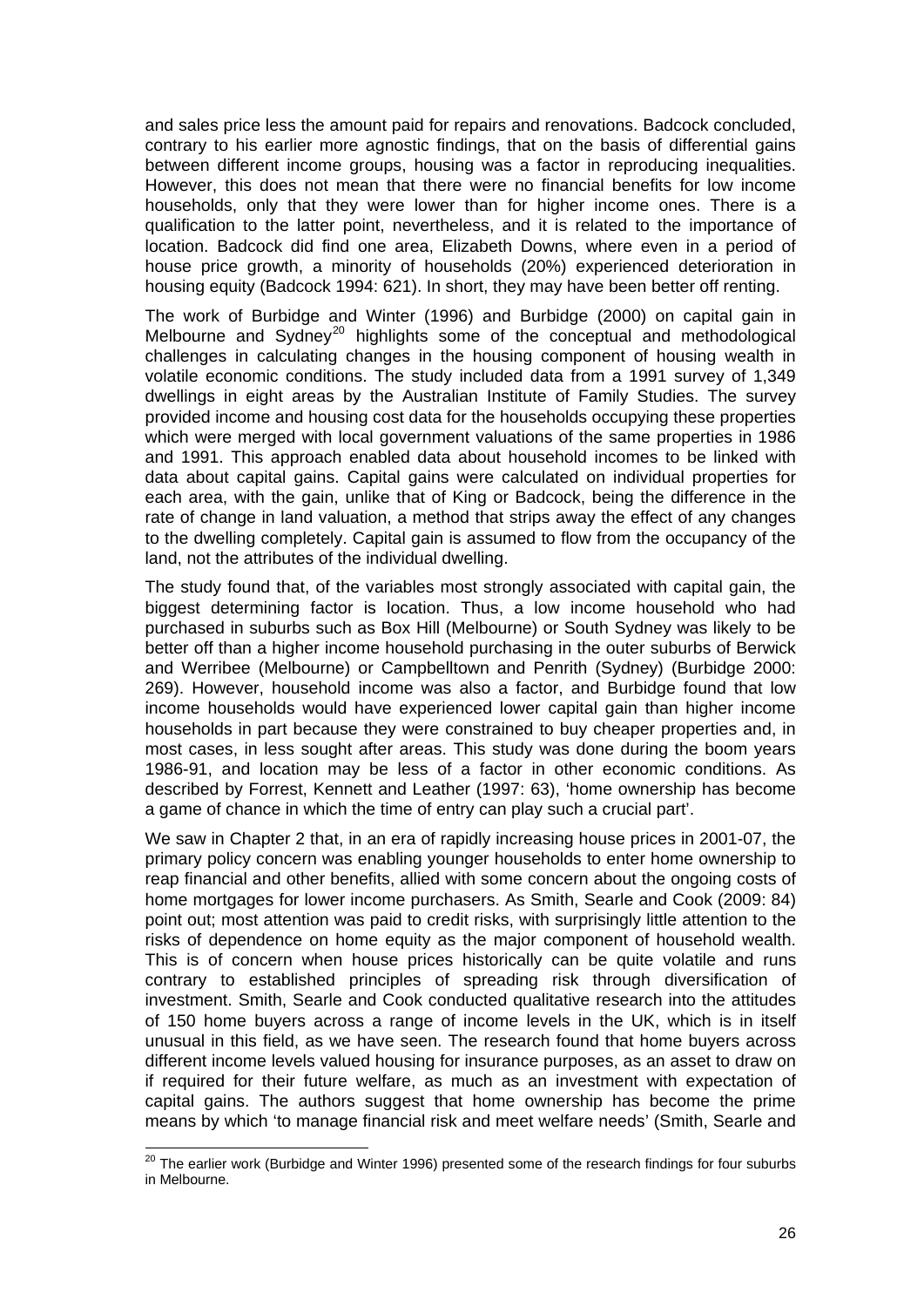and sales price less the amount paid for repairs and renovations. Badcock concluded, contrary to his earlier more agnostic findings, that on the basis of differential gains between different income groups, housing was a factor in reproducing inequalities. However, this does not mean that there were no financial benefits for low income households, only that they were lower than for higher income ones. There is a qualification to the latter point, nevertheless, and it is related to the importance of location. Badcock did find one area, Elizabeth Downs, where even in a period of house price growth, a minority of households (20%) experienced deterioration in housing equity (Badcock 1994: 621). In short, they may have been better off renting.

The work of Burbidge and Winter (1996) and Burbidge (2000) on capital gain in Melbourne and Sydney[20] highlights some of the conceptual and methodological challenges in calculating changes in the housing component of housing wealth in volatile economic conditions. The study included data from a 1991 survey of 1,349 dwellings in eight areas by the Australian Institute of Family Studies. The survey provided income and housing cost data for the households occupying these properties which were merged with local government valuations of the same properties in 1986 and 1991. This approach enabled data about household incomes to be linked with data about capital gains. Capital gains were calculated on individual properties for each area, with the gain, unlike that of King or Badcock, being the difference in the rate of change in land valuation, a method that strips away the effect of any changes to the dwelling completely. Capital gain is assumed to flow from the occupancy of the land, not the attributes of the individual dwelling.

The study found that, of the variables most strongly associated with capital gain, the biggest determining factor is location. Thus, a low income household who had purchased in suburbs such as Box Hill (Melbourne) or South Sydney was likely to be better off than a higher income household purchasing in the outer suburbs of Berwick and Werribee (Melbourne) or Campbelltown and Penrith (Sydney) (Burbidge 2000: 269). However, household income was also a factor, and Burbidge found that low income households would have experienced lower capital gain than higher income households in part because they were constrained to buy cheaper properties and, in most cases, in less sought after areas. This study was done during the boom years 1986-91, and location may be less of a factor in other economic conditions. As described by Forrest, Kennett and Leather (1997: 63), 'home ownership has become a game of chance in which the time of entry can play such a crucial part'.

We saw in Chapter 2 that, in an era of rapidly increasing house prices in 2001-07, the primary policy concern was enabling younger households to enter home ownership to reap financial and other benefits, allied with some concern about the ongoing costs of home mortgages for lower income purchasers. As Smith, Searle and Cook (2009: 84) point out; most attention was paid to credit risks, with surprisingly little attention to the risks of dependence on home equity as the major component of household wealth. This is of concern when house prices historically can be quite volatile and runs contrary to established principles of spreading risk through diversification of investment. Smith, Searle and Cook conducted qualitative research into the attitudes of 150 home buyers across a range of income levels in the UK, which is in itself unusual in this field, as we have seen. The research found that home buyers across different income levels valued housing for insurance purposes, as an asset to draw on if required for their future welfare, as much as an investment with expectation of capital gains. The authors suggest that home ownership has become the prime means by which 'to manage financial risk and meet welfare needs' (Smith, Searle and

[20] The earlier work (Burbidge and Winter 1996) presented some of the research findings for four suburbs in Melbourne.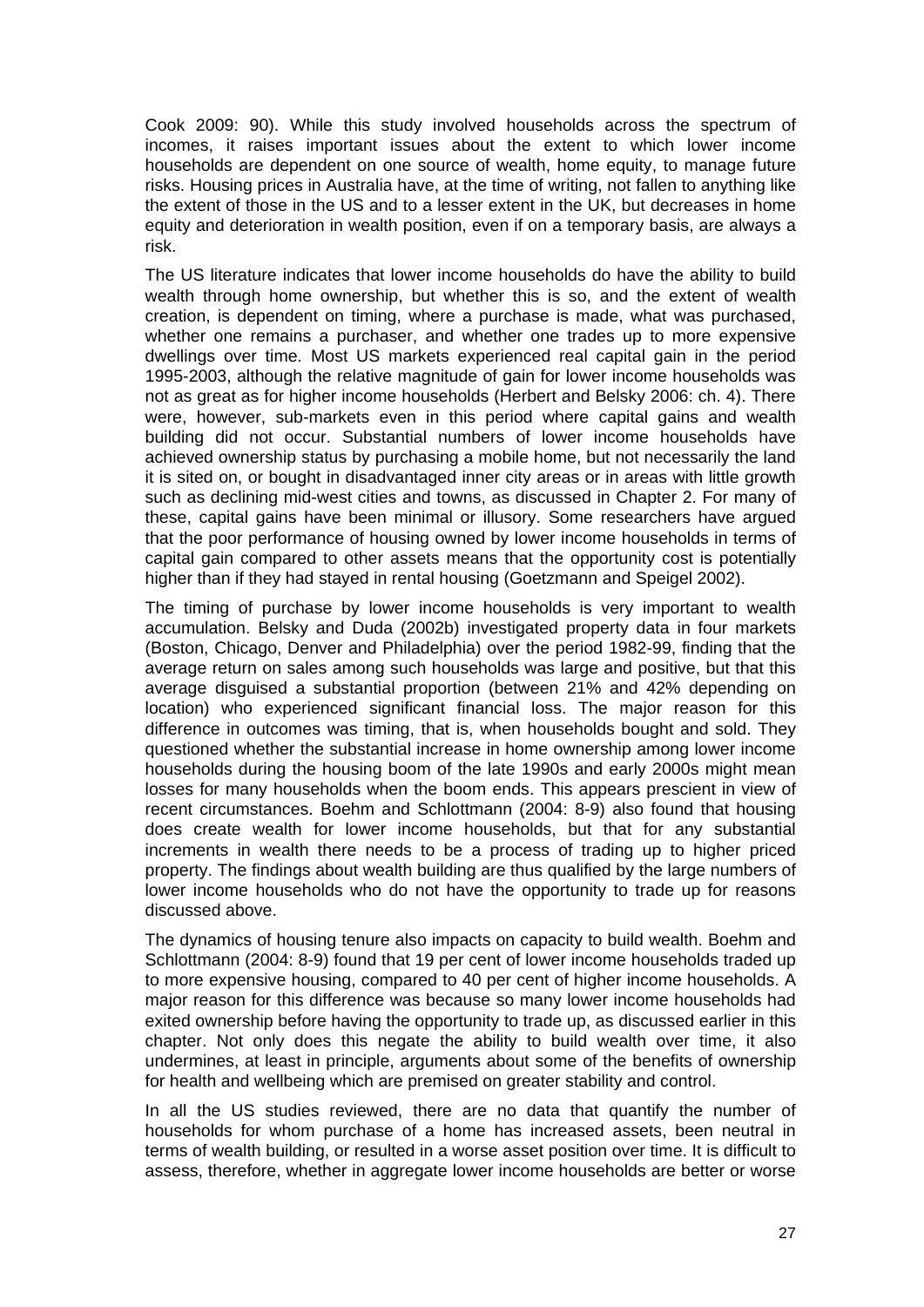Cook 2009: 90). While this study involved households across the spectrum of incomes, it raises important issues about the extent to which lower income households are dependent on one source of wealth, home equity, to manage future risks. Housing prices in Australia have, at the time of writing, not fallen to anything like the extent of those in the US and to a lesser extent in the UK, but decreases in home equity and deterioration in wealth position, even if on a temporary basis, are always a risk.

The US literature indicates that lower income households do have the ability to build wealth through home ownership, but whether this is so, and the extent of wealth creation, is dependent on timing, where a purchase is made, what was purchased, whether one remains a purchaser, and whether one trades up to more expensive dwellings over time. Most US markets experienced real capital gain in the period 1995-2003, although the relative magnitude of gain for lower income households was not as great as for higher income households (Herbert and Belsky 2006: ch. 4). There were, however, sub-markets even in this period where capital gains and wealth building did not occur. Substantial numbers of lower income households have achieved ownership status by purchasing a mobile home, but not necessarily the land it is sited on, or bought in disadvantaged inner city areas or in areas with little growth such as declining mid-west cities and towns, as discussed in Chapter 2. For many of these, capital gains have been minimal or illusory. Some researchers have argued that the poor performance of housing owned by lower income households in terms of capital gain compared to other assets means that the opportunity cost is potentially higher than if they had stayed in rental housing (Goetzmann and Speigel 2002).

The timing of purchase by lower income households is very important to wealth accumulation. Belsky and Duda (2002b) investigated property data in four markets (Boston, Chicago, Denver and Philadelphia) over the period 1982-99, finding that the average return on sales among such households was large and positive, but that this average disguised a substantial proportion (between 21% and 42% depending on location) who experienced significant financial loss. The major reason for this difference in outcomes was timing, that is, when households bought and sold. They questioned whether the substantial increase in home ownership among lower income households during the housing boom of the late 1990s and early 2000s might mean losses for many households when the boom ends. This appears prescient in view of recent circumstances. Boehm and Schlottmann (2004: 8-9) also found that housing does create wealth for lower income households, but that for any substantial increments in wealth there needs to be a process of trading up to higher priced property. The findings about wealth building are thus qualified by the large numbers of lower income households who do not have the opportunity to trade up for reasons discussed above.

The dynamics of housing tenure also impacts on capacity to build wealth. Boehm and Schlottmann (2004: 8-9) found that 19 per cent of lower income households traded up to more expensive housing, compared to 40 per cent of higher income households. A major reason for this difference was because so many lower income households had exited ownership before having the opportunity to trade up, as discussed earlier in this chapter. Not only does this negate the ability to build wealth over time, it also undermines, at least in principle, arguments about some of the benefits of ownership for health and wellbeing which are premised on greater stability and control.

In all the US studies reviewed, there are no data that quantify the number of households for whom purchase of a home has increased assets, been neutral in terms of wealth building, or resulted in a worse asset position over time. It is difficult to assess, therefore, whether in aggregate lower income households are better or worse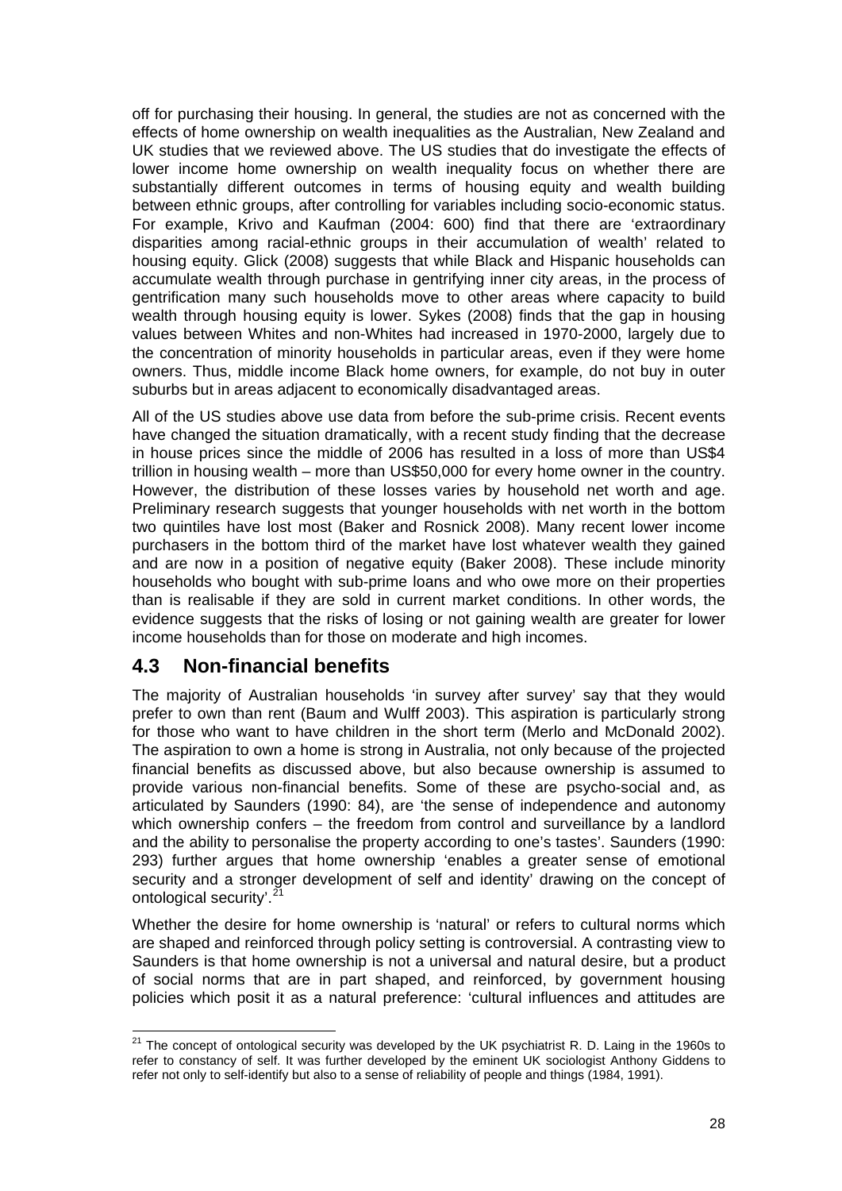off for purchasing their housing. In general, the studies are not as concerned with the effects of home ownership on wealth inequalities as the Australian, New Zealand and UK studies that we reviewed above. The US studies that do investigate the effects of lower income home ownership on wealth inequality focus on whether there are substantially different outcomes in terms of housing equity and wealth building between ethnic groups, after controlling for variables including socio-economic status. For example, Krivo and Kaufman (2004: 600) find that there are 'extraordinary disparities among racial-ethnic groups in their accumulation of wealth' related to housing equity. Glick (2008) suggests that while Black and Hispanic households can accumulate wealth through purchase in gentrifying inner city areas, in the process of gentrification many such households move to other areas where capacity to build wealth through housing equity is lower. Sykes (2008) finds that the gap in housing values between Whites and non-Whites had increased in 1970-2000, largely due to the concentration of minority households in particular areas, even if they were home owners. Thus, middle income Black home owners, for example, do not buy in outer suburbs but in areas adjacent to economically disadvantaged areas.

All of the US studies above use data from before the sub-prime crisis. Recent events have changed the situation dramatically, with a recent study finding that the decrease in house prices since the middle of 2006 has resulted in a loss of more than US$4 trillion in housing wealth – more than US$50,000 for every home owner in the country. However, the distribution of these losses varies by household net worth and age. Preliminary research suggests that younger households with net worth in the bottom two quintiles have lost most (Baker and Rosnick 2008). Many recent lower income purchasers in the bottom third of the market have lost whatever wealth they gained and are now in a position of negative equity (Baker 2008). These include minority households who bought with sub-prime loans and who owe more on their properties than is realisable if they are sold in current market conditions. In other words, the evidence suggests that the risks of losing or not gaining wealth are greater for lower income households than for those on moderate and high incomes.

## 4.3 Non-financial benefits

The majority of Australian households 'in survey after survey' say that they would prefer to own than rent (Baum and Wulff 2003). This aspiration is particularly strong for those who want to have children in the short term (Merlo and McDonald 2002). The aspiration to own a home is strong in Australia, not only because of the projected financial benefits as discussed above, but also because ownership is assumed to provide various non-financial benefits. Some of these are psycho-social and, as articulated by Saunders (1990: 84), are 'the sense of independence and autonomy which ownership confers – the freedom from control and surveillance by a landlord and the ability to personalise the property according to one's tastes'. Saunders (1990: 293) further argues that home ownership 'enables a greater sense of emotional security and a stronger development of self and identity' drawing on the concept of ontological security'.[21]

Whether the desire for home ownership is 'natural' or refers to cultural norms which are shaped and reinforced through policy setting is controversial. A contrasting view to Saunders is that home ownership is not a universal and natural desire, but a product of social norms that are in part shaped, and reinforced, by government housing policies which posit it as a natural preference: 'cultural influences and attitudes are

[21] The concept of ontological security was developed by the UK psychiatrist R. D. Laing in the 1960s to refer to constancy of self. It was further developed by the eminent UK sociologist Anthony Giddens to refer not only to self-identify but also to a sense of reliability of people and things (1984, 1991).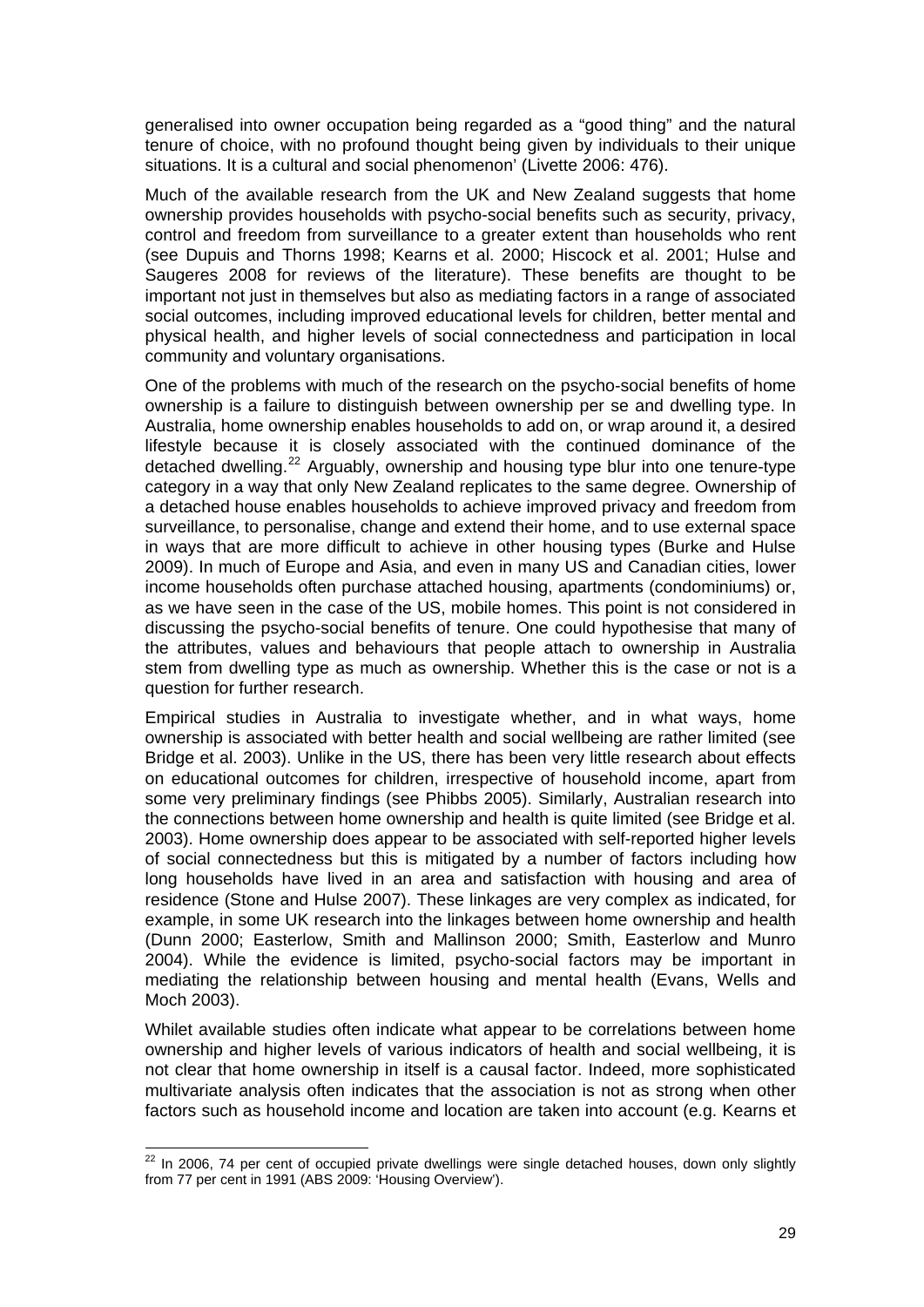generalised into owner occupation being regarded as a "good thing" and the natural tenure of choice, with no profound thought being given by individuals to their unique situations. It is a cultural and social phenomenon' (Livette 2006: 476).

Much of the available research from the UK and New Zealand suggests that home ownership provides households with psycho-social benefits such as security, privacy, control and freedom from surveillance to a greater extent than households who rent (see Dupuis and Thorns 1998; Kearns et al. 2000; Hiscock et al. 2001; Hulse and Saugeres 2008 for reviews of the literature). These benefits are thought to be important not just in themselves but also as mediating factors in a range of associated social outcomes, including improved educational levels for children, better mental and physical health, and higher levels of social connectedness and participation in local community and voluntary organisations.

One of the problems with much of the research on the psycho-social benefits of home ownership is a failure to distinguish between ownership per se and dwelling type. In Australia, home ownership enables households to add on, or wrap around it, a desired lifestyle because it is closely associated with the continued dominance of the detached dwelling.[22] Arguably, ownership and housing type blur into one tenure-type category in a way that only New Zealand replicates to the same degree. Ownership of a detached house enables households to achieve improved privacy and freedom from surveillance, to personalise, change and extend their home, and to use external space in ways that are more difficult to achieve in other housing types (Burke and Hulse 2009). In much of Europe and Asia, and even in many US and Canadian cities, lower income households often purchase attached housing, apartments (condominiums) or, as we have seen in the case of the US, mobile homes. This point is not considered in discussing the psycho-social benefits of tenure. One could hypothesise that many of the attributes, values and behaviours that people attach to ownership in Australia stem from dwelling type as much as ownership. Whether this is the case or not is a question for further research.

Empirical studies in Australia to investigate whether, and in what ways, home ownership is associated with better health and social wellbeing are rather limited (see Bridge et al. 2003). Unlike in the US, there has been very little research about effects on educational outcomes for children, irrespective of household income, apart from some very preliminary findings (see Phibbs 2005). Similarly, Australian research into the connections between home ownership and health is quite limited (see Bridge et al. 2003). Home ownership does appear to be associated with self-reported higher levels of social connectedness but this is mitigated by a number of factors including how long households have lived in an area and satisfaction with housing and area of residence (Stone and Hulse 2007). These linkages are very complex as indicated, for example, in some UK research into the linkages between home ownership and health (Dunn 2000; Easterlow, Smith and Mallinson 2000; Smith, Easterlow and Munro 2004). While the evidence is limited, psycho-social factors may be important in mediating the relationship between housing and mental health (Evans, Wells and Moch 2003).

Whilet available studies often indicate what appear to be correlations between home ownership and higher levels of various indicators of health and social wellbeing, it is not clear that home ownership in itself is a causal factor. Indeed, more sophisticated multivariate analysis often indicates that the association is not as strong when other factors such as household income and location are taken into account (e.g. Kearns et

---

[22] In 2006, 74 per cent of occupied private dwellings were single detached houses, down only slightly from 77 per cent in 1991 (ABS 2009: 'Housing Overview').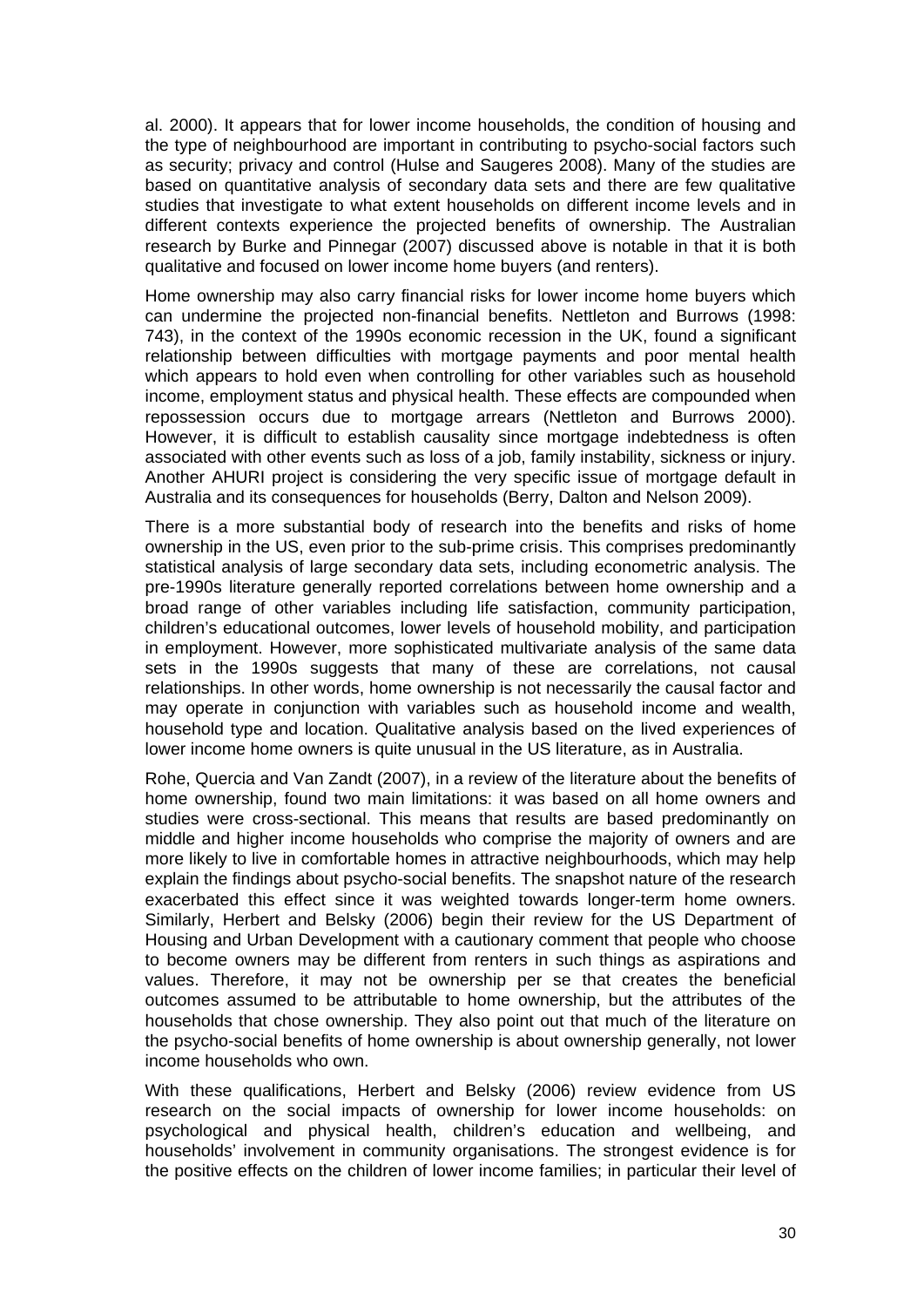al. 2000). It appears that for lower income households, the condition of housing and the type of neighbourhood are important in contributing to psycho-social factors such as security; privacy and control (Hulse and Saugeres 2008). Many of the studies are based on quantitative analysis of secondary data sets and there are few qualitative studies that investigate to what extent households on different income levels and in different contexts experience the projected benefits of ownership. The Australian research by Burke and Pinnegar (2007) discussed above is notable in that it is both qualitative and focused on lower income home buyers (and renters).

Home ownership may also carry financial risks for lower income home buyers which can undermine the projected non-financial benefits. Nettleton and Burrows (1998: 743), in the context of the 1990s economic recession in the UK, found a significant relationship between difficulties with mortgage payments and poor mental health which appears to hold even when controlling for other variables such as household income, employment status and physical health. These effects are compounded when repossession occurs due to mortgage arrears (Nettleton and Burrows 2000). However, it is difficult to establish causality since mortgage indebtedness is often associated with other events such as loss of a job, family instability, sickness or injury. Another AHURI project is considering the very specific issue of mortgage default in Australia and its consequences for households (Berry, Dalton and Nelson 2009).

There is a more substantial body of research into the benefits and risks of home ownership in the US, even prior to the sub-prime crisis. This comprises predominantly statistical analysis of large secondary data sets, including econometric analysis. The pre-1990s literature generally reported correlations between home ownership and a broad range of other variables including life satisfaction, community participation, children's educational outcomes, lower levels of household mobility, and participation in employment. However, more sophisticated multivariate analysis of the same data sets in the 1990s suggests that many of these are correlations, not causal relationships. In other words, home ownership is not necessarily the causal factor and may operate in conjunction with variables such as household income and wealth, household type and location. Qualitative analysis based on the lived experiences of lower income home owners is quite unusual in the US literature, as in Australia.

Rohe, Quercia and Van Zandt (2007), in a review of the literature about the benefits of home ownership, found two main limitations: it was based on all home owners and studies were cross-sectional. This means that results are based predominantly on middle and higher income households who comprise the majority of owners and are more likely to live in comfortable homes in attractive neighbourhoods, which may help explain the findings about psycho-social benefits. The snapshot nature of the research exacerbated this effect since it was weighted towards longer-term home owners. Similarly, Herbert and Belsky (2006) begin their review for the US Department of Housing and Urban Development with a cautionary comment that people who choose to become owners may be different from renters in such things as aspirations and values. Therefore, it may not be ownership per se that creates the beneficial outcomes assumed to be attributable to home ownership, but the attributes of the households that chose ownership. They also point out that much of the literature on the psycho-social benefits of home ownership is about ownership generally, not lower income households who own.

With these qualifications, Herbert and Belsky (2006) review evidence from US research on the social impacts of ownership for lower income households: on psychological and physical health, children's education and wellbeing, and households' involvement in community organisations. The strongest evidence is for the positive effects on the children of lower income families; in particular their level of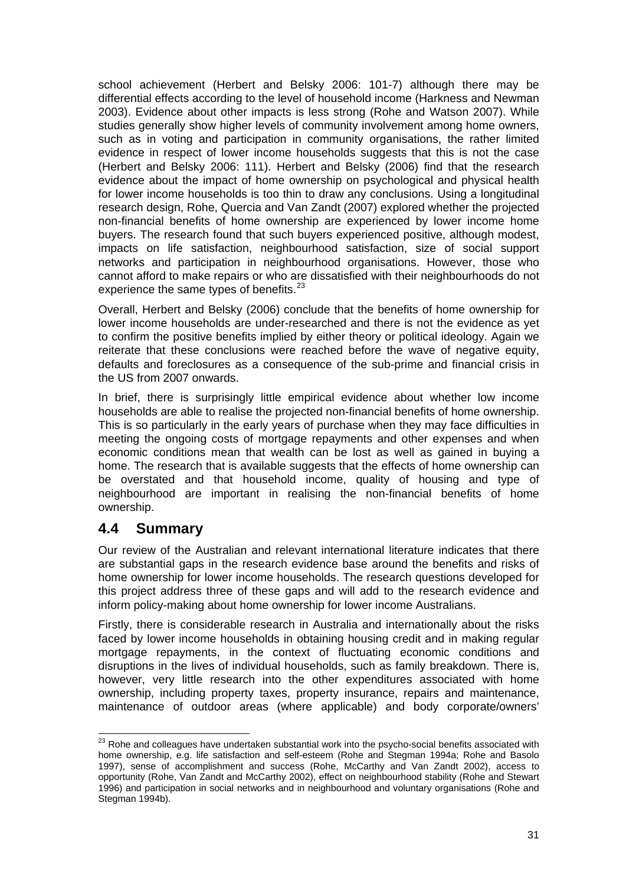school achievement (Herbert and Belsky 2006: 101-7) although there may be differential effects according to the level of household income (Harkness and Newman 2003). Evidence about other impacts is less strong (Rohe and Watson 2007). While studies generally show higher levels of community involvement among home owners, such as in voting and participation in community organisations, the rather limited evidence in respect of lower income households suggests that this is not the case (Herbert and Belsky 2006: 111). Herbert and Belsky (2006) find that the research evidence about the impact of home ownership on psychological and physical health for lower income households is too thin to draw any conclusions. Using a longitudinal research design, Rohe, Quercia and Van Zandt (2007) explored whether the projected non-financial benefits of home ownership are experienced by lower income home buyers. The research found that such buyers experienced positive, although modest, impacts on life satisfaction, neighbourhood satisfaction, size of social support networks and participation in neighbourhood organisations. However, those who cannot afford to make repairs or who are dissatisfied with their neighbourhoods do not experience the same types of benefits.[23]

Overall, Herbert and Belsky (2006) conclude that the benefits of home ownership for lower income households are under-researched and there is not the evidence as yet to confirm the positive benefits implied by either theory or political ideology. Again we reiterate that these conclusions were reached before the wave of negative equity, defaults and foreclosures as a consequence of the sub-prime and financial crisis in the US from 2007 onwards.

In brief, there is surprisingly little empirical evidence about whether low income households are able to realise the projected non-financial benefits of home ownership. This is so particularly in the early years of purchase when they may face difficulties in meeting the ongoing costs of mortgage repayments and other expenses and when economic conditions mean that wealth can be lost as well as gained in buying a home. The research that is available suggests that the effects of home ownership can be overstated and that household income, quality of housing and type of neighbourhood are important in realising the non-financial benefits of home ownership.

## 4.4 Summary

Our review of the Australian and relevant international literature indicates that there are substantial gaps in the research evidence base around the benefits and risks of home ownership for lower income households. The research questions developed for this project address three of these gaps and will add to the research evidence and inform policy-making about home ownership for lower income Australians.

Firstly, there is considerable research in Australia and internationally about the risks faced by lower income households in obtaining housing credit and in making regular mortgage repayments, in the context of fluctuating economic conditions and disruptions in the lives of individual households, such as family breakdown. There is, however, very little research into the other expenditures associated with home ownership, including property taxes, property insurance, repairs and maintenance, maintenance of outdoor areas (where applicable) and body corporate/owners'

---

[23] Rohe and colleagues have undertaken substantial work into the psycho-social benefits associated with home ownership, e.g. life satisfaction and self-esteem (Rohe and Stegman 1994a; Rohe and Basolo 1997), sense of accomplishment and success (Rohe, McCarthy and Van Zandt 2002), access to opportunity (Rohe, Van Zandt and McCarthy 2002), effect on neighbourhood stability (Rohe and Stewart 1996) and participation in social networks and in neighbourhood and voluntary organisations (Rohe and Stegman 1994b).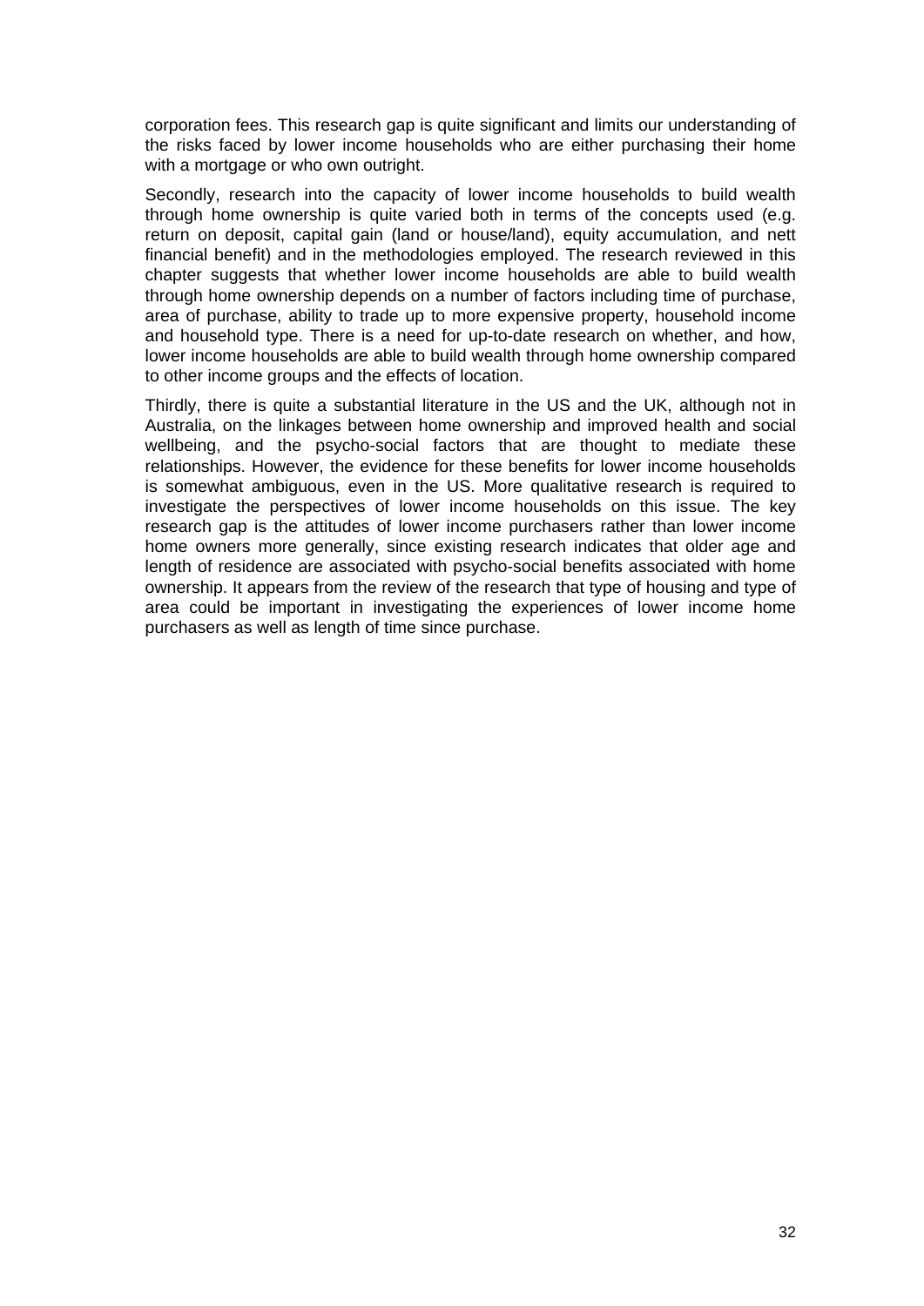corporation fees. This research gap is quite significant and limits our understanding of the risks faced by lower income households who are either purchasing their home with a mortgage or who own outright.

Secondly, research into the capacity of lower income households to build wealth through home ownership is quite varied both in terms of the concepts used (e.g. return on deposit, capital gain (land or house/land), equity accumulation, and nett financial benefit) and in the methodologies employed. The research reviewed in this chapter suggests that whether lower income households are able to build wealth through home ownership depends on a number of factors including time of purchase, area of purchase, ability to trade up to more expensive property, household income and household type. There is a need for up-to-date research on whether, and how, lower income households are able to build wealth through home ownership compared to other income groups and the effects of location.

Thirdly, there is quite a substantial literature in the US and the UK, although not in Australia, on the linkages between home ownership and improved health and social wellbeing, and the psycho-social factors that are thought to mediate these relationships. However, the evidence for these benefits for lower income households is somewhat ambiguous, even in the US. More qualitative research is required to investigate the perspectives of lower income households on this issue. The key research gap is the attitudes of lower income purchasers rather than lower income home owners more generally, since existing research indicates that older age and length of residence are associated with psycho-social benefits associated with home ownership. It appears from the review of the research that type of housing and type of area could be important in investigating the experiences of lower income home purchasers as well as length of time since purchase.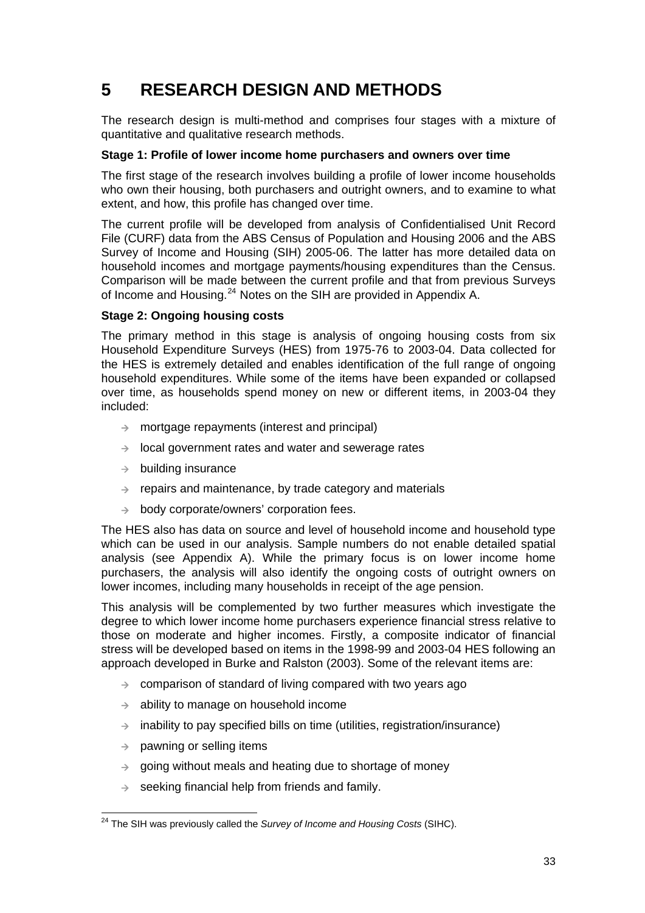# 5 RESEARCH DESIGN AND METHODS

The research design is multi-method and comprises four stages with a mixture of quantitative and qualitative research methods.

**Stage 1: Profile of lower income home purchasers and owners over time**

The first stage of the research involves building a profile of lower income households who own their housing, both purchasers and outright owners, and to examine to what extent, and how, this profile has changed over time.

The current profile will be developed from analysis of Confidentialised Unit Record File (CURF) data from the ABS Census of Population and Housing 2006 and the ABS Survey of Income and Housing (SIH) 2005-06. The latter has more detailed data on household incomes and mortgage payments/housing expenditures than the Census. Comparison will be made between the current profile and that from previous Surveys of Income and Housing.[24] Notes on the SIH are provided in Appendix A.

**Stage 2: Ongoing housing costs**

The primary method in this stage is analysis of ongoing housing costs from six Household Expenditure Surveys (HES) from 1975-76 to 2003-04. Data collected for the HES is extremely detailed and enables identification of the full range of ongoing household expenditures. While some of the items have been expanded or collapsed over time, as households spend money on new or different items, in 2003-04 they included:

- mortgage repayments (interest and principal)
- local government rates and water and sewerage rates
- building insurance
- repairs and maintenance, by trade category and materials
- body corporate/owners' corporation fees.

The HES also has data on source and level of household income and household type which can be used in our analysis. Sample numbers do not enable detailed spatial analysis (see Appendix A). While the primary focus is on lower income home purchasers, the analysis will also identify the ongoing costs of outright owners on lower incomes, including many households in receipt of the age pension.

This analysis will be complemented by two further measures which investigate the degree to which lower income home purchasers experience financial stress relative to those on moderate and higher incomes. Firstly, a composite indicator of financial stress will be developed based on items in the 1998-99 and 2003-04 HES following an approach developed in Burke and Ralston (2003). Some of the relevant items are:

- comparison of standard of living compared with two years ago
- ability to manage on household income
- inability to pay specified bills on time (utilities, registration/insurance)
- pawning or selling items
- going without meals and heating due to shortage of money
- seeking financial help from friends and family.

---

[24] The SIH was previously called the *Survey of Income and Housing Costs* (SIHC).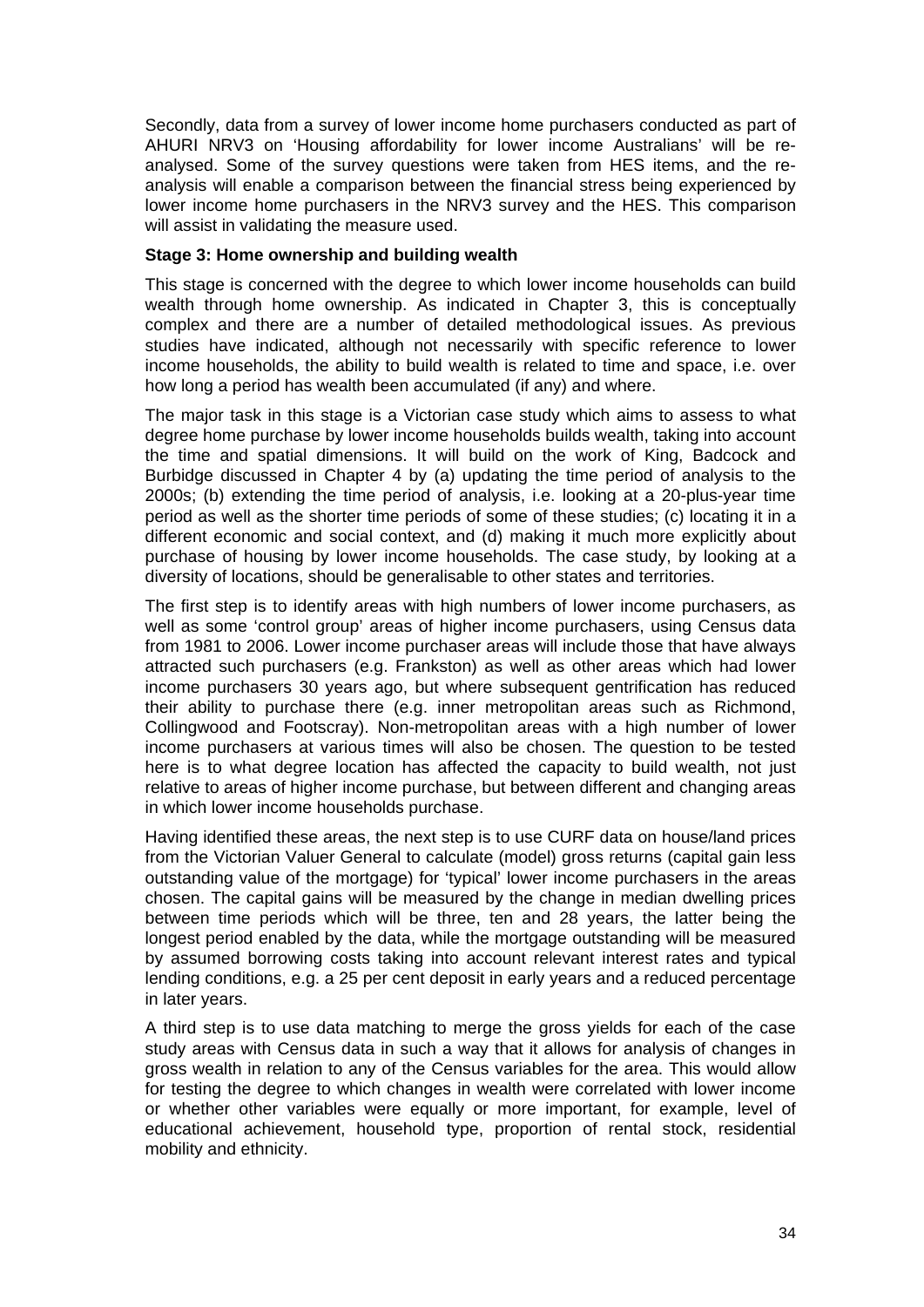Secondly, data from a survey of lower income home purchasers conducted as part of AHURI NRV3 on 'Housing affordability for lower income Australians' will be re-analysed. Some of the survey questions were taken from HES items, and the re-analysis will enable a comparison between the financial stress being experienced by lower income home purchasers in the NRV3 survey and the HES. This comparison will assist in validating the measure used.

**Stage 3: Home ownership and building wealth**

This stage is concerned with the degree to which lower income households can build wealth through home ownership. As indicated in Chapter 3, this is conceptually complex and there are a number of detailed methodological issues. As previous studies have indicated, although not necessarily with specific reference to lower income households, the ability to build wealth is related to time and space, i.e. over how long a period has wealth been accumulated (if any) and where.

The major task in this stage is a Victorian case study which aims to assess to what degree home purchase by lower income households builds wealth, taking into account the time and spatial dimensions. It will build on the work of King, Badcock and Burbidge discussed in Chapter 4 by (a) updating the time period of analysis to the 2000s; (b) extending the time period of analysis, i.e. looking at a 20-plus-year time period as well as the shorter time periods of some of these studies; (c) locating it in a different economic and social context, and (d) making it much more explicitly about purchase of housing by lower income households. The case study, by looking at a diversity of locations, should be generalisable to other states and territories.

The first step is to identify areas with high numbers of lower income purchasers, as well as some 'control group' areas of higher income purchasers, using Census data from 1981 to 2006. Lower income purchaser areas will include those that have always attracted such purchasers (e.g. Frankston) as well as other areas which had lower income purchasers 30 years ago, but where subsequent gentrification has reduced their ability to purchase there (e.g. inner metropolitan areas such as Richmond, Collingwood and Footscray). Non-metropolitan areas with a high number of lower income purchasers at various times will also be chosen. The question to be tested here is to what degree location has affected the capacity to build wealth, not just relative to areas of higher income purchase, but between different and changing areas in which lower income households purchase.

Having identified these areas, the next step is to use CURF data on house/land prices from the Victorian Valuer General to calculate (model) gross returns (capital gain less outstanding value of the mortgage) for 'typical' lower income purchasers in the areas chosen. The capital gains will be measured by the change in median dwelling prices between time periods which will be three, ten and 28 years, the latter being the longest period enabled by the data, while the mortgage outstanding will be measured by assumed borrowing costs taking into account relevant interest rates and typical lending conditions, e.g. a 25 per cent deposit in early years and a reduced percentage in later years.

A third step is to use data matching to merge the gross yields for each of the case study areas with Census data in such a way that it allows for analysis of changes in gross wealth in relation to any of the Census variables for the area. This would allow for testing the degree to which changes in wealth were correlated with lower income or whether other variables were equally or more important, for example, level of educational achievement, household type, proportion of rental stock, residential mobility and ethnicity.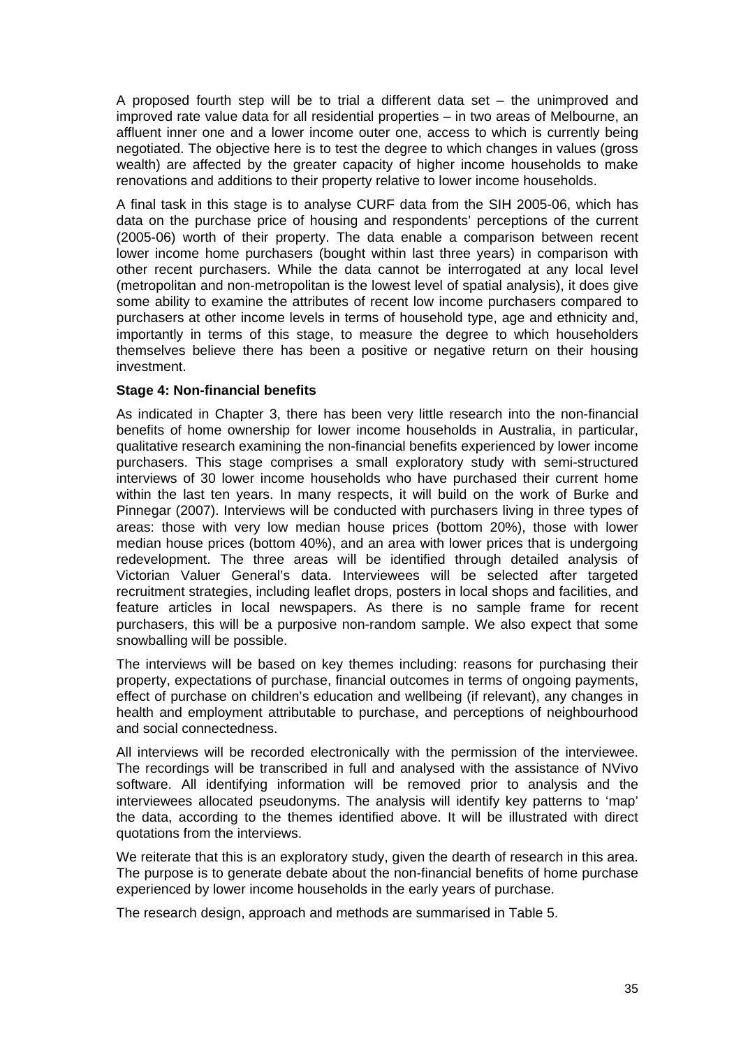A proposed fourth step will be to trial a different data set – the unimproved and improved rate value data for all residential properties – in two areas of Melbourne, an affluent inner one and a lower income outer one, access to which is currently being negotiated. The objective here is to test the degree to which changes in values (gross wealth) are affected by the greater capacity of higher income households to make renovations and additions to their property relative to lower income households.

A final task in this stage is to analyse CURF data from the SIH 2005-06, which has data on the purchase price of housing and respondents' perceptions of the current (2005-06) worth of their property. The data enable a comparison between recent lower income home purchasers (bought within last three years) in comparison with other recent purchasers. While the data cannot be interrogated at any local level (metropolitan and non-metropolitan is the lowest level of spatial analysis), it does give some ability to examine the attributes of recent low income purchasers compared to purchasers at other income levels in terms of household type, age and ethnicity and, importantly in terms of this stage, to measure the degree to which householders themselves believe there has been a positive or negative return on their housing investment.

**Stage 4: Non-financial benefits**

As indicated in Chapter 3, there has been very little research into the non-financial benefits of home ownership for lower income households in Australia, in particular, qualitative research examining the non-financial benefits experienced by lower income purchasers. This stage comprises a small exploratory study with semi-structured interviews of 30 lower income households who have purchased their current home within the last ten years. In many respects, it will build on the work of Burke and Pinnegar (2007). Interviews will be conducted with purchasers living in three types of areas: those with very low median house prices (bottom 20%), those with lower median house prices (bottom 40%), and an area with lower prices that is undergoing redevelopment. The three areas will be identified through detailed analysis of Victorian Valuer General's data. Interviewees will be selected after targeted recruitment strategies, including leaflet drops, posters in local shops and facilities, and feature articles in local newspapers. As there is no sample frame for recent purchasers, this will be a purposive non-random sample. We also expect that some snowballing will be possible.

The interviews will be based on key themes including: reasons for purchasing their property, expectations of purchase, financial outcomes in terms of ongoing payments, effect of purchase on children's education and wellbeing (if relevant), any changes in health and employment attributable to purchase, and perceptions of neighbourhood and social connectedness.

All interviews will be recorded electronically with the permission of the interviewee. The recordings will be transcribed in full and analysed with the assistance of NVivo software. All identifying information will be removed prior to analysis and the interviewees allocated pseudonyms. The analysis will identify key patterns to 'map' the data, according to the themes identified above. It will be illustrated with direct quotations from the interviews.

We reiterate that this is an exploratory study, given the dearth of research in this area. The purpose is to generate debate about the non-financial benefits of home purchase experienced by lower income households in the early years of purchase.

The research design, approach and methods are summarised in Table 5.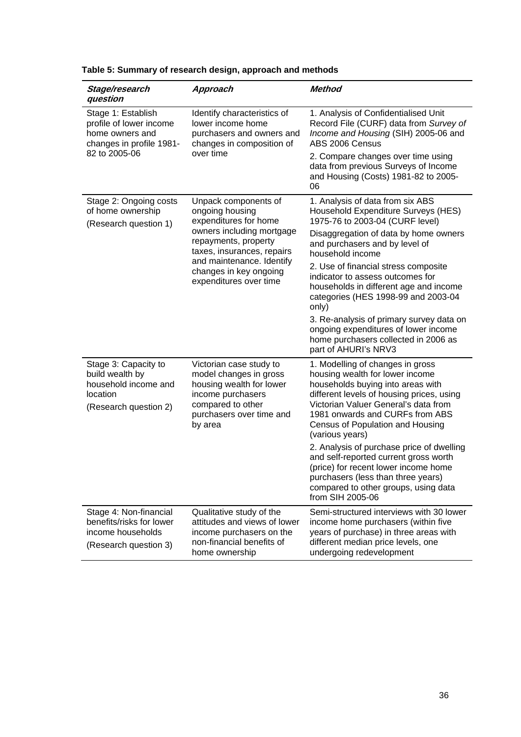**Table 5: Summary of research design, approach and methods**

| ***Stage/research question*** | ***Approach*** | ***Method*** |
|---|---|---|
| Stage 1: Establish profile of lower income home owners and changes in profile 1981-82 to 2005-06 | Identify characteristics of lower income home purchasers and owners and changes in composition of over time | 1. Analysis of Confidentialised Unit Record File (CURF) data from *Survey of Income and Housing* (SIH) 2005-06 and ABS 2006 Census<br>2. Compare changes over time using data from previous Surveys of Income and Housing (Costs) 1981-82 to 2005-06 |
| Stage 2: Ongoing costs of home ownership<br>(Research question 1) | Unpack components of ongoing housing expenditures for home owners including mortgage repayments, property taxes, insurances, repairs and maintenance. Identify changes in key ongoing expenditures over time | 1. Analysis of data from six ABS Household Expenditure Surveys (HES) 1975-76 to 2003-04 (CURF level)<br>Disaggregation of data by home owners and purchasers and by level of household income<br>2. Use of financial stress composite indicator to assess outcomes for households in different age and income categories (HES 1998-99 and 2003-04 only)<br>3. Re-analysis of primary survey data on ongoing expenditures of lower income home purchasers collected in 2006 as part of AHURI's NRV3 |
| Stage 3: Capacity to build wealth by household income and location<br>(Research question 2) | Victorian case study to model changes in gross housing wealth for lower income purchasers compared to other purchasers over time and by area | 1. Modelling of changes in gross housing wealth for lower income households buying into areas with different levels of housing prices, using Victorian Valuer General's data from 1981 onwards and CURFs from ABS Census of Population and Housing (various years)<br>2. Analysis of purchase price of dwelling and self-reported current gross worth (price) for recent lower income home purchasers (less than three years) compared to other groups, using data from SIH 2005-06 |
| Stage 4: Non-financial benefits/risks for lower income households<br>(Research question 3) | Qualitative study of the attitudes and views of lower income purchasers on the non-financial benefits of home ownership | Semi-structured interviews with 30 lower income home purchasers (within five years of purchase) in three areas with different median price levels, one undergoing redevelopment |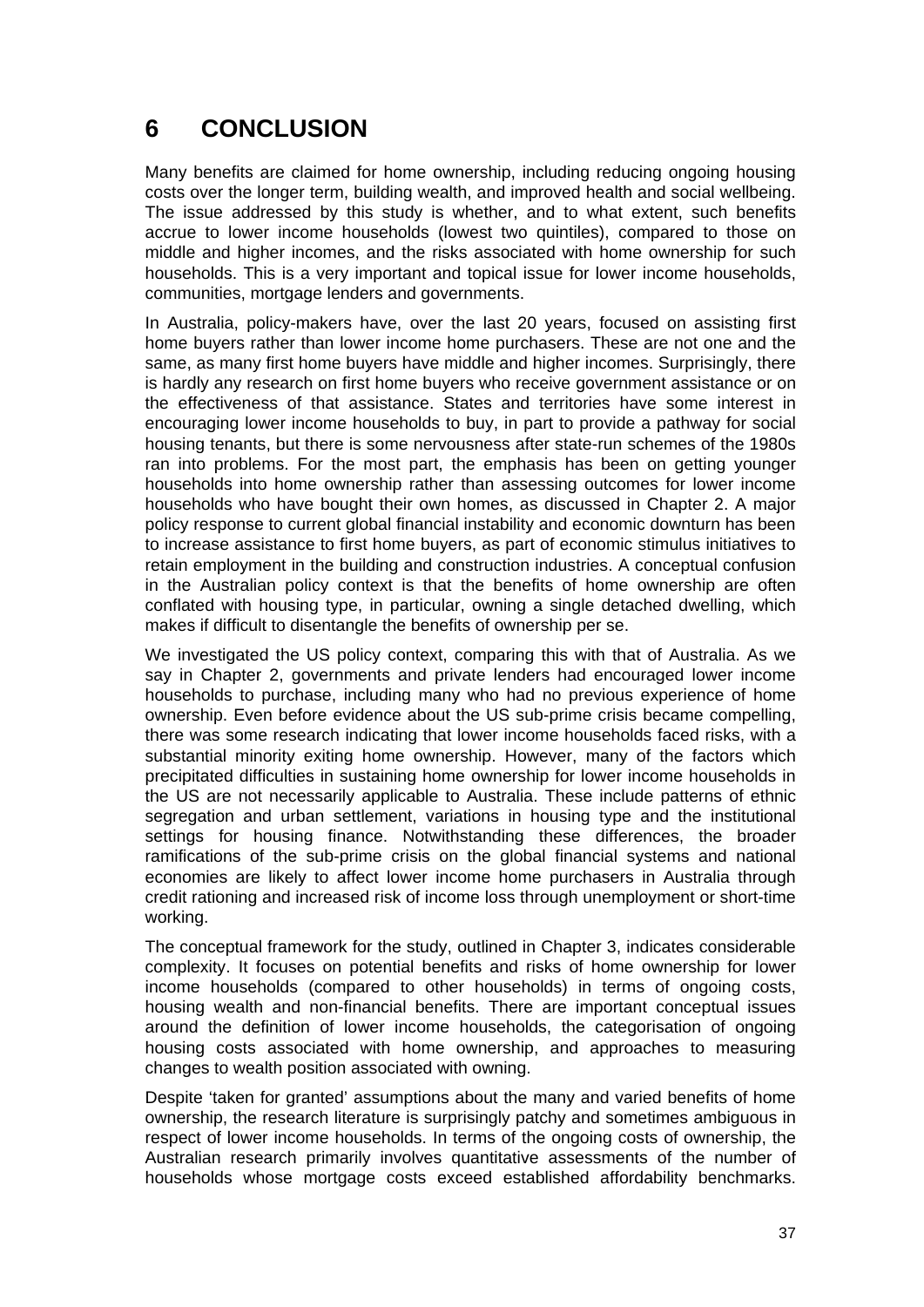# 6 CONCLUSION

Many benefits are claimed for home ownership, including reducing ongoing housing costs over the longer term, building wealth, and improved health and social wellbeing. The issue addressed by this study is whether, and to what extent, such benefits accrue to lower income households (lowest two quintiles), compared to those on middle and higher incomes, and the risks associated with home ownership for such households. This is a very important and topical issue for lower income households, communities, mortgage lenders and governments.

In Australia, policy-makers have, over the last 20 years, focused on assisting first home buyers rather than lower income home purchasers. These are not one and the same, as many first home buyers have middle and higher incomes. Surprisingly, there is hardly any research on first home buyers who receive government assistance or on the effectiveness of that assistance. States and territories have some interest in encouraging lower income households to buy, in part to provide a pathway for social housing tenants, but there is some nervousness after state-run schemes of the 1980s ran into problems. For the most part, the emphasis has been on getting younger households into home ownership rather than assessing outcomes for lower income households who have bought their own homes, as discussed in Chapter 2. A major policy response to current global financial instability and economic downturn has been to increase assistance to first home buyers, as part of economic stimulus initiatives to retain employment in the building and construction industries. A conceptual confusion in the Australian policy context is that the benefits of home ownership are often conflated with housing type, in particular, owning a single detached dwelling, which makes if difficult to disentangle the benefits of ownership per se.

We investigated the US policy context, comparing this with that of Australia. As we say in Chapter 2, governments and private lenders had encouraged lower income households to purchase, including many who had no previous experience of home ownership. Even before evidence about the US sub-prime crisis became compelling, there was some research indicating that lower income households faced risks, with a substantial minority exiting home ownership. However, many of the factors which precipitated difficulties in sustaining home ownership for lower income households in the US are not necessarily applicable to Australia. These include patterns of ethnic segregation and urban settlement, variations in housing type and the institutional settings for housing finance. Notwithstanding these differences, the broader ramifications of the sub-prime crisis on the global financial systems and national economies are likely to affect lower income home purchasers in Australia through credit rationing and increased risk of income loss through unemployment or short-time working.

The conceptual framework for the study, outlined in Chapter 3, indicates considerable complexity. It focuses on potential benefits and risks of home ownership for lower income households (compared to other households) in terms of ongoing costs, housing wealth and non-financial benefits. There are important conceptual issues around the definition of lower income households, the categorisation of ongoing housing costs associated with home ownership, and approaches to measuring changes to wealth position associated with owning.

Despite 'taken for granted' assumptions about the many and varied benefits of home ownership, the research literature is surprisingly patchy and sometimes ambiguous in respect of lower income households. In terms of the ongoing costs of ownership, the Australian research primarily involves quantitative assessments of the number of households whose mortgage costs exceed established affordability benchmarks.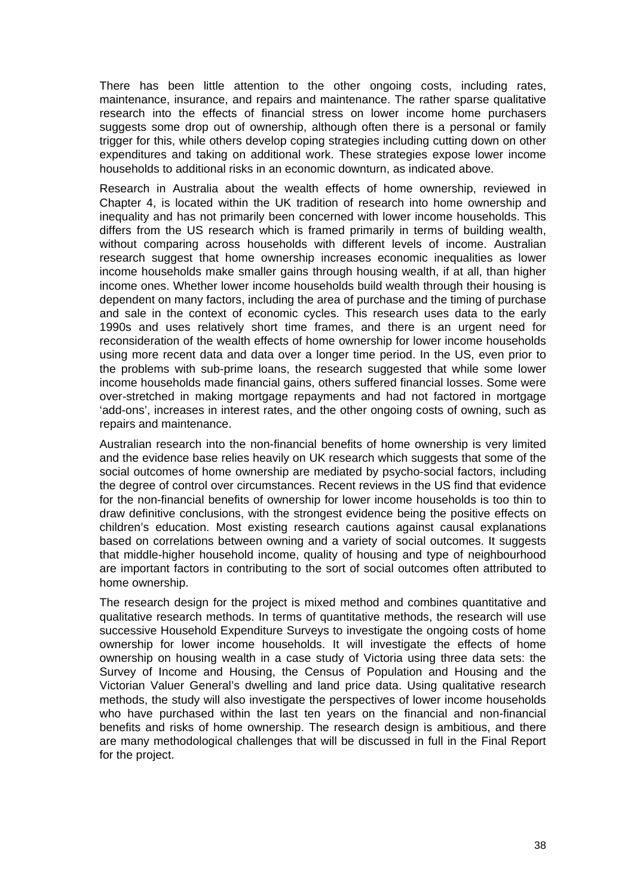There has been little attention to the other ongoing costs, including rates, maintenance, insurance, and repairs and maintenance. The rather sparse qualitative research into the effects of financial stress on lower income home purchasers suggests some drop out of ownership, although often there is a personal or family trigger for this, while others develop coping strategies including cutting down on other expenditures and taking on additional work. These strategies expose lower income households to additional risks in an economic downturn, as indicated above.

Research in Australia about the wealth effects of home ownership, reviewed in Chapter 4, is located within the UK tradition of research into home ownership and inequality and has not primarily been concerned with lower income households. This differs from the US research which is framed primarily in terms of building wealth, without comparing across households with different levels of income. Australian research suggest that home ownership increases economic inequalities as lower income households make smaller gains through housing wealth, if at all, than higher income ones. Whether lower income households build wealth through their housing is dependent on many factors, including the area of purchase and the timing of purchase and sale in the context of economic cycles. This research uses data to the early 1990s and uses relatively short time frames, and there is an urgent need for reconsideration of the wealth effects of home ownership for lower income households using more recent data and data over a longer time period. In the US, even prior to the problems with sub-prime loans, the research suggested that while some lower income households made financial gains, others suffered financial losses. Some were over-stretched in making mortgage repayments and had not factored in mortgage 'add-ons', increases in interest rates, and the other ongoing costs of owning, such as repairs and maintenance.

Australian research into the non-financial benefits of home ownership is very limited and the evidence base relies heavily on UK research which suggests that some of the social outcomes of home ownership are mediated by psycho-social factors, including the degree of control over circumstances. Recent reviews in the US find that evidence for the non-financial benefits of ownership for lower income households is too thin to draw definitive conclusions, with the strongest evidence being the positive effects on children's education. Most existing research cautions against causal explanations based on correlations between owning and a variety of social outcomes. It suggests that middle-higher household income, quality of housing and type of neighbourhood are important factors in contributing to the sort of social outcomes often attributed to home ownership.

The research design for the project is mixed method and combines quantitative and qualitative research methods. In terms of quantitative methods, the research will use successive Household Expenditure Surveys to investigate the ongoing costs of home ownership for lower income households. It will investigate the effects of home ownership on housing wealth in a case study of Victoria using three data sets: the Survey of Income and Housing, the Census of Population and Housing and the Victorian Valuer General's dwelling and land price data. Using qualitative research methods, the study will also investigate the perspectives of lower income households who have purchased within the last ten years on the financial and non-financial benefits and risks of home ownership. The research design is ambitious, and there are many methodological challenges that will be discussed in full in the Final Report for the project.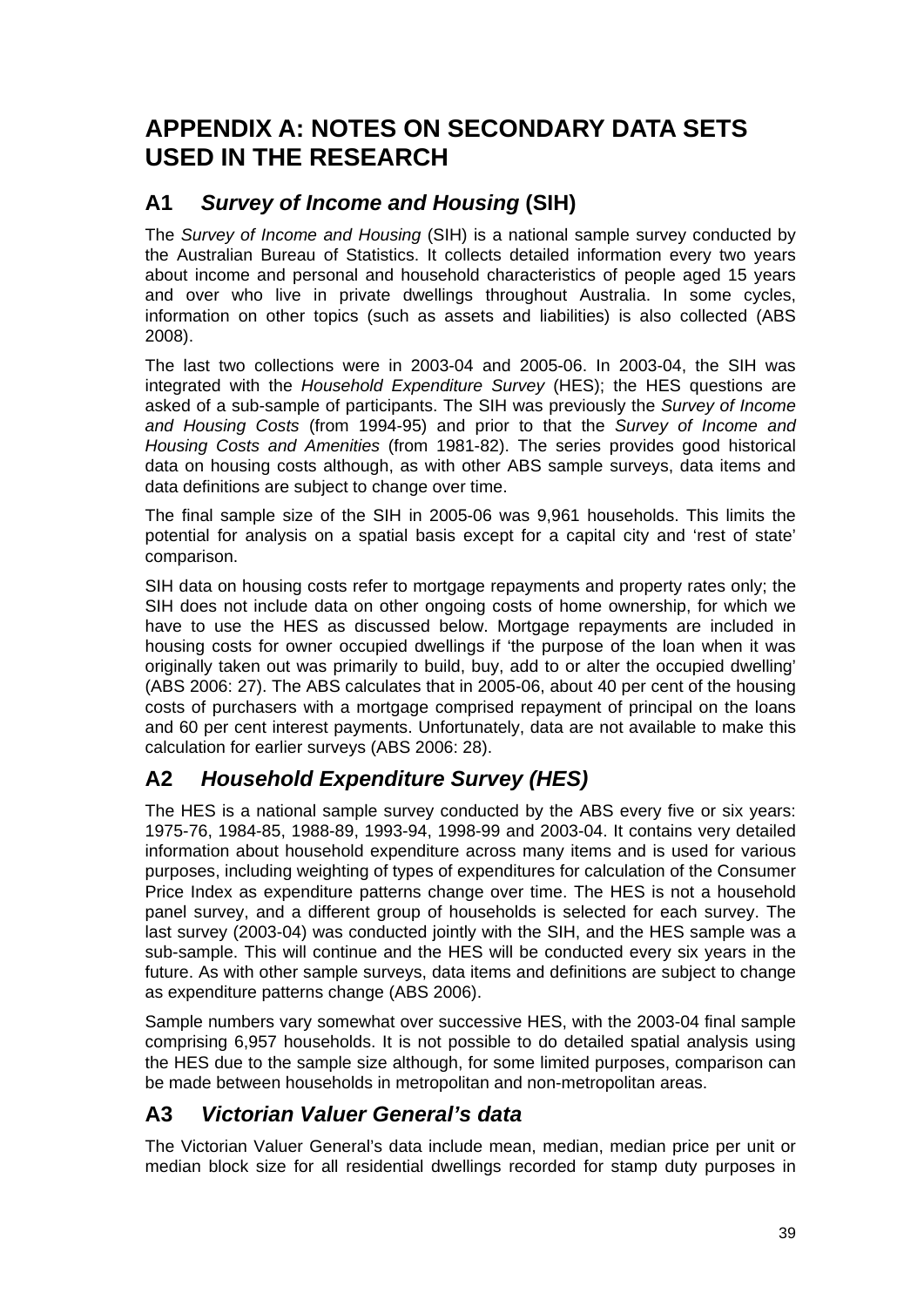# APPENDIX A: NOTES ON SECONDARY DATA SETS USED IN THE RESEARCH

## A1 *Survey of Income and Housing* (SIH)

The *Survey of Income and Housing* (SIH) is a national sample survey conducted by the Australian Bureau of Statistics. It collects detailed information every two years about income and personal and household characteristics of people aged 15 years and over who live in private dwellings throughout Australia. In some cycles, information on other topics (such as assets and liabilities) is also collected (ABS 2008).

The last two collections were in 2003-04 and 2005-06. In 2003-04, the SIH was integrated with the *Household Expenditure Survey* (HES); the HES questions are asked of a sub-sample of participants. The SIH was previously the *Survey of Income and Housing Costs* (from 1994-95) and prior to that the *Survey of Income and Housing Costs and Amenities* (from 1981-82). The series provides good historical data on housing costs although, as with other ABS sample surveys, data items and data definitions are subject to change over time.

The final sample size of the SIH in 2005-06 was 9,961 households. This limits the potential for analysis on a spatial basis except for a capital city and 'rest of state' comparison.

SIH data on housing costs refer to mortgage repayments and property rates only; the SIH does not include data on other ongoing costs of home ownership, for which we have to use the HES as discussed below. Mortgage repayments are included in housing costs for owner occupied dwellings if 'the purpose of the loan when it was originally taken out was primarily to build, buy, add to or alter the occupied dwelling' (ABS 2006: 27). The ABS calculates that in 2005-06, about 40 per cent of the housing costs of purchasers with a mortgage comprised repayment of principal on the loans and 60 per cent interest payments. Unfortunately, data are not available to make this calculation for earlier surveys (ABS 2006: 28).

## A2 *Household Expenditure Survey (HES)*

The HES is a national sample survey conducted by the ABS every five or six years: 1975-76, 1984-85, 1988-89, 1993-94, 1998-99 and 2003-04. It contains very detailed information about household expenditure across many items and is used for various purposes, including weighting of types of expenditures for calculation of the Consumer Price Index as expenditure patterns change over time. The HES is not a household panel survey, and a different group of households is selected for each survey. The last survey (2003-04) was conducted jointly with the SIH, and the HES sample was a sub-sample. This will continue and the HES will be conducted every six years in the future. As with other sample surveys, data items and definitions are subject to change as expenditure patterns change (ABS 2006).

Sample numbers vary somewhat over successive HES, with the 2003-04 final sample comprising 6,957 households. It is not possible to do detailed spatial analysis using the HES due to the sample size although, for some limited purposes, comparison can be made between households in metropolitan and non-metropolitan areas.

## A3 *Victorian Valuer General's data*

The Victorian Valuer General's data include mean, median, median price per unit or median block size for all residential dwellings recorded for stamp duty purposes in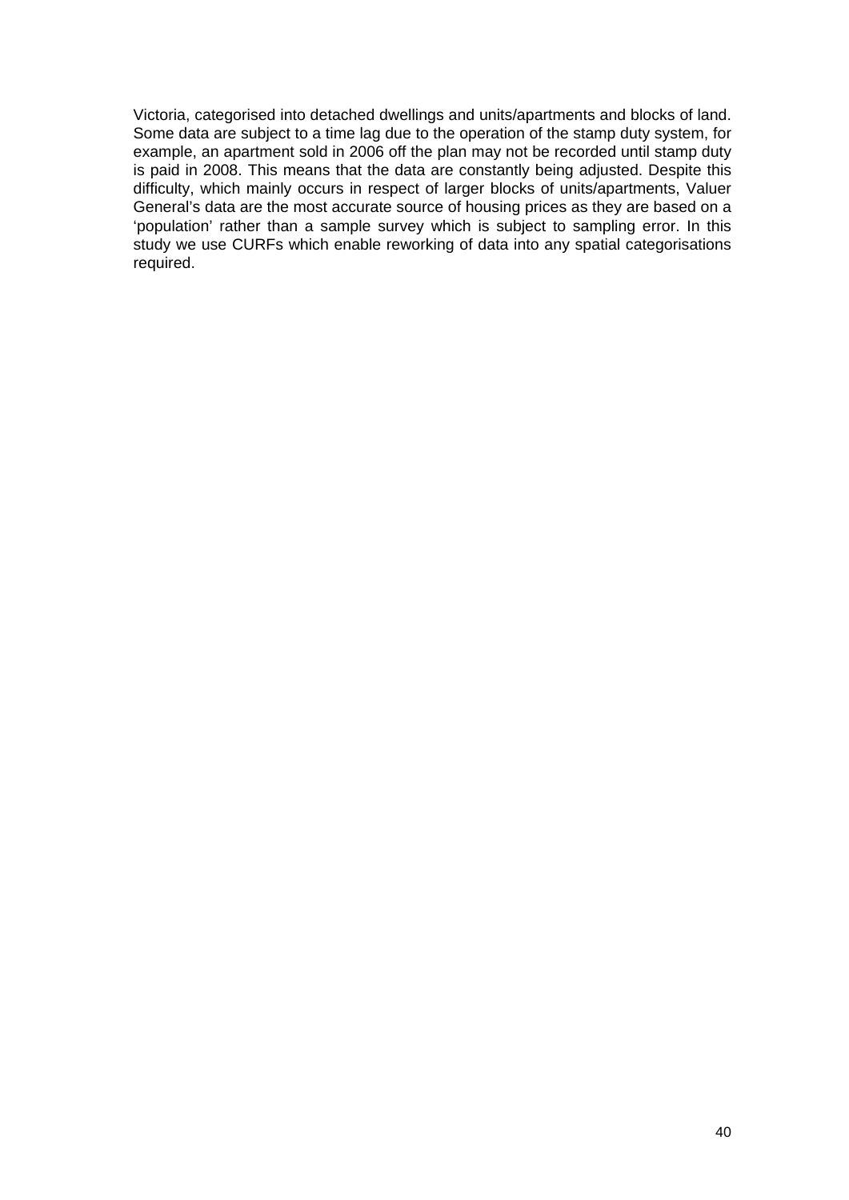Victoria, categorised into detached dwellings and units/apartments and blocks of land. Some data are subject to a time lag due to the operation of the stamp duty system, for example, an apartment sold in 2006 off the plan may not be recorded until stamp duty is paid in 2008. This means that the data are constantly being adjusted. Despite this difficulty, which mainly occurs in respect of larger blocks of units/apartments, Valuer General's data are the most accurate source of housing prices as they are based on a 'population' rather than a sample survey which is subject to sampling error. In this study we use CURFs which enable reworking of data into any spatial categorisations required.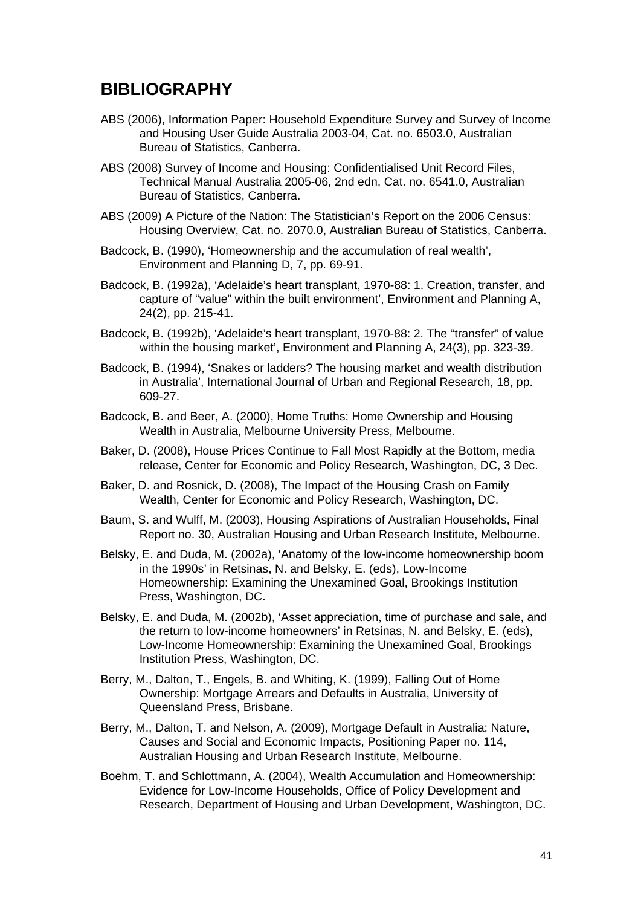## BIBLIOGRAPHY

ABS (2006), Information Paper: Household Expenditure Survey and Survey of Income and Housing User Guide Australia 2003-04, Cat. no. 6503.0, Australian Bureau of Statistics, Canberra.

ABS (2008) Survey of Income and Housing: Confidentialised Unit Record Files, Technical Manual Australia 2005-06, 2nd edn, Cat. no. 6541.0, Australian Bureau of Statistics, Canberra.

ABS (2009) A Picture of the Nation: The Statistician's Report on the 2006 Census: Housing Overview, Cat. no. 2070.0, Australian Bureau of Statistics, Canberra.

Badcock, B. (1990), 'Homeownership and the accumulation of real wealth', Environment and Planning D, 7, pp. 69-91.

Badcock, B. (1992a), 'Adelaide's heart transplant, 1970-88: 1. Creation, transfer, and capture of "value" within the built environment', Environment and Planning A, 24(2), pp. 215-41.

Badcock, B. (1992b), 'Adelaide's heart transplant, 1970-88: 2. The "transfer" of value within the housing market', Environment and Planning A, 24(3), pp. 323-39.

Badcock, B. (1994), 'Snakes or ladders? The housing market and wealth distribution in Australia', International Journal of Urban and Regional Research, 18, pp. 609-27.

Badcock, B. and Beer, A. (2000), Home Truths: Home Ownership and Housing Wealth in Australia, Melbourne University Press, Melbourne.

Baker, D. (2008), House Prices Continue to Fall Most Rapidly at the Bottom, media release, Center for Economic and Policy Research, Washington, DC, 3 Dec.

Baker, D. and Rosnick, D. (2008), The Impact of the Housing Crash on Family Wealth, Center for Economic and Policy Research, Washington, DC.

Baum, S. and Wulff, M. (2003), Housing Aspirations of Australian Households, Final Report no. 30, Australian Housing and Urban Research Institute, Melbourne.

Belsky, E. and Duda, M. (2002a), 'Anatomy of the low-income homeownership boom in the 1990s' in Retsinas, N. and Belsky, E. (eds), Low-Income Homeownership: Examining the Unexamined Goal, Brookings Institution Press, Washington, DC.

Belsky, E. and Duda, M. (2002b), 'Asset appreciation, time of purchase and sale, and the return to low-income homeowners' in Retsinas, N. and Belsky, E. (eds), Low-Income Homeownership: Examining the Unexamined Goal, Brookings Institution Press, Washington, DC.

Berry, M., Dalton, T., Engels, B. and Whiting, K. (1999), Falling Out of Home Ownership: Mortgage Arrears and Defaults in Australia, University of Queensland Press, Brisbane.

Berry, M., Dalton, T. and Nelson, A. (2009), Mortgage Default in Australia: Nature, Causes and Social and Economic Impacts, Positioning Paper no. 114, Australian Housing and Urban Research Institute, Melbourne.

Boehm, T. and Schlottmann, A. (2004), Wealth Accumulation and Homeownership: Evidence for Low-Income Households, Office of Policy Development and Research, Department of Housing and Urban Development, Washington, DC.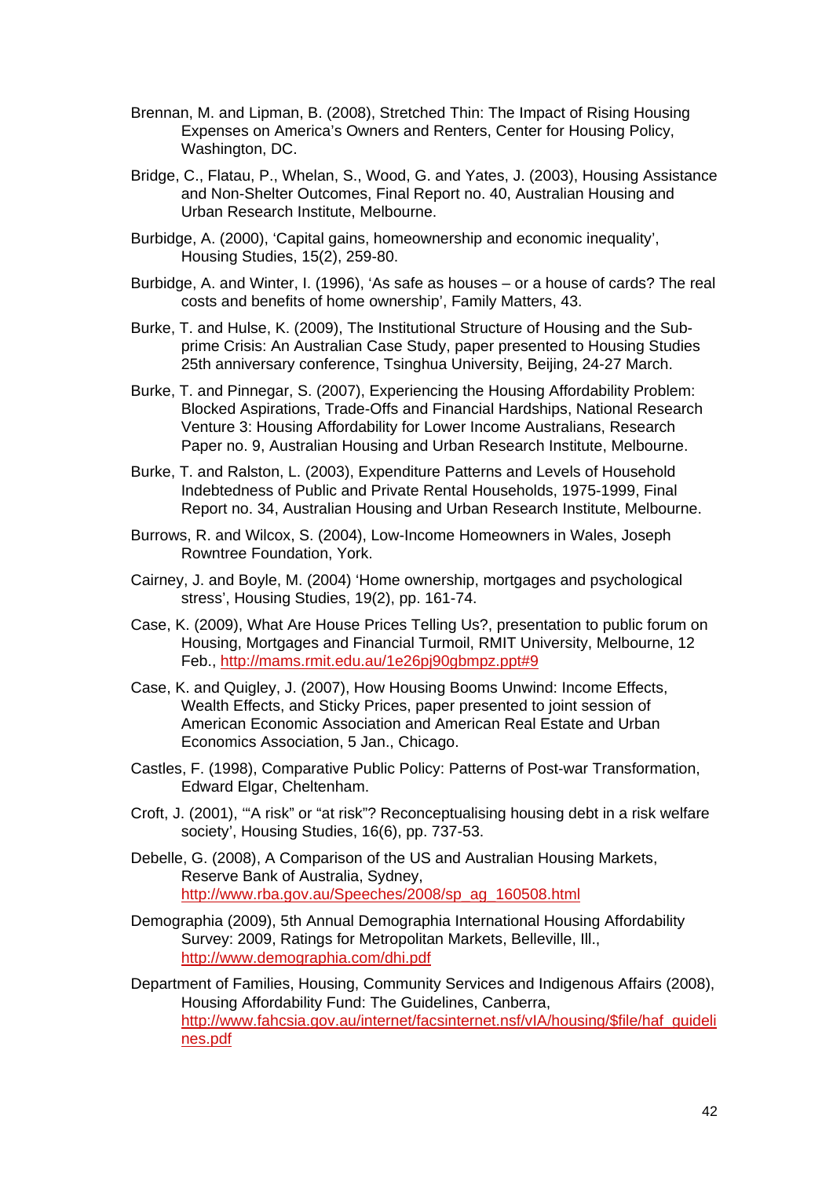Brennan, M. and Lipman, B. (2008), Stretched Thin: The Impact of Rising Housing Expenses on America's Owners and Renters, Center for Housing Policy, Washington, DC.

Bridge, C., Flatau, P., Whelan, S., Wood, G. and Yates, J. (2003), Housing Assistance and Non-Shelter Outcomes, Final Report no. 40, Australian Housing and Urban Research Institute, Melbourne.

Burbidge, A. (2000), 'Capital gains, homeownership and economic inequality', Housing Studies, 15(2), 259-80.

Burbidge, A. and Winter, I. (1996), 'As safe as houses – or a house of cards? The real costs and benefits of home ownership', Family Matters, 43.

Burke, T. and Hulse, K. (2009), The Institutional Structure of Housing and the Sub-prime Crisis: An Australian Case Study, paper presented to Housing Studies 25th anniversary conference, Tsinghua University, Beijing, 24-27 March.

Burke, T. and Pinnegar, S. (2007), Experiencing the Housing Affordability Problem: Blocked Aspirations, Trade-Offs and Financial Hardships, National Research Venture 3: Housing Affordability for Lower Income Australians, Research Paper no. 9, Australian Housing and Urban Research Institute, Melbourne.

Burke, T. and Ralston, L. (2003), Expenditure Patterns and Levels of Household Indebtedness of Public and Private Rental Households, 1975-1999, Final Report no. 34, Australian Housing and Urban Research Institute, Melbourne.

Burrows, R. and Wilcox, S. (2004), Low-Income Homeowners in Wales, Joseph Rowntree Foundation, York.

Cairney, J. and Boyle, M. (2004) 'Home ownership, mortgages and psychological stress', Housing Studies, 19(2), pp. 161-74.

Case, K. (2009), What Are House Prices Telling Us?, presentation to public forum on Housing, Mortgages and Financial Turmoil, RMIT University, Melbourne, 12 Feb., http://mams.rmit.edu.au/1e26pj90gbmpz.ppt#9

Case, K. and Quigley, J. (2007), How Housing Booms Unwind: Income Effects, Wealth Effects, and Sticky Prices, paper presented to joint session of American Economic Association and American Real Estate and Urban Economics Association, 5 Jan., Chicago.

Castles, F. (1998), Comparative Public Policy: Patterns of Post-war Transformation, Edward Elgar, Cheltenham.

Croft, J. (2001), '"A risk" or "at risk"? Reconceptualising housing debt in a risk welfare society', Housing Studies, 16(6), pp. 737-53.

Debelle, G. (2008), A Comparison of the US and Australian Housing Markets, Reserve Bank of Australia, Sydney, http://www.rba.gov.au/Speeches/2008/sp_ag_160508.html

Demographia (2009), 5th Annual Demographia International Housing Affordability Survey: 2009, Ratings for Metropolitan Markets, Belleville, Ill., http://www.demographia.com/dhi.pdf

Department of Families, Housing, Community Services and Indigenous Affairs (2008), Housing Affordability Fund: The Guidelines, Canberra, http://www.fahcsia.gov.au/internet/facsinternet.nsf/vIA/housing/$file/haf_guidelines.pdf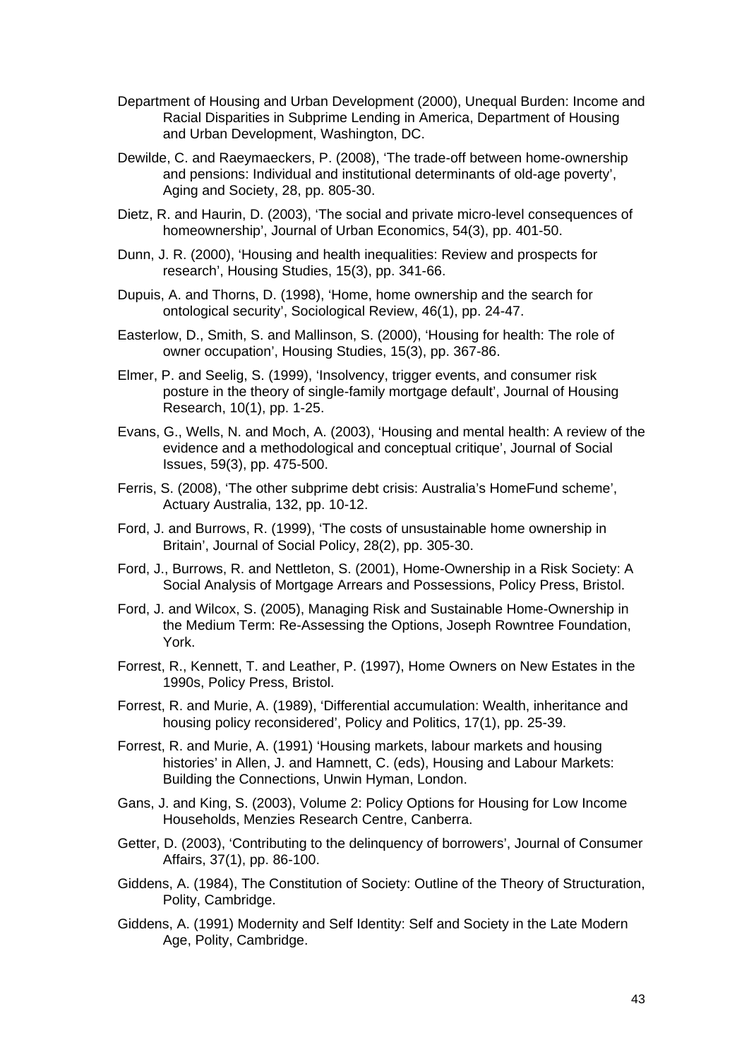Department of Housing and Urban Development (2000), Unequal Burden: Income and Racial Disparities in Subprime Lending in America, Department of Housing and Urban Development, Washington, DC.

Dewilde, C. and Raeymaeckers, P. (2008), 'The trade-off between home-ownership and pensions: Individual and institutional determinants of old-age poverty', Aging and Society, 28, pp. 805-30.

Dietz, R. and Haurin, D. (2003), 'The social and private micro-level consequences of homeownership', Journal of Urban Economics, 54(3), pp. 401-50.

Dunn, J. R. (2000), 'Housing and health inequalities: Review and prospects for research', Housing Studies, 15(3), pp. 341-66.

Dupuis, A. and Thorns, D. (1998), 'Home, home ownership and the search for ontological security', Sociological Review, 46(1), pp. 24-47.

Easterlow, D., Smith, S. and Mallinson, S. (2000), 'Housing for health: The role of owner occupation', Housing Studies, 15(3), pp. 367-86.

Elmer, P. and Seelig, S. (1999), 'Insolvency, trigger events, and consumer risk posture in the theory of single-family mortgage default', Journal of Housing Research, 10(1), pp. 1-25.

Evans, G., Wells, N. and Moch, A. (2003), 'Housing and mental health: A review of the evidence and a methodological and conceptual critique', Journal of Social Issues, 59(3), pp. 475-500.

Ferris, S. (2008), 'The other subprime debt crisis: Australia's HomeFund scheme', Actuary Australia, 132, pp. 10-12.

Ford, J. and Burrows, R. (1999), 'The costs of unsustainable home ownership in Britain', Journal of Social Policy, 28(2), pp. 305-30.

Ford, J., Burrows, R. and Nettleton, S. (2001), Home-Ownership in a Risk Society: A Social Analysis of Mortgage Arrears and Possessions, Policy Press, Bristol.

Ford, J. and Wilcox, S. (2005), Managing Risk and Sustainable Home-Ownership in the Medium Term: Re-Assessing the Options, Joseph Rowntree Foundation, York.

Forrest, R., Kennett, T. and Leather, P. (1997), Home Owners on New Estates in the 1990s, Policy Press, Bristol.

Forrest, R. and Murie, A. (1989), 'Differential accumulation: Wealth, inheritance and housing policy reconsidered', Policy and Politics, 17(1), pp. 25-39.

Forrest, R. and Murie, A. (1991) 'Housing markets, labour markets and housing histories' in Allen, J. and Hamnett, C. (eds), Housing and Labour Markets: Building the Connections, Unwin Hyman, London.

Gans, J. and King, S. (2003), Volume 2: Policy Options for Housing for Low Income Households, Menzies Research Centre, Canberra.

Getter, D. (2003), 'Contributing to the delinquency of borrowers', Journal of Consumer Affairs, 37(1), pp. 86-100.

Giddens, A. (1984), The Constitution of Society: Outline of the Theory of Structuration, Polity, Cambridge.

Giddens, A. (1991) Modernity and Self Identity: Self and Society in the Late Modern Age, Polity, Cambridge.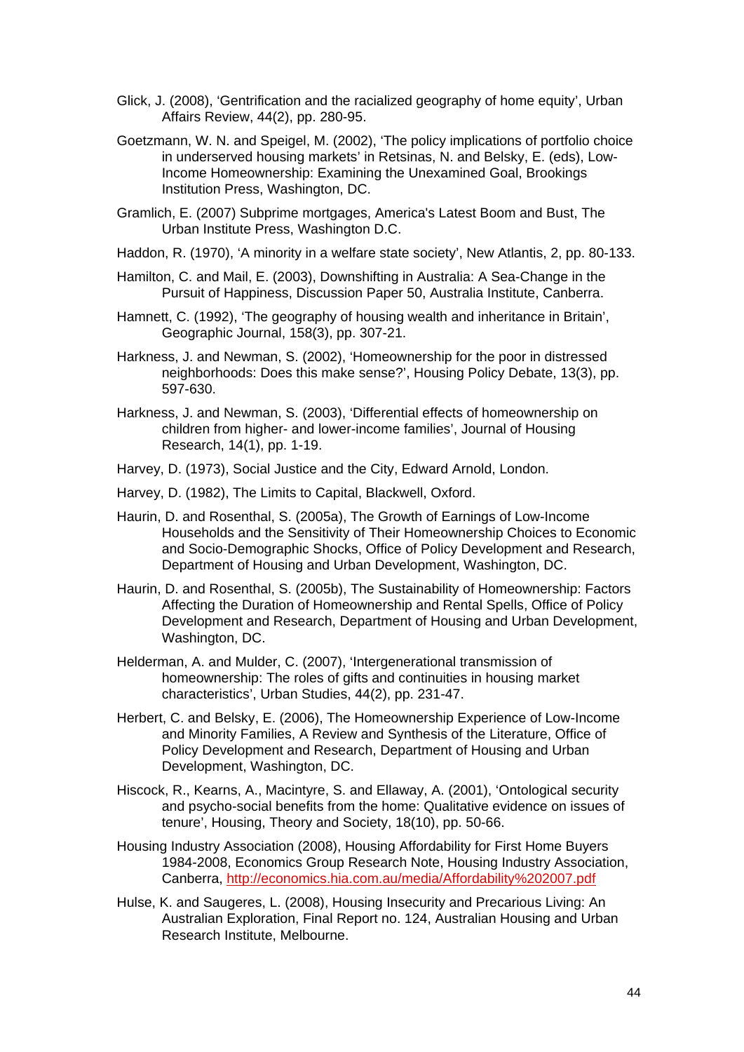Glick, J. (2008), 'Gentrification and the racialized geography of home equity', Urban Affairs Review, 44(2), pp. 280-95.

Goetzmann, W. N. and Speigel, M. (2002), 'The policy implications of portfolio choice in underserved housing markets' in Retsinas, N. and Belsky, E. (eds), Low-Income Homeownership: Examining the Unexamined Goal, Brookings Institution Press, Washington, DC.

Gramlich, E. (2007) Subprime mortgages, America's Latest Boom and Bust, The Urban Institute Press, Washington D.C.

Haddon, R. (1970), 'A minority in a welfare state society', New Atlantis, 2, pp. 80-133.

Hamilton, C. and Mail, E. (2003), Downshifting in Australia: A Sea-Change in the Pursuit of Happiness, Discussion Paper 50, Australia Institute, Canberra.

Hamnett, C. (1992), 'The geography of housing wealth and inheritance in Britain', Geographic Journal, 158(3), pp. 307-21.

Harkness, J. and Newman, S. (2002), 'Homeownership for the poor in distressed neighborhoods: Does this make sense?', Housing Policy Debate, 13(3), pp. 597-630.

Harkness, J. and Newman, S. (2003), 'Differential effects of homeownership on children from higher- and lower-income families', Journal of Housing Research, 14(1), pp. 1-19.

Harvey, D. (1973), Social Justice and the City, Edward Arnold, London.

Harvey, D. (1982), The Limits to Capital, Blackwell, Oxford.

Haurin, D. and Rosenthal, S. (2005a), The Growth of Earnings of Low-Income Households and the Sensitivity of Their Homeownership Choices to Economic and Socio-Demographic Shocks, Office of Policy Development and Research, Department of Housing and Urban Development, Washington, DC.

Haurin, D. and Rosenthal, S. (2005b), The Sustainability of Homeownership: Factors Affecting the Duration of Homeownership and Rental Spells, Office of Policy Development and Research, Department of Housing and Urban Development, Washington, DC.

Helderman, A. and Mulder, C. (2007), 'Intergenerational transmission of homeownership: The roles of gifts and continuities in housing market characteristics', Urban Studies, 44(2), pp. 231-47.

Herbert, C. and Belsky, E. (2006), The Homeownership Experience of Low-Income and Minority Families, A Review and Synthesis of the Literature, Office of Policy Development and Research, Department of Housing and Urban Development, Washington, DC.

Hiscock, R., Kearns, A., Macintyre, S. and Ellaway, A. (2001), 'Ontological security and psycho-social benefits from the home: Qualitative evidence on issues of tenure', Housing, Theory and Society, 18(10), pp. 50-66.

Housing Industry Association (2008), Housing Affordability for First Home Buyers 1984-2008, Economics Group Research Note, Housing Industry Association, Canberra, http://economics.hia.com.au/media/Affordability%202007.pdf

Hulse, K. and Saugeres, L. (2008), Housing Insecurity and Precarious Living: An Australian Exploration, Final Report no. 124, Australian Housing and Urban Research Institute, Melbourne.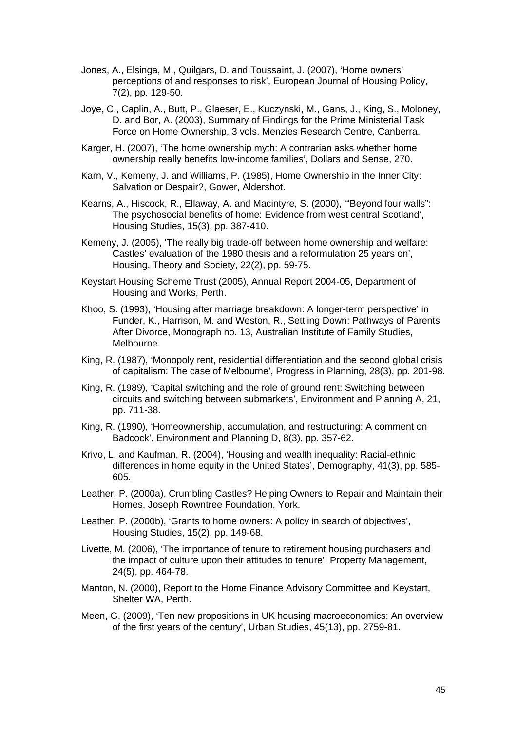Jones, A., Elsinga, M., Quilgars, D. and Toussaint, J. (2007), 'Home owners' perceptions of and responses to risk', European Journal of Housing Policy, 7(2), pp. 129-50.

Joye, C., Caplin, A., Butt, P., Glaeser, E., Kuczynski, M., Gans, J., King, S., Moloney, D. and Bor, A. (2003), Summary of Findings for the Prime Ministerial Task Force on Home Ownership, 3 vols, Menzies Research Centre, Canberra.

Karger, H. (2007), 'The home ownership myth: A contrarian asks whether home ownership really benefits low-income families', Dollars and Sense, 270.

Karn, V., Kemeny, J. and Williams, P. (1985), Home Ownership in the Inner City: Salvation or Despair?, Gower, Aldershot.

Kearns, A., Hiscock, R., Ellaway, A. and Macintyre, S. (2000), '"Beyond four walls": The psychosocial benefits of home: Evidence from west central Scotland', Housing Studies, 15(3), pp. 387-410.

Kemeny, J. (2005), 'The really big trade-off between home ownership and welfare: Castles' evaluation of the 1980 thesis and a reformulation 25 years on', Housing, Theory and Society, 22(2), pp. 59-75.

Keystart Housing Scheme Trust (2005), Annual Report 2004-05, Department of Housing and Works, Perth.

Khoo, S. (1993), 'Housing after marriage breakdown: A longer-term perspective' in Funder, K., Harrison, M. and Weston, R., Settling Down: Pathways of Parents After Divorce, Monograph no. 13, Australian Institute of Family Studies, Melbourne.

King, R. (1987), 'Monopoly rent, residential differentiation and the second global crisis of capitalism: The case of Melbourne', Progress in Planning, 28(3), pp. 201-98.

King, R. (1989), 'Capital switching and the role of ground rent: Switching between circuits and switching between submarkets', Environment and Planning A, 21, pp. 711-38.

King, R. (1990), 'Homeownership, accumulation, and restructuring: A comment on Badcock', Environment and Planning D, 8(3), pp. 357-62.

Krivo, L. and Kaufman, R. (2004), 'Housing and wealth inequality: Racial-ethnic differences in home equity in the United States', Demography, 41(3), pp. 585-605.

Leather, P. (2000a), Crumbling Castles? Helping Owners to Repair and Maintain their Homes, Joseph Rowntree Foundation, York.

Leather, P. (2000b), 'Grants to home owners: A policy in search of objectives', Housing Studies, 15(2), pp. 149-68.

Livette, M. (2006), 'The importance of tenure to retirement housing purchasers and the impact of culture upon their attitudes to tenure', Property Management, 24(5), pp. 464-78.

Manton, N. (2000), Report to the Home Finance Advisory Committee and Keystart, Shelter WA, Perth.

Meen, G. (2009), 'Ten new propositions in UK housing macroeconomics: An overview of the first years of the century', Urban Studies, 45(13), pp. 2759-81.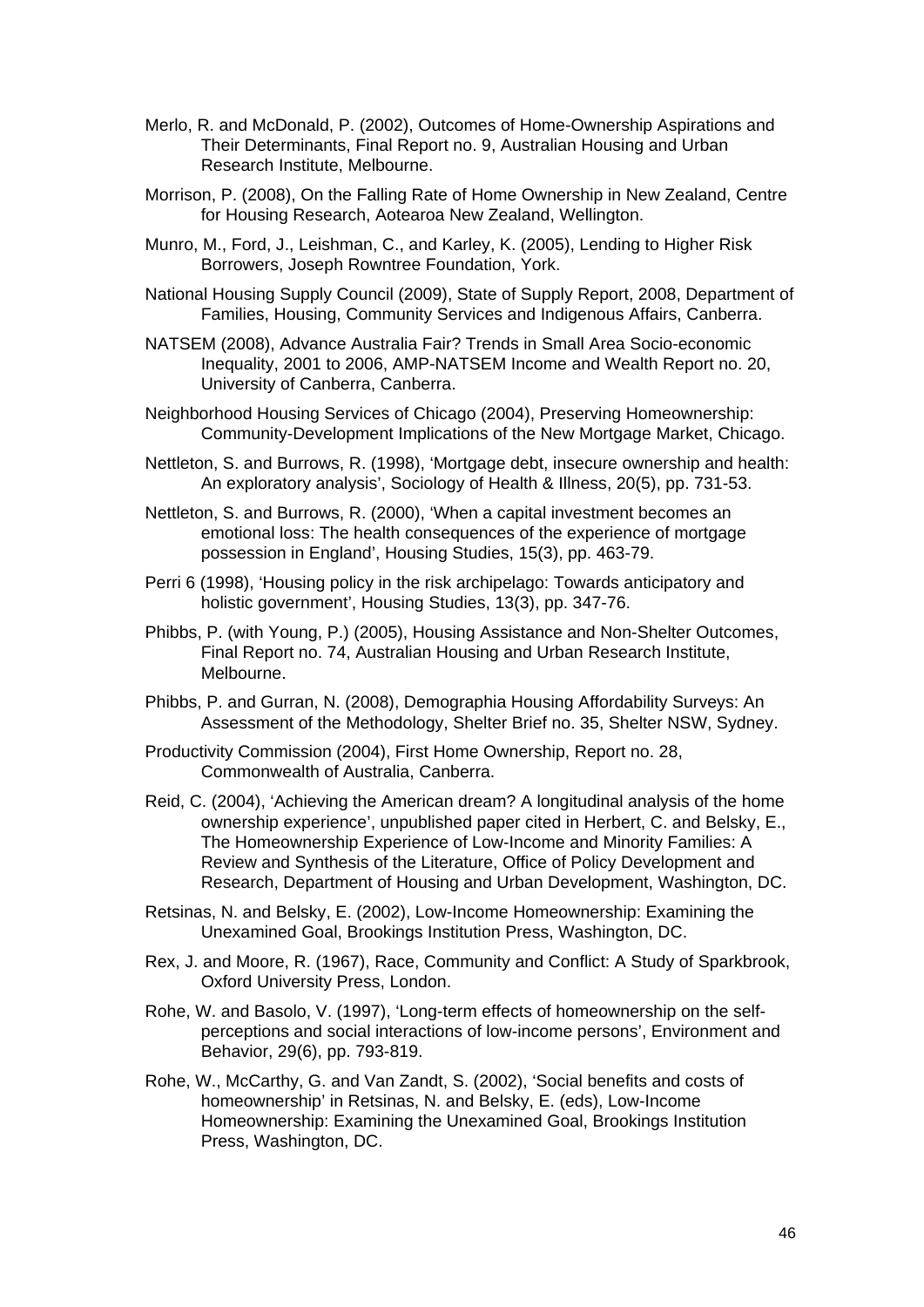Merlo, R. and McDonald, P. (2002), Outcomes of Home-Ownership Aspirations and Their Determinants, Final Report no. 9, Australian Housing and Urban Research Institute, Melbourne.

Morrison, P. (2008), On the Falling Rate of Home Ownership in New Zealand, Centre for Housing Research, Aotearoa New Zealand, Wellington.

Munro, M., Ford, J., Leishman, C., and Karley, K. (2005), Lending to Higher Risk Borrowers, Joseph Rowntree Foundation, York.

National Housing Supply Council (2009), State of Supply Report, 2008, Department of Families, Housing, Community Services and Indigenous Affairs, Canberra.

NATSEM (2008), Advance Australia Fair? Trends in Small Area Socio-economic Inequality, 2001 to 2006, AMP-NATSEM Income and Wealth Report no. 20, University of Canberra, Canberra.

Neighborhood Housing Services of Chicago (2004), Preserving Homeownership: Community-Development Implications of the New Mortgage Market, Chicago.

Nettleton, S. and Burrows, R. (1998), 'Mortgage debt, insecure ownership and health: An exploratory analysis', Sociology of Health & Illness, 20(5), pp. 731-53.

Nettleton, S. and Burrows, R. (2000), 'When a capital investment becomes an emotional loss: The health consequences of the experience of mortgage possession in England', Housing Studies, 15(3), pp. 463-79.

Perri 6 (1998), 'Housing policy in the risk archipelago: Towards anticipatory and holistic government', Housing Studies, 13(3), pp. 347-76.

Phibbs, P. (with Young, P.) (2005), Housing Assistance and Non-Shelter Outcomes, Final Report no. 74, Australian Housing and Urban Research Institute, Melbourne.

Phibbs, P. and Gurran, N. (2008), Demographia Housing Affordability Surveys: An Assessment of the Methodology, Shelter Brief no. 35, Shelter NSW, Sydney.

Productivity Commission (2004), First Home Ownership, Report no. 28, Commonwealth of Australia, Canberra.

Reid, C. (2004), 'Achieving the American dream? A longitudinal analysis of the home ownership experience', unpublished paper cited in Herbert, C. and Belsky, E., The Homeownership Experience of Low-Income and Minority Families: A Review and Synthesis of the Literature, Office of Policy Development and Research, Department of Housing and Urban Development, Washington, DC.

Retsinas, N. and Belsky, E. (2002), Low-Income Homeownership: Examining the Unexamined Goal, Brookings Institution Press, Washington, DC.

Rex, J. and Moore, R. (1967), Race, Community and Conflict: A Study of Sparkbrook, Oxford University Press, London.

Rohe, W. and Basolo, V. (1997), 'Long-term effects of homeownership on the self-perceptions and social interactions of low-income persons', Environment and Behavior, 29(6), pp. 793-819.

Rohe, W., McCarthy, G. and Van Zandt, S. (2002), 'Social benefits and costs of homeownership' in Retsinas, N. and Belsky, E. (eds), Low-Income Homeownership: Examining the Unexamined Goal, Brookings Institution Press, Washington, DC.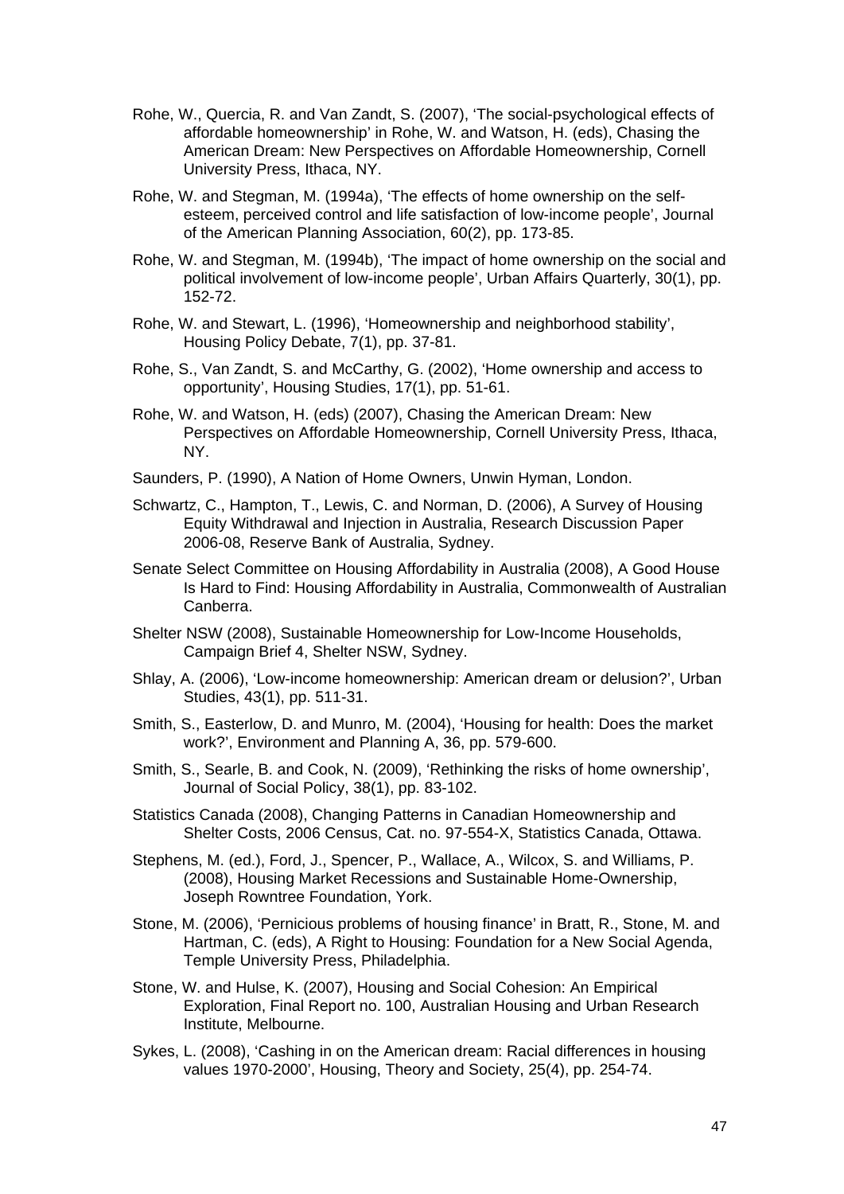Rohe, W., Quercia, R. and Van Zandt, S. (2007), 'The social-psychological effects of affordable homeownership' in Rohe, W. and Watson, H. (eds), Chasing the American Dream: New Perspectives on Affordable Homeownership, Cornell University Press, Ithaca, NY.

Rohe, W. and Stegman, M. (1994a), 'The effects of home ownership on the self-esteem, perceived control and life satisfaction of low-income people', Journal of the American Planning Association, 60(2), pp. 173-85.

Rohe, W. and Stegman, M. (1994b), 'The impact of home ownership on the social and political involvement of low-income people', Urban Affairs Quarterly, 30(1), pp. 152-72.

Rohe, W. and Stewart, L. (1996), 'Homeownership and neighborhood stability', Housing Policy Debate, 7(1), pp. 37-81.

Rohe, S., Van Zandt, S. and McCarthy, G. (2002), 'Home ownership and access to opportunity', Housing Studies, 17(1), pp. 51-61.

Rohe, W. and Watson, H. (eds) (2007), Chasing the American Dream: New Perspectives on Affordable Homeownership, Cornell University Press, Ithaca, NY.

Saunders, P. (1990), A Nation of Home Owners, Unwin Hyman, London.

Schwartz, C., Hampton, T., Lewis, C. and Norman, D. (2006), A Survey of Housing Equity Withdrawal and Injection in Australia, Research Discussion Paper 2006-08, Reserve Bank of Australia, Sydney.

Senate Select Committee on Housing Affordability in Australia (2008), A Good House Is Hard to Find: Housing Affordability in Australia, Commonwealth of Australian Canberra.

Shelter NSW (2008), Sustainable Homeownership for Low-Income Households, Campaign Brief 4, Shelter NSW, Sydney.

Shlay, A. (2006), 'Low-income homeownership: American dream or delusion?', Urban Studies, 43(1), pp. 511-31.

Smith, S., Easterlow, D. and Munro, M. (2004), 'Housing for health: Does the market work?', Environment and Planning A, 36, pp. 579-600.

Smith, S., Searle, B. and Cook, N. (2009), 'Rethinking the risks of home ownership', Journal of Social Policy, 38(1), pp. 83-102.

Statistics Canada (2008), Changing Patterns in Canadian Homeownership and Shelter Costs, 2006 Census, Cat. no. 97-554-X, Statistics Canada, Ottawa.

Stephens, M. (ed.), Ford, J., Spencer, P., Wallace, A., Wilcox, S. and Williams, P. (2008), Housing Market Recessions and Sustainable Home-Ownership, Joseph Rowntree Foundation, York.

Stone, M. (2006), 'Pernicious problems of housing finance' in Bratt, R., Stone, M. and Hartman, C. (eds), A Right to Housing: Foundation for a New Social Agenda, Temple University Press, Philadelphia.

Stone, W. and Hulse, K. (2007), Housing and Social Cohesion: An Empirical Exploration, Final Report no. 100, Australian Housing and Urban Research Institute, Melbourne.

Sykes, L. (2008), 'Cashing in on the American dream: Racial differences in housing values 1970-2000', Housing, Theory and Society, 25(4), pp. 254-74.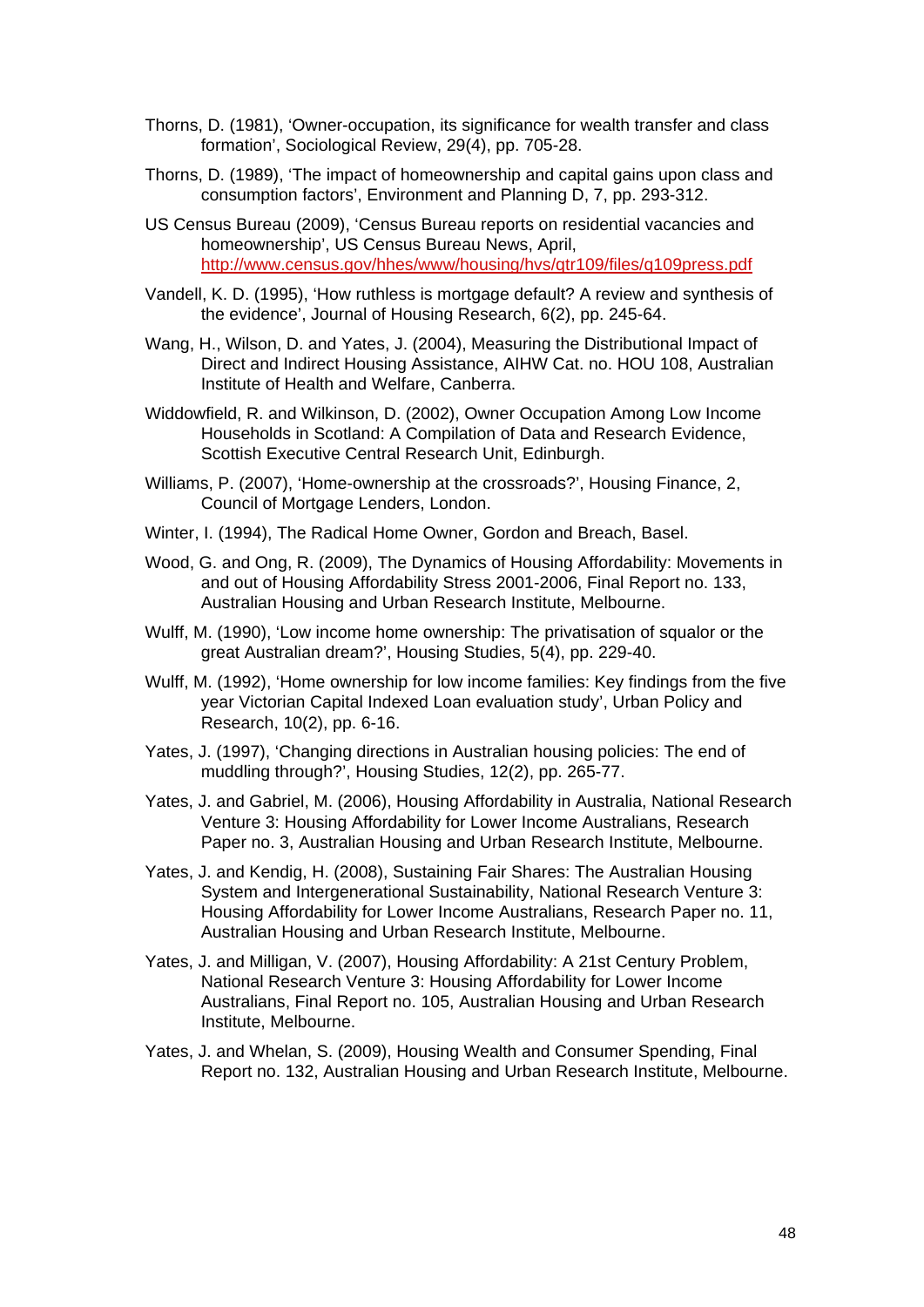Thorns, D. (1981), 'Owner-occupation, its significance for wealth transfer and class formation', Sociological Review, 29(4), pp. 705-28.

Thorns, D. (1989), 'The impact of homeownership and capital gains upon class and consumption factors', Environment and Planning D, 7, pp. 293-312.

US Census Bureau (2009), 'Census Bureau reports on residential vacancies and homeownership', US Census Bureau News, April, http://www.census.gov/hhes/www/housing/hvs/qtr109/files/q109press.pdf

Vandell, K. D. (1995), 'How ruthless is mortgage default? A review and synthesis of the evidence', Journal of Housing Research, 6(2), pp. 245-64.

Wang, H., Wilson, D. and Yates, J. (2004), Measuring the Distributional Impact of Direct and Indirect Housing Assistance, AIHW Cat. no. HOU 108, Australian Institute of Health and Welfare, Canberra.

Widdowfield, R. and Wilkinson, D. (2002), Owner Occupation Among Low Income Households in Scotland: A Compilation of Data and Research Evidence, Scottish Executive Central Research Unit, Edinburgh.

Williams, P. (2007), 'Home-ownership at the crossroads?', Housing Finance, 2, Council of Mortgage Lenders, London.

Winter, I. (1994), The Radical Home Owner, Gordon and Breach, Basel.

Wood, G. and Ong, R. (2009), The Dynamics of Housing Affordability: Movements in and out of Housing Affordability Stress 2001-2006, Final Report no. 133, Australian Housing and Urban Research Institute, Melbourne.

Wulff, M. (1990), 'Low income home ownership: The privatisation of squalor or the great Australian dream?', Housing Studies, 5(4), pp. 229-40.

Wulff, M. (1992), 'Home ownership for low income families: Key findings from the five year Victorian Capital Indexed Loan evaluation study', Urban Policy and Research, 10(2), pp. 6-16.

Yates, J. (1997), 'Changing directions in Australian housing policies: The end of muddling through?', Housing Studies, 12(2), pp. 265-77.

Yates, J. and Gabriel, M. (2006), Housing Affordability in Australia, National Research Venture 3: Housing Affordability for Lower Income Australians, Research Paper no. 3, Australian Housing and Urban Research Institute, Melbourne.

Yates, J. and Kendig, H. (2008), Sustaining Fair Shares: The Australian Housing System and Intergenerational Sustainability, National Research Venture 3: Housing Affordability for Lower Income Australians, Research Paper no. 11, Australian Housing and Urban Research Institute, Melbourne.

Yates, J. and Milligan, V. (2007), Housing Affordability: A 21st Century Problem, National Research Venture 3: Housing Affordability for Lower Income Australians, Final Report no. 105, Australian Housing and Urban Research Institute, Melbourne.

Yates, J. and Whelan, S. (2009), Housing Wealth and Consumer Spending, Final Report no. 132, Australian Housing and Urban Research Institute, Melbourne.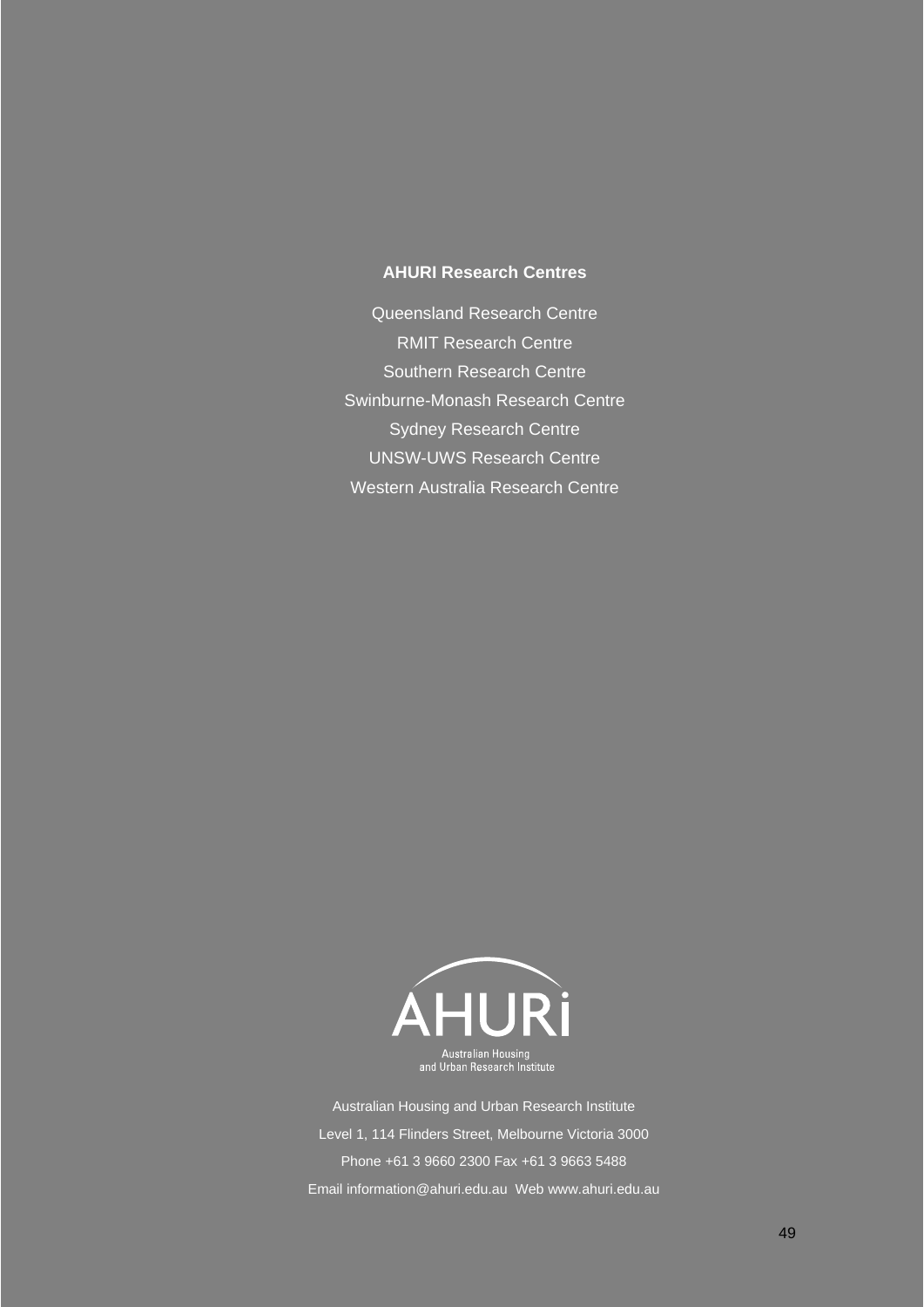**AHURI Research Centres**

Queensland Research Centre

RMIT Research Centre

Southern Research Centre

Swinburne-Monash Research Centre

Sydney Research Centre

UNSW-UWS Research Centre

Western Australia Research Centre

AHURI

Australian Housing and Urban Research Institute

Australian Housing and Urban Research Institute

Level 1, 114 Flinders Street, Melbourne Victoria 3000

Phone +61 3 9660 2300 Fax +61 3 9663 5488

Email information@ahuri.edu.au Web www.ahuri.edu.au